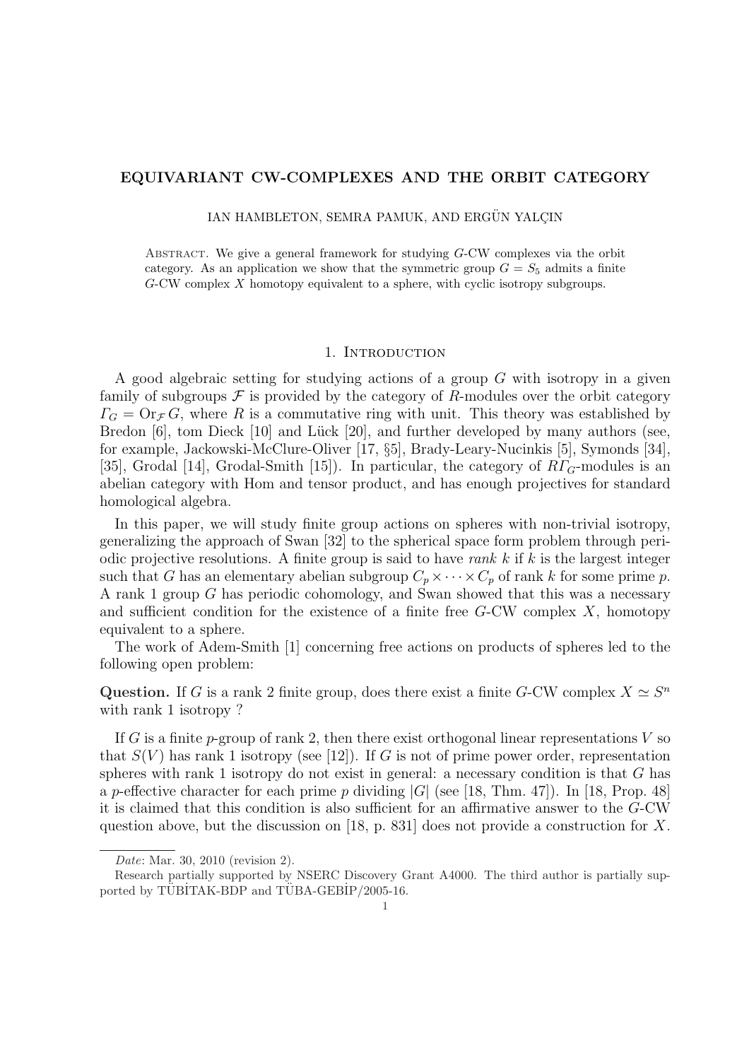# EQUIVARIANT CW-COMPLEXES AND THE ORBIT CATEGORY

IAN HAMBLETON, SEMRA PAMUK, AND ERGÜN YALÇIN

Abstract. We give a general framework for studying $G$-CW complexes via the orbit category. As an application we show that the symmetric group $G = S_5$ admits a finite $G$-CW complex $X$ homotopy equivalent to a sphere, with cyclic isotropy subgroups.

## 1. Introduction

A good algebraic setting for studying actions of a group $G$ with isotropy in a given family of subgroups $\mathcal{F}$ is provided by the category of $R$-modules over the orbit category $\varGamma_G = \mathrm{Or}_{\mathcal{F}}\, G$, where $R$ is a commutative ring with unit. This theory was established by Bredon [6], tom Dieck [10] and Lück [20], and further developed by many authors (see, for example, Jackowski-McClure-Oliver [17, §5], Brady-Leary-Nucinkis [5], Symonds [34], [35], Grodal [14], Grodal-Smith [15]). In particular, the category of $R\varGamma_G$-modules is an abelian category with Hom and tensor product, and has enough projectives for standard homological algebra.

In this paper, we will study finite group actions on spheres with non-trivial isotropy, generalizing the approach of Swan [32] to the spherical space form problem through periodic projective resolutions. A finite group is said to have *rank* $k$ if $k$ is the largest integer such that $G$ has an elementary abelian subgroup $C_p \times \cdots \times C_p$ of rank $k$ for some prime $p$. A rank 1 group $G$ has periodic cohomology, and Swan showed that this was a necessary and sufficient condition for the existence of a finite free $G$-CW complex $X$, homotopy equivalent to a sphere.

The work of Adem-Smith [1] concerning free actions on products of spheres led to the following open problem:

**Question.** If $G$ is a rank 2 finite group, does there exist a finite $G$-CW complex $X \simeq S^n$ with rank 1 isotropy ?

If $G$ is a finite $p$-group of rank 2, then there exist orthogonal linear representations $V$ so that $S(V)$ has rank 1 isotropy (see [12]). If $G$ is not of prime power order, representation spheres with rank 1 isotropy do not exist in general: a necessary condition is that $G$ has a $p$-effective character for each prime $p$ dividing $|G|$ (see [18, Thm. 47]). In [18, Prop. 48] it is claimed that this condition is also sufficient for an affirmative answer to the $G$-CW question above, but the discussion on [18, p. 831] does not provide a construction for $X$.

---

*Date*: Mar. 30, 2010 (revision 2).

Research partially supported by NSERC Discovery Grant A4000. The third author is partially supported by TÜBİTAK-BDP and TÜBA-GEBİP/2005-16.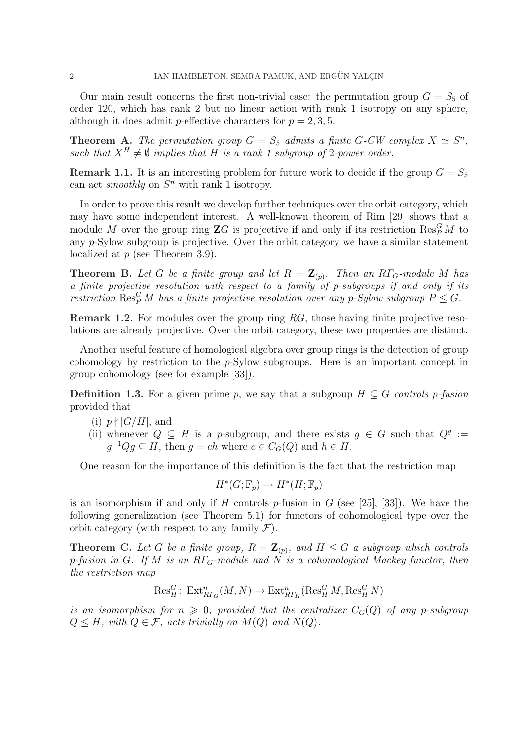Our main result concerns the first non-trivial case: the permutation group $G = S_5$ of order 120, which has rank 2 but no linear action with rank 1 isotropy on any sphere, although it does admit $p$-effective characters for $p = 2, 3, 5$.

**Theorem A.** *The permutation group $G = S_5$ admits a finite $G$-CW complex $X \simeq S^n$, such that $X^H \neq \emptyset$ implies that $H$ is a rank 1 subgroup of 2-power order.*

**Remark 1.1.** It is an interesting problem for future work to decide if the group $G = S_5$ can act *smoothly* on $S^n$ with rank 1 isotropy.

In order to prove this result we develop further techniques over the orbit category, which may have some independent interest. A well-known theorem of Rim [29] shows that a module $M$ over the group ring $\mathbf{Z}G$ is projective if and only if its restriction $\operatorname{Res}^G_P M$ to any $p$-Sylow subgroup is projective. Over the orbit category we have a similar statement localized at $p$ (see Theorem 3.9).

**Theorem B.** *Let $G$ be a finite group and let $R = \mathbf{Z}_{(p)}$. Then an $R\varGamma_G$-module $M$ has a finite projective resolution with respect to a family of $p$-subgroups if and only if its restriction $\operatorname{Res}^G_P M$ has a finite projective resolution over any $p$-Sylow subgroup $P \leq G$.*

**Remark 1.2.** For modules over the group ring $RG$, those having finite projective resolutions are already projective. Over the orbit category, these two properties are distinct.

Another useful feature of homological algebra over group rings is the detection of group cohomology by restriction to the $p$-Sylow subgroups. Here is an important concept in group cohomology (see for example [33]).

**Definition 1.3.** For a given prime $p$, we say that a subgroup $H \subseteq G$ *controls $p$-fusion* provided that

(i) $p \nmid |G/H|$, and
(ii) whenever $Q \subseteq H$ is a $p$-subgroup, and there exists $g \in G$ such that $Q^g := g^{-1}Qg \subseteq H$, then $g = ch$ where $c \in C_G(Q)$ and $h \in H$.

One reason for the importance of this definition is the fact that the restriction map

$$H^*(G; \mathbb{F}_p) \to H^*(H; \mathbb{F}_p)$$

is an isomorphism if and only if $H$ controls $p$-fusion in $G$ (see [25], [33]). We have the following generalization (see Theorem 5.1) for functors of cohomological type over the orbit category (with respect to any family $\mathcal{F}$).

**Theorem C.** *Let $G$ be a finite group, $R = \mathbf{Z}_{(p)}$, and $H \leq G$ a subgroup which controls $p$-fusion in $G$. If $M$ is an $R\varGamma_G$-module and $N$ is a cohomological Mackey functor, then the restriction map*

$$\operatorname{Res}^G_H \colon \operatorname{Ext}^n_{R\varGamma_G}(M, N) \to \operatorname{Ext}^n_{R\varGamma_H}(\operatorname{Res}^G_H M, \operatorname{Res}^G_H N)$$

*is an isomorphism for $n \geqslant 0$, provided that the centralizer $C_G(Q)$ of any $p$-subgroup $Q \leq H$, with $Q \in \mathcal{F}$, acts trivially on $M(Q)$ and $N(Q)$.*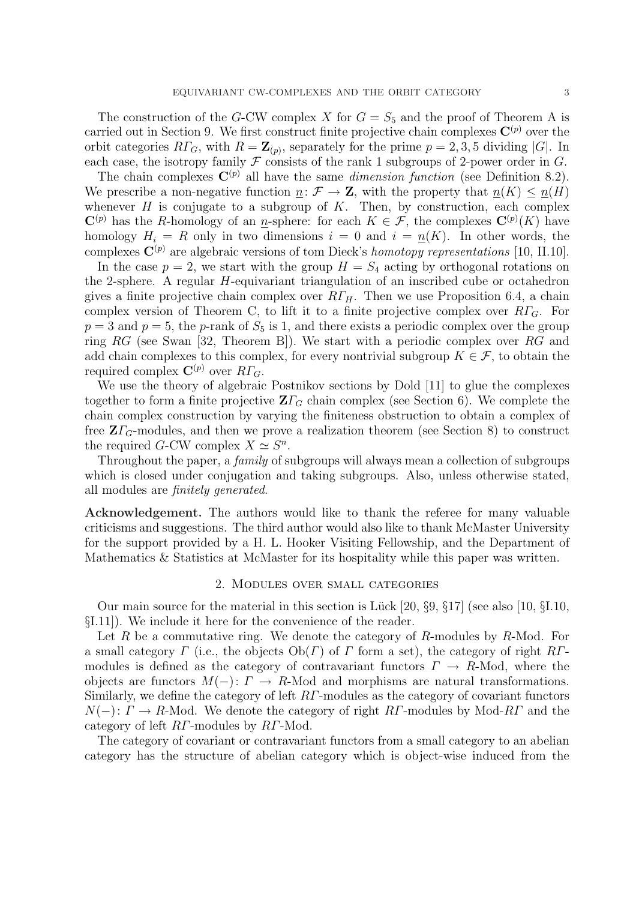The construction of the $G$-CW complex $X$ for $G = S_5$ and the proof of Theorem A is carried out in Section 9. We first construct finite projective chain complexes $\mathbf{C}^{(p)}$ over the orbit categories $R\varGamma_G$, with $R = \mathbf{Z}_{(p)}$, separately for the prime $p = 2, 3, 5$ dividing $|G|$. In each case, the isotropy family $\mathcal{F}$ consists of the rank 1 subgroups of 2-power order in $G$.

The chain complexes $\mathbf{C}^{(p)}$ all have the same *dimension function* (see Definition 8.2). We prescribe a non-negative function $\underline{n}\colon \mathcal{F} \to \mathbf{Z}$, with the property that $\underline{n}(K) \leq \underline{n}(H)$ whenever $H$ is conjugate to a subgroup of $K$. Then, by construction, each complex $\mathbf{C}^{(p)}$ has the $R$-homology of an $\underline{n}$-sphere: for each $K \in \mathcal{F}$, the complexes $\mathbf{C}^{(p)}(K)$ have homology $H_i = R$ only in two dimensions $i = 0$ and $i = \underline{n}(K)$. In other words, the complexes $\mathbf{C}^{(p)}$ are algebraic versions of tom Dieck's *homotopy representations* [10, II.10].

In the case $p = 2$, we start with the group $H = S_4$ acting by orthogonal rotations on the 2-sphere. A regular $H$-equivariant triangulation of an inscribed cube or octahedron gives a finite projective chain complex over $R\varGamma_H$. Then we use Proposition 6.4, a chain complex version of Theorem C, to lift it to a finite projective complex over $R\varGamma_G$. For $p = 3$ and $p = 5$, the $p$-rank of $S_5$ is 1, and there exists a periodic complex over the group ring $RG$ (see Swan [32, Theorem B]). We start with a periodic complex over $RG$ and add chain complexes to this complex, for every nontrivial subgroup $K \in \mathcal{F}$, to obtain the required complex $\mathbf{C}^{(p)}$ over $R\varGamma_G$.

We use the theory of algebraic Postnikov sections by Dold [11] to glue the complexes together to form a finite projective $\mathbf{Z}\varGamma_G$ chain complex (see Section 6). We complete the chain complex construction by varying the finiteness obstruction to obtain a complex of free $\mathbf{Z}\varGamma_G$-modules, and then we prove a realization theorem (see Section 8) to construct the required $G$-CW complex $X \simeq S^n$.

Throughout the paper, a *family* of subgroups will always mean a collection of subgroups which is closed under conjugation and taking subgroups. Also, unless otherwise stated, all modules are *finitely generated*.

**Acknowledgement.** The authors would like to thank the referee for many valuable criticisms and suggestions. The third author would also like to thank McMaster University for the support provided by a H. L. Hooker Visiting Fellowship, and the Department of Mathematics & Statistics at McMaster for its hospitality while this paper was written.

## 2. Modules over small categories

Our main source for the material in this section is Lück [20, §9, §17] (see also [10, §I.10, §I.11]). We include it here for the convenience of the reader.

Let $R$ be a commutative ring. We denote the category of $R$-modules by $R$-Mod. For a small category $\varGamma$ (i.e., the objects $\mathrm{Ob}(\varGamma)$ of $\varGamma$ form a set), the category of right $R\varGamma$-modules is defined as the category of contravariant functors $\varGamma \to R$-Mod, where the objects are functors $M(-)\colon \varGamma \to R$-Mod and morphisms are natural transformations. Similarly, we define the category of left $R\varGamma$-modules as the category of covariant functors $N(-)\colon \varGamma \to R$-Mod. We denote the category of right $R\varGamma$-modules by Mod-$R\varGamma$ and the category of left $R\varGamma$-modules by $R\varGamma$-Mod.

The category of covariant or contravariant functors from a small category to an abelian category has the structure of abelian category which is object-wise induced from the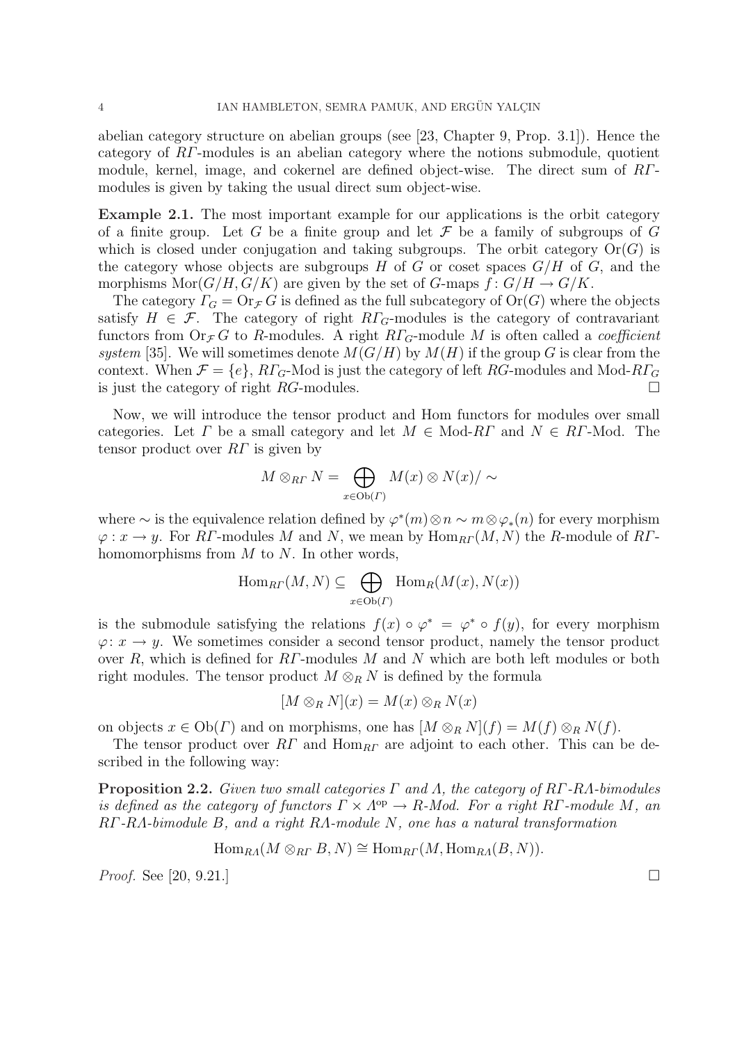abelian category structure on abelian groups (see [23, Chapter 9, Prop. 3.1]). Hence the category of $R\varGamma$-modules is an abelian category where the notions submodule, quotient module, kernel, image, and cokernel are defined object-wise. The direct sum of $R\varGamma$-modules is given by taking the usual direct sum object-wise.

**Example 2.1.** The most important example for our applications is the orbit category of a finite group. Let $G$ be a finite group and let $\mathcal{F}$ be a family of subgroups of $G$ which is closed under conjugation and taking subgroups. The orbit category $\mathrm{Or}(G)$ is the category whose objects are subgroups $H$ of $G$ or coset spaces $G/H$ of $G$, and the morphisms $\mathrm{Mor}(G/H, G/K)$ are given by the set of $G$-maps $f\colon G/H \to G/K$.

The category $\varGamma_G = \mathrm{Or}_{\mathcal{F}} G$ is defined as the full subcategory of $\mathrm{Or}(G)$ where the objects satisfy $H \in \mathcal{F}$. The category of right $R\varGamma_G$-modules is the category of contravariant functors from $\mathrm{Or}_{\mathcal{F}} G$ to $R$-modules. A right $R\varGamma_G$-module $M$ is often called a *coefficient system* [35]. We will sometimes denote $M(G/H)$ by $M(H)$ if the group $G$ is clear from the context. When $\mathcal{F} = \{e\}$, $R\varGamma_G$-Mod is just the category of left $RG$-modules and Mod-$R\varGamma_G$ is just the category of right $RG$-modules. □

Now, we will introduce the tensor product and Hom functors for modules over small categories. Let $\varGamma$ be a small category and let $M \in$ Mod-$R\varGamma$ and $N \in R\varGamma$-Mod. The tensor product over $R\varGamma$ is given by

$$M \otimes_{R\varGamma} N = \bigoplus_{x \in \mathrm{Ob}(\varGamma)} M(x) \otimes N(x) / \sim$$

where $\sim$ is the equivalence relation defined by $\varphi^*(m) \otimes n \sim m \otimes \varphi_*(n)$ for every morphism $\varphi : x \to y$. For $R\varGamma$-modules $M$ and $N$, we mean by $\mathrm{Hom}_{R\varGamma}(M, N)$ the $R$-module of $R\varGamma$-homomorphisms from $M$ to $N$. In other words,

$$\mathrm{Hom}_{R\varGamma}(M, N) \subseteq \bigoplus_{x \in \mathrm{Ob}(\varGamma)} \mathrm{Hom}_R(M(x), N(x))$$

is the submodule satisfying the relations $f(x) \circ \varphi^* = \varphi^* \circ f(y)$, for every morphism $\varphi\colon x \to y$. We sometimes consider a second tensor product, namely the tensor product over $R$, which is defined for $R\varGamma$-modules $M$ and $N$ which are both left modules or both right modules. The tensor product $M \otimes_R N$ is defined by the formula

$$[M \otimes_R N](x) = M(x) \otimes_R N(x)$$

on objects $x \in \mathrm{Ob}(\varGamma)$ and on morphisms, one has $[M \otimes_R N](f) = M(f) \otimes_R N(f)$.

The tensor product over $R\varGamma$ and $\mathrm{Hom}_{R\varGamma}$ are adjoint to each other. This can be described in the following way:

**Proposition 2.2.** *Given two small categories $\varGamma$ and $\varLambda$, the category of $R\varGamma$-$R\varLambda$-bimodules is defined as the category of functors $\varGamma \times \varLambda^{\mathrm{op}} \to R$-Mod. For a right $R\varGamma$-module $M$, an $R\varGamma$-$R\varLambda$-bimodule $B$, and a right $R\varLambda$-module $N$, one has a natural transformation*

$$\mathrm{Hom}_{R\varLambda}(M \otimes_{R\varGamma} B, N) \cong \mathrm{Hom}_{R\varGamma}(M, \mathrm{Hom}_{R\varLambda}(B, N)).$$

*Proof.* See [20, 9.21.] □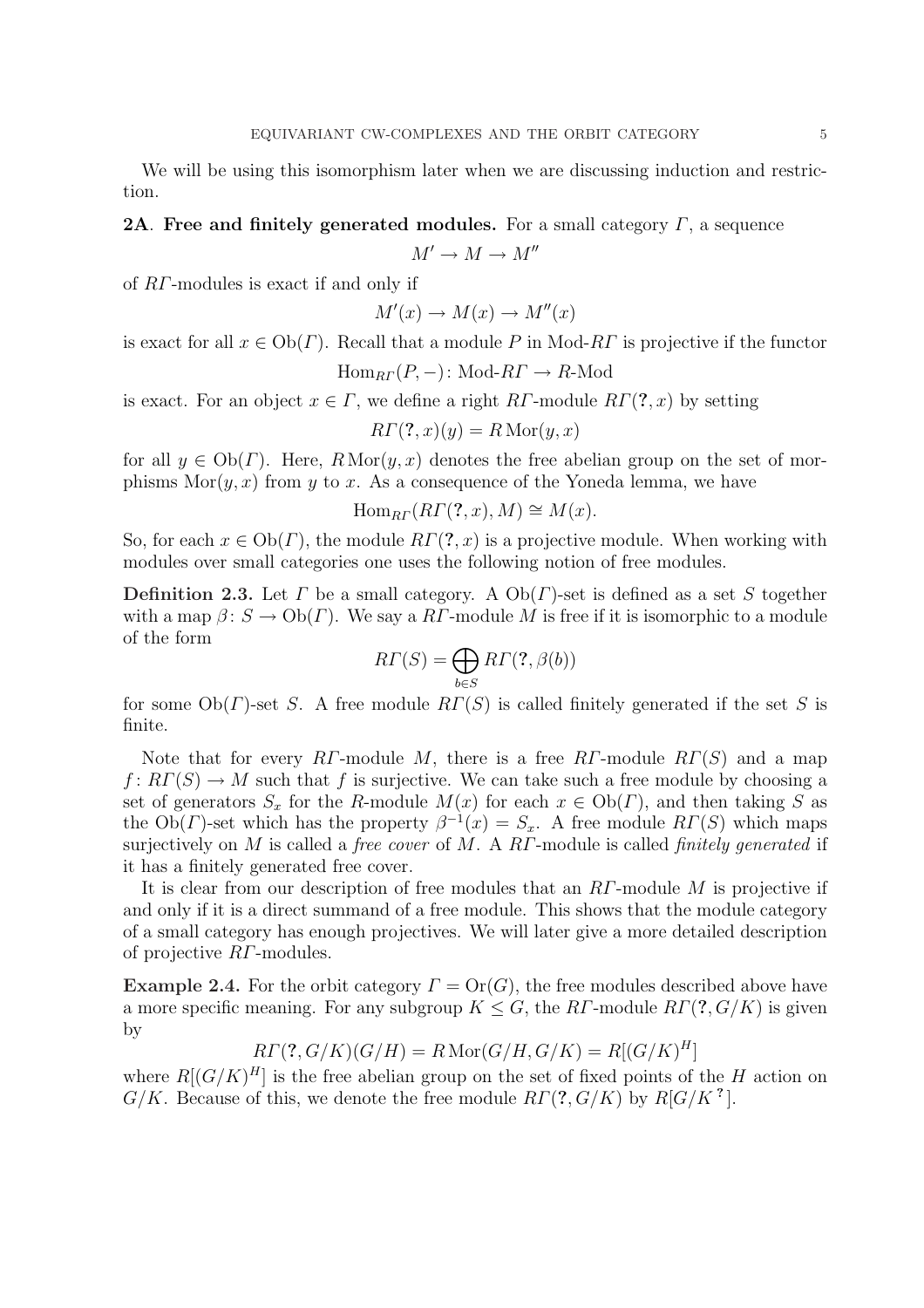We will be using this isomorphism later when we are discussing induction and restriction.

**2A. Free and finitely generated modules.** For a small category $\varGamma$, a sequence

$$M' \to M \to M''$$

of $R\varGamma$-modules is exact if and only if

$$M'(x) \to M(x) \to M''(x)$$

is exact for all $x \in \mathrm{Ob}(\varGamma)$. Recall that a module $P$ in Mod-$R\varGamma$ is projective if the functor

$$\mathrm{Hom}_{R\varGamma}(P, -) \colon \text{Mod-}R\varGamma \to R\text{-Mod}$$

is exact. For an object $x \in \varGamma$, we define a right $R\varGamma$-module $R\varGamma(\mathbf{?}, x)$ by setting

$$R\varGamma(\mathbf{?}, x)(y) = R\,\mathrm{Mor}(y, x)$$

for all $y \in \mathrm{Ob}(\varGamma)$. Here, $R\,\mathrm{Mor}(y,x)$ denotes the free abelian group on the set of morphisms $\mathrm{Mor}(y,x)$ from $y$ to $x$. As a consequence of the Yoneda lemma, we have

$$\mathrm{Hom}_{R\varGamma}(R\varGamma(\mathbf{?}, x), M) \cong M(x).$$

So, for each $x \in \mathrm{Ob}(\varGamma)$, the module $R\varGamma(\mathbf{?}, x)$ is a projective module. When working with modules over small categories one uses the following notion of free modules.

**Definition 2.3.** Let $\varGamma$ be a small category. A $\mathrm{Ob}(\varGamma)$-set is defined as a set $S$ together with a map $\beta \colon S \to \mathrm{Ob}(\varGamma)$. We say a $R\varGamma$-module $M$ is free if it is isomorphic to a module of the form

$$R\varGamma(S) = \bigoplus_{b \in S} R\varGamma(\mathbf{?}, \beta(b))$$

for some $\mathrm{Ob}(\varGamma)$-set $S$. A free module $R\varGamma(S)$ is called finitely generated if the set $S$ is finite.

Note that for every $R\varGamma$-module $M$, there is a free $R\varGamma$-module $R\varGamma(S)$ and a map $f \colon R\varGamma(S) \to M$ such that $f$ is surjective. We can take such a free module by choosing a set of generators $S_x$ for the $R$-module $M(x)$ for each $x \in \mathrm{Ob}(\varGamma)$, and then taking $S$ as the $\mathrm{Ob}(\varGamma)$-set which has the property $\beta^{-1}(x) = S_x$. A free module $R\varGamma(S)$ which maps surjectively on $M$ is called a *free cover* of $M$. A $R\varGamma$-module is called *finitely generated* if it has a finitely generated free cover.

It is clear from our description of free modules that an $R\varGamma$-module $M$ is projective if and only if it is a direct summand of a free module. This shows that the module category of a small category has enough projectives. We will later give a more detailed description of projective $R\varGamma$-modules.

**Example 2.4.** For the orbit category $\varGamma = \mathrm{Or}(G)$, the free modules described above have a more specific meaning. For any subgroup $K \leq G$, the $R\varGamma$-module $R\varGamma(\mathbf{?}, G/K)$ is given by

$$R\varGamma(\mathbf{?}, G/K)(G/H) = R\,\mathrm{Mor}(G/H, G/K) = R[(G/K)^H]$$

where $R[(G/K)^H]$ is the free abelian group on the set of fixed points of the $H$ action on $G/K$. Because of this, we denote the free module $R\varGamma(\mathbf{?}, G/K)$ by $R[G/K^{\,\mathbf{?}}]$.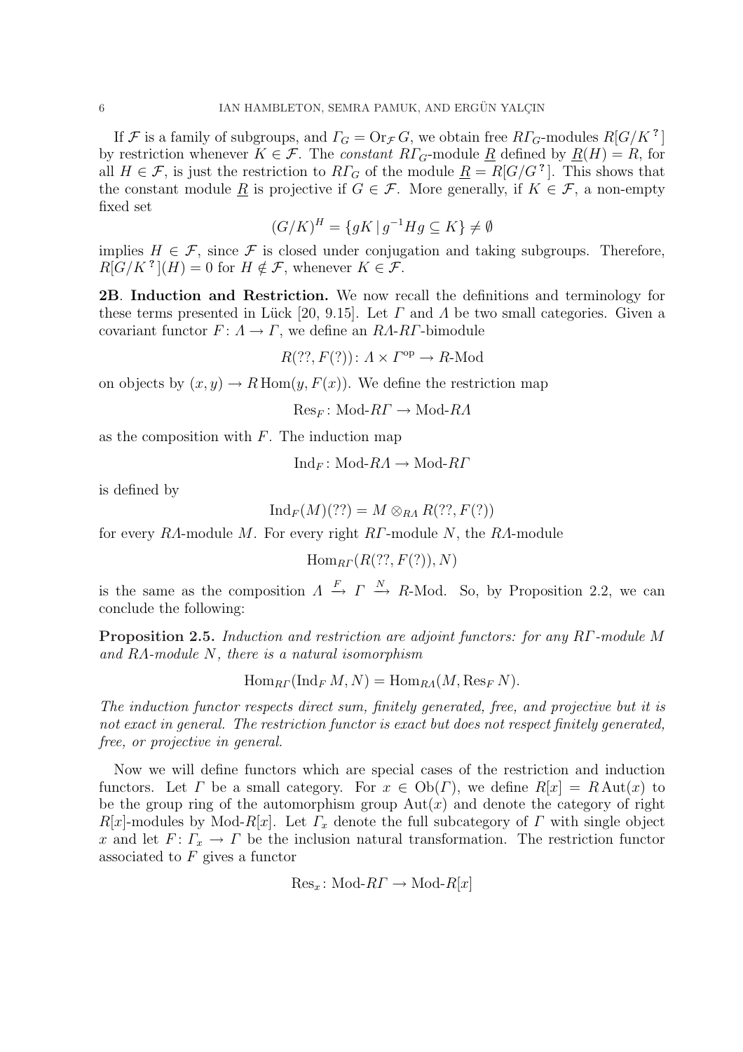If $\mathcal{F}$ is a family of subgroups, and $\varGamma_G = \mathrm{Or}_{\mathcal{F}} G$, we obtain free $R\varGamma_G$-modules $R[G/K^{?}]$ by restriction whenever $K \in \mathcal{F}$. The *constant* $R\varGamma_G$-module $\underline{R}$ defined by $\underline{R}(H) = R$, for all $H \in \mathcal{F}$, is just the restriction to $R\varGamma_G$ of the module $\underline{R} = R[G/G^{?}]$. This shows that the constant module $\underline{R}$ is projective if $G \in \mathcal{F}$. More generally, if $K \in \mathcal{F}$, a non-empty fixed set

$$(G/K)^H = \{gK \mid g^{-1}Hg \subseteq K\} \neq \emptyset$$

implies $H \in \mathcal{F}$, since $\mathcal{F}$ is closed under conjugation and taking subgroups. Therefore, $R[G/K^{?}](H) = 0$ for $H \notin \mathcal{F}$, whenever $K \in \mathcal{F}$.

**2B. Induction and Restriction.** We now recall the definitions and terminology for these terms presented in Lück [20, 9.15]. Let $\varGamma$ and $\varLambda$ be two small categories. Given a covariant functor $F \colon \varLambda \to \varGamma$, we define an $R\varLambda$-$R\varGamma$-bimodule

$$R(??, F(?)) \colon \varLambda \times \varGamma^{\mathrm{op}} \to R\text{-Mod}$$

on objects by $(x, y) \to R\operatorname{Hom}(y, F(x))$. We define the restriction map

$$\operatorname{Res}_F \colon \text{Mod-}R\varGamma \to \text{Mod-}R\varLambda$$

as the composition with $F$. The induction map

$$\operatorname{Ind}_F \colon \text{Mod-}R\varLambda \to \text{Mod-}R\varGamma$$

is defined by

$$\operatorname{Ind}_F(M)(??) = M \otimes_{R\varLambda} R(??, F(?))$$

for every $R\varLambda$-module $M$. For every right $R\varGamma$-module $N$, the $R\varLambda$-module

$$\operatorname{Hom}_{R\varGamma}(R(??, F(?)), N)$$

is the same as the composition $\varLambda \xrightarrow{F} \varGamma \xrightarrow{N} R\text{-Mod}$. So, by Proposition 2.2, we can conclude the following:

**Proposition 2.5.** *Induction and restriction are adjoint functors: for any $R\varGamma$-module $M$ and $R\varLambda$-module $N$, there is a natural isomorphism*

$$\operatorname{Hom}_{R\varGamma}(\operatorname{Ind}_F M, N) = \operatorname{Hom}_{R\varLambda}(M, \operatorname{Res}_F N).$$

*The induction functor respects direct sum, finitely generated, free, and projective but it is not exact in general. The restriction functor is exact but does not respect finitely generated, free, or projective in general.*

Now we will define functors which are special cases of the restriction and induction functors. Let $\varGamma$ be a small category. For $x \in \mathrm{Ob}(\varGamma)$, we define $R[x] = R\operatorname{Aut}(x)$ to be the group ring of the automorphism group $\operatorname{Aut}(x)$ and denote the category of right $R[x]$-modules by Mod-$R[x]$. Let $\varGamma_x$ denote the full subcategory of $\varGamma$ with single object $x$ and let $F \colon \varGamma_x \to \varGamma$ be the inclusion natural transformation. The restriction functor associated to $F$ gives a functor

$$\operatorname{Res}_x \colon \text{Mod-}R\varGamma \to \text{Mod-}R[x]$$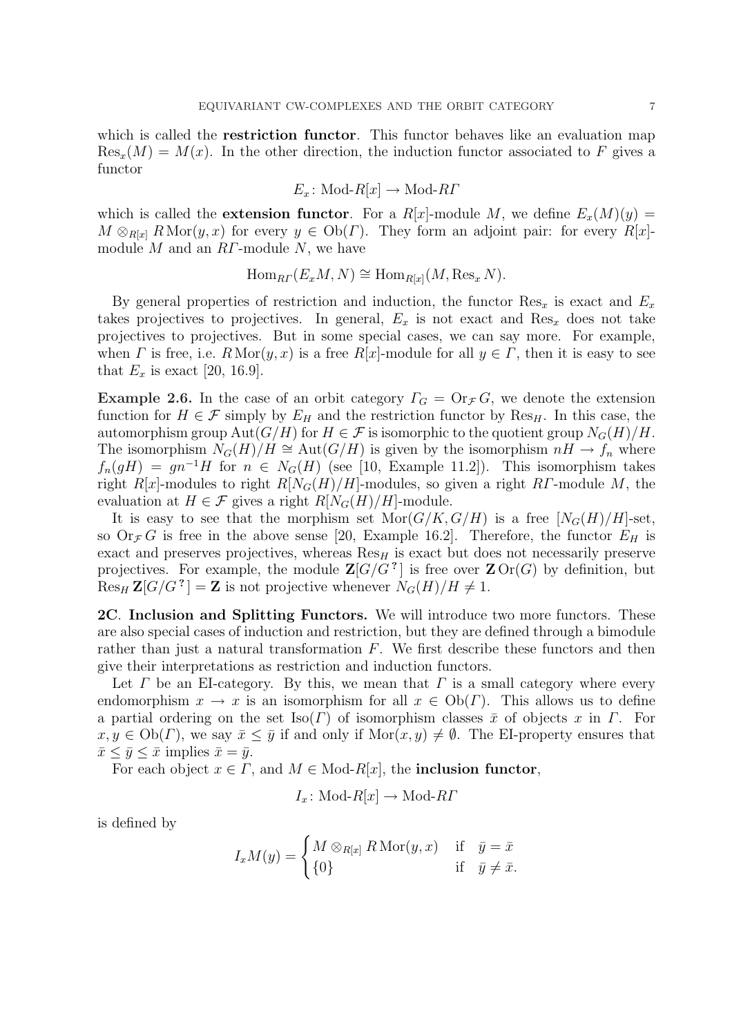which is called the **restriction functor**. This functor behaves like an evaluation map $\operatorname{Res}_x(M) = M(x)$. In the other direction, the induction functor associated to $F$ gives a functor

$$E_x \colon \text{Mod-}R[x] \to \text{Mod-}R\Gamma$$

which is called the **extension functor**. For a $R[x]$-module $M$, we define $E_x(M)(y) = M \otimes_{R[x]} R\operatorname{Mor}(y, x)$ for every $y \in \operatorname{Ob}(\Gamma)$. They form an adjoint pair: for every $R[x]$-module $M$ and an $R\Gamma$-module $N$, we have

$$\operatorname{Hom}_{R\Gamma}(E_x M, N) \cong \operatorname{Hom}_{R[x]}(M, \operatorname{Res}_x N).$$

By general properties of restriction and induction, the functor $\operatorname{Res}_x$ is exact and $E_x$ takes projectives to projectives. In general, $E_x$ is not exact and $\operatorname{Res}_x$ does not take projectives to projectives. But in some special cases, we can say more. For example, when $\Gamma$ is free, i.e. $R\operatorname{Mor}(y, x)$ is a free $R[x]$-module for all $y \in \Gamma$, then it is easy to see that $E_x$ is exact [20, 16.9].

**Example 2.6.** In the case of an orbit category $\Gamma_G = \operatorname{Or}_{\mathcal{F}} G$, we denote the extension function for $H \in \mathcal{F}$ simply by $E_H$ and the restriction functor by $\operatorname{Res}_H$. In this case, the automorphism group $\operatorname{Aut}(G/H)$ for $H \in \mathcal{F}$ is isomorphic to the quotient group $N_G(H)/H$. The isomorphism $N_G(H)/H \cong \operatorname{Aut}(G/H)$ is given by the isomorphism $nH \to f_n$ where $f_n(gH) = gn^{-1}H$ for $n \in N_G(H)$ (see [10, Example 11.2]). This isomorphism takes right $R[x]$-modules to right $R[N_G(H)/H]$-modules, so given a right $R\Gamma$-module $M$, the evaluation at $H \in \mathcal{F}$ gives a right $R[N_G(H)/H]$-module.

It is easy to see that the morphism set $\operatorname{Mor}(G/K, G/H)$ is a free $[N_G(H)/H]$-set, so $\operatorname{Or}_{\mathcal{F}} G$ is free in the above sense [20, Example 16.2]. Therefore, the functor $E_H$ is exact and preserves projectives, whereas $\operatorname{Res}_H$ is exact but does not necessarily preserve projectives. For example, the module $\mathbf{Z}[G/G^{\,?}]$ is free over $\mathbf{Z}\operatorname{Or}(G)$ by definition, but $\operatorname{Res}_H \mathbf{Z}[G/G^{\,?}] = \mathbf{Z}$ is not projective whenever $N_G(H)/H \neq 1$.

**2C**. **Inclusion and Splitting Functors.** We will introduce two more functors. These are also special cases of induction and restriction, but they are defined through a bimodule rather than just a natural transformation $F$. We first describe these functors and then give their interpretations as restriction and induction functors.

Let $\Gamma$ be an EI-category. By this, we mean that $\Gamma$ is a small category where every endomorphism $x \to x$ is an isomorphism for all $x \in \operatorname{Ob}(\Gamma)$. This allows us to define a partial ordering on the set $\operatorname{Iso}(\Gamma)$ of isomorphism classes $\bar{x}$ of objects $x$ in $\Gamma$. For $x, y \in \operatorname{Ob}(\Gamma)$, we say $\bar{x} \leq \bar{y}$ if and only if $\operatorname{Mor}(x, y) \neq \emptyset$. The EI-property ensures that $\bar{x} \leq \bar{y} \leq \bar{x}$ implies $\bar{x} = \bar{y}$.

For each object $x \in \Gamma$, and $M \in \text{Mod-}R[x]$, the **inclusion functor**,

$$I_x \colon \text{Mod-}R[x] \to \text{Mod-}R\Gamma$$

is defined by

$$I_x M(y) = \begin{cases} M \otimes_{R[x]} R\operatorname{Mor}(y, x) & \text{if} \quad \bar{y} = \bar{x} \\ \{0\} & \text{if} \quad \bar{y} \neq \bar{x}. \end{cases}$$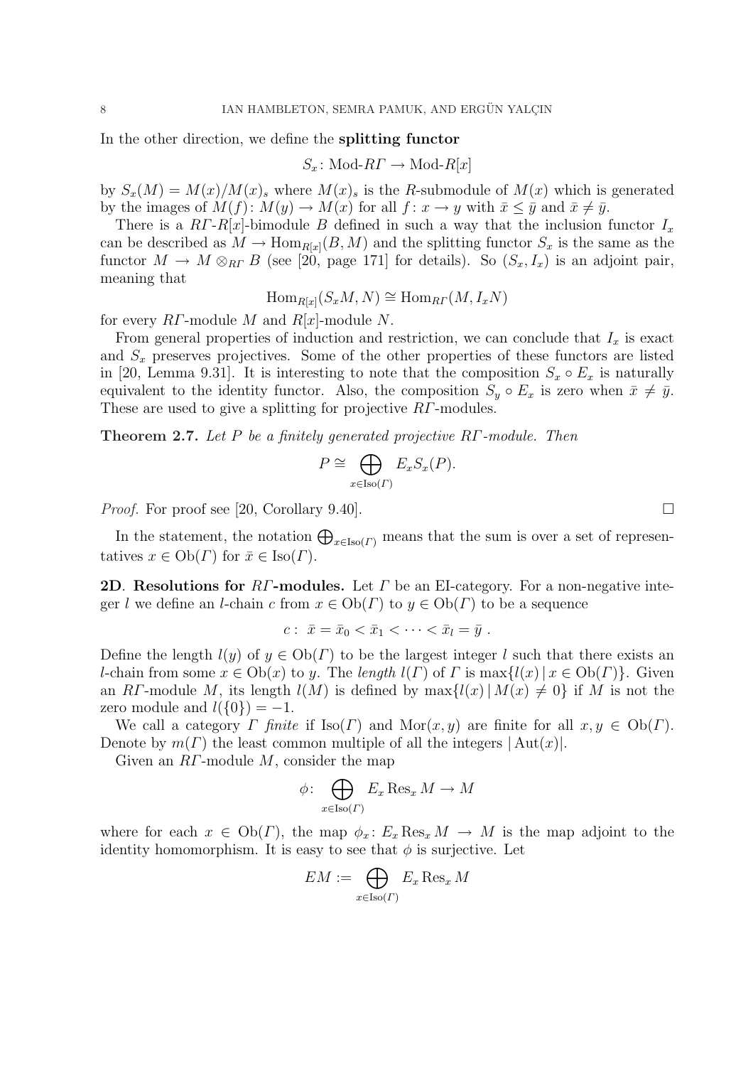In the other direction, we define the **splitting functor**

$$S_x\colon \text{Mod-}R\Gamma \to \text{Mod-}R[x]$$

by $S_x(M) = M(x)/M(x)_s$ where $M(x)_s$ is the $R$-submodule of $M(x)$ which is generated by the images of $M(f)\colon M(y) \to M(x)$ for all $f\colon x \to y$ with $\bar{x} \leq \bar{y}$ and $\bar{x} \neq \bar{y}$.

There is a $R\Gamma$-$R[x]$-bimodule $B$ defined in such a way that the inclusion functor $I_x$ can be described as $M \to \operatorname{Hom}_{R[x]}(B, M)$ and the splitting functor $S_x$ is the same as the functor $M \to M \otimes_{R\Gamma} B$ (see [20, page 171] for details). So $(S_x, I_x)$ is an adjoint pair, meaning that

$$\operatorname{Hom}_{R[x]}(S_x M, N) \cong \operatorname{Hom}_{R\Gamma}(M, I_x N)$$

for every $R\Gamma$-module $M$ and $R[x]$-module $N$.

From general properties of induction and restriction, we can conclude that $I_x$ is exact and $S_x$ preserves projectives. Some of the other properties of these functors are listed in [20, Lemma 9.31]. It is interesting to note that the composition $S_x \circ E_x$ is naturally equivalent to the identity functor. Also, the composition $S_y \circ E_x$ is zero when $\bar{x} \neq \bar{y}$. These are used to give a splitting for projective $R\Gamma$-modules.

**Theorem 2.7.** *Let $P$ be a finitely generated projective $R\Gamma$-module. Then*

$$P \cong \bigoplus_{x \in \operatorname{Iso}(\Gamma)} E_x S_x(P).$$

*Proof.* For proof see [20, Corollary 9.40]. $\square$

In the statement, the notation $\bigoplus_{x \in \operatorname{Iso}(\Gamma)}$ means that the sum is over a set of representatives $x \in \operatorname{Ob}(\Gamma)$ for $\bar{x} \in \operatorname{Iso}(\Gamma)$.

**2D**. **Resolutions for $R\Gamma$-modules.** Let $\Gamma$ be an EI-category. For a non-negative integer $l$ we define an $l$-chain $c$ from $x \in \operatorname{Ob}(\Gamma)$ to $y \in \operatorname{Ob}(\Gamma)$ to be a sequence

$$c: \ \bar{x} = \bar{x}_0 < \bar{x}_1 < \cdots < \bar{x}_l = \bar{y} \ .$$

Define the length $l(y)$ of $y \in \operatorname{Ob}(\Gamma)$ to be the largest integer $l$ such that there exists an $l$-chain from some $x \in \operatorname{Ob}(x)$ to $y$. The *length* $l(\Gamma)$ of $\Gamma$ is $\max\{l(x) \mid x \in \operatorname{Ob}(\Gamma)\}$. Given an $R\Gamma$-module $M$, its length $l(M)$ is defined by $\max\{l(x) \mid M(x) \neq 0\}$ if $M$ is not the zero module and $l(\{0\}) = -1$.

We call a category $\Gamma$ *finite* if $\operatorname{Iso}(\Gamma)$ and $\operatorname{Mor}(x, y)$ are finite for all $x, y \in \operatorname{Ob}(\Gamma)$. Denote by $m(\Gamma)$ the least common multiple of all the integers $|\operatorname{Aut}(x)|$.

Given an $R\Gamma$-module $M$, consider the map

$$\phi\colon \bigoplus_{x \in \operatorname{Iso}(\Gamma)} E_x \operatorname{Res}_x M \to M$$

where for each $x \in \operatorname{Ob}(\Gamma)$, the map $\phi_x\colon E_x \operatorname{Res}_x M \to M$ is the map adjoint to the identity homomorphism. It is easy to see that $\phi$ is surjective. Let

$$EM := \bigoplus_{x \in \operatorname{Iso}(\Gamma)} E_x \operatorname{Res}_x M$$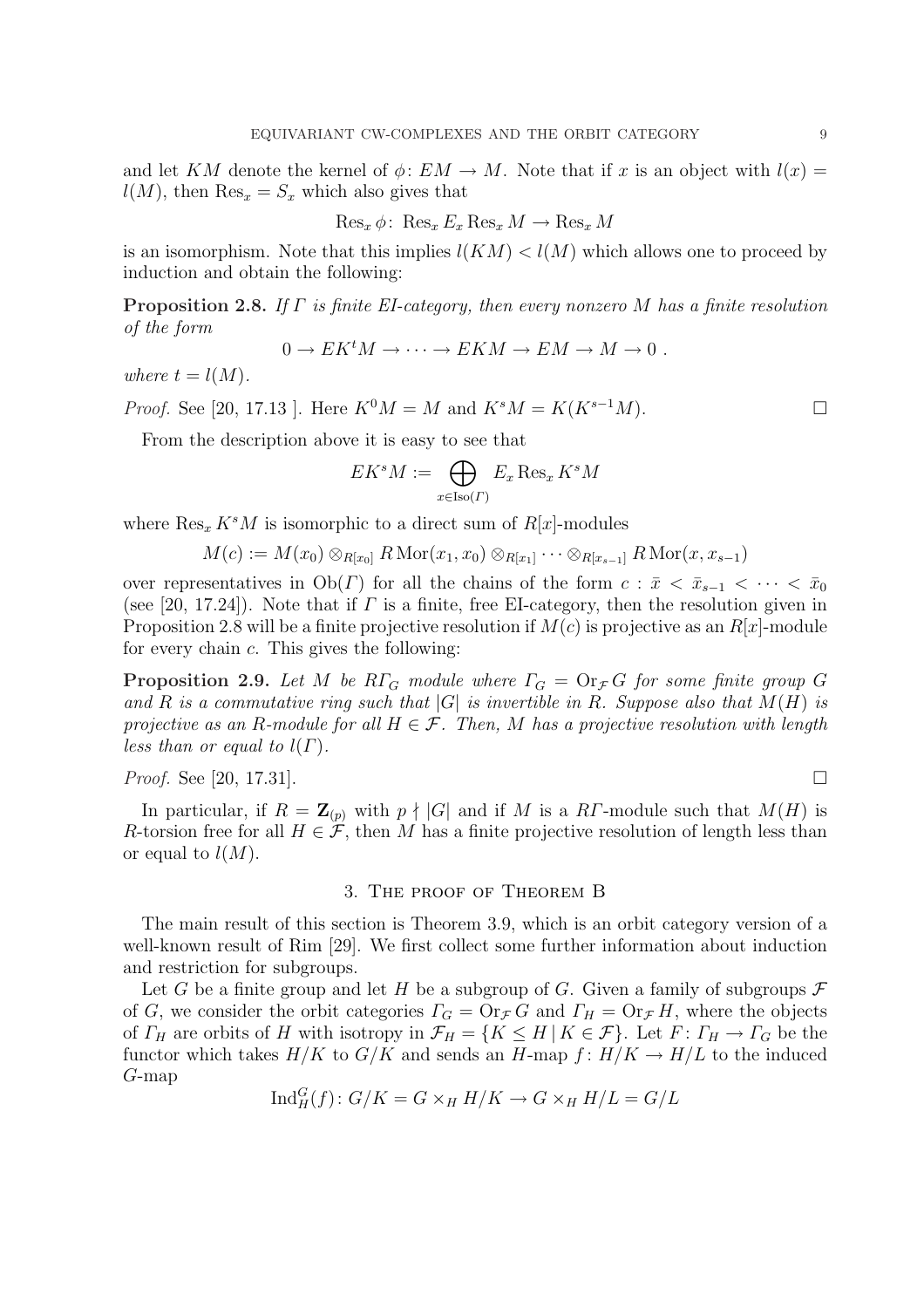and let $KM$ denote the kernel of $\phi\colon EM \to M$. Note that if $x$ is an object with $l(x) = l(M)$, then $\mathrm{Res}_x = S_x$ which also gives that

$$\mathrm{Res}_x\, \phi\colon\ \mathrm{Res}_x E_x \,\mathrm{Res}_x M \to \mathrm{Res}_x M$$

is an isomorphism. Note that this implies $l(KM) < l(M)$ which allows one to proceed by induction and obtain the following:

**Proposition 2.8.** *If $\Gamma$ is finite EI-category, then every nonzero $M$ has a finite resolution of the form*

$$0 \to EK^tM \to \cdots \to EKM \to EM \to M \to 0\ .$$

*where $t = l(M)$.*

*Proof.* See [20, 17.13 ]. Here $K^0M = M$ and $K^sM = K(K^{s-1}M)$. □

From the description above it is easy to see that

$$EK^sM := \bigoplus_{x \in \mathrm{Iso}(\Gamma)} E_x \,\mathrm{Res}_x K^sM$$

where $\mathrm{Res}_x K^sM$ is isomorphic to a direct sum of $R[x]$-modules

$$M(c) := M(x_0) \otimes_{R[x_0]} R\,\mathrm{Mor}(x_1, x_0) \otimes_{R[x_1]} \cdots \otimes_{R[x_{s-1}]} R\,\mathrm{Mor}(x, x_{s-1})$$

over representatives in $\mathrm{Ob}(\Gamma)$ for all the chains of the form $c : \bar{x} < \bar{x}_{s-1} < \cdots < \bar{x}_0$ (see [20, 17.24]). Note that if $\Gamma$ is a finite, free EI-category, then the resolution given in Proposition 2.8 will be a finite projective resolution if $M(c)$ is projective as an $R[x]$-module for every chain $c$. This gives the following:

**Proposition 2.9.** *Let $M$ be $R\Gamma_G$ module where $\Gamma_G = \mathrm{Or}_{\mathcal{F}}\, G$ for some finite group $G$ and $R$ is a commutative ring such that $|G|$ is invertible in $R$. Suppose also that $M(H)$ is projective as an $R$-module for all $H \in \mathcal{F}$. Then, $M$ has a projective resolution with length less than or equal to $l(\Gamma)$.*

*Proof.* See [20, 17.31]. □

In particular, if $R = \mathbf{Z}_{(p)}$ with $p \nmid |G|$ and if $M$ is a $R\Gamma$-module such that $M(H)$ is $R$-torsion free for all $H \in \mathcal{F}$, then $M$ has a finite projective resolution of length less than or equal to $l(M)$.

## 3. The proof of Theorem B

The main result of this section is Theorem 3.9, which is an orbit category version of a well-known result of Rim [29]. We first collect some further information about induction and restriction for subgroups.

Let $G$ be a finite group and let $H$ be a subgroup of $G$. Given a family of subgroups $\mathcal{F}$ of $G$, we consider the orbit categories $\Gamma_G = \mathrm{Or}_{\mathcal{F}}\, G$ and $\Gamma_H = \mathrm{Or}_{\mathcal{F}}\, H$, where the objects of $\Gamma_H$ are orbits of $H$ with isotropy in $\mathcal{F}_H = \{K \leq H \,|\, K \in \mathcal{F}\}$. Let $F\colon \Gamma_H \to \Gamma_G$ be the functor which takes $H/K$ to $G/K$ and sends an $H$-map $f\colon H/K \to H/L$ to the induced $G$-map

$$\mathrm{Ind}_H^G(f)\colon G/K = G \times_H H/K \to G \times_H H/L = G/L$$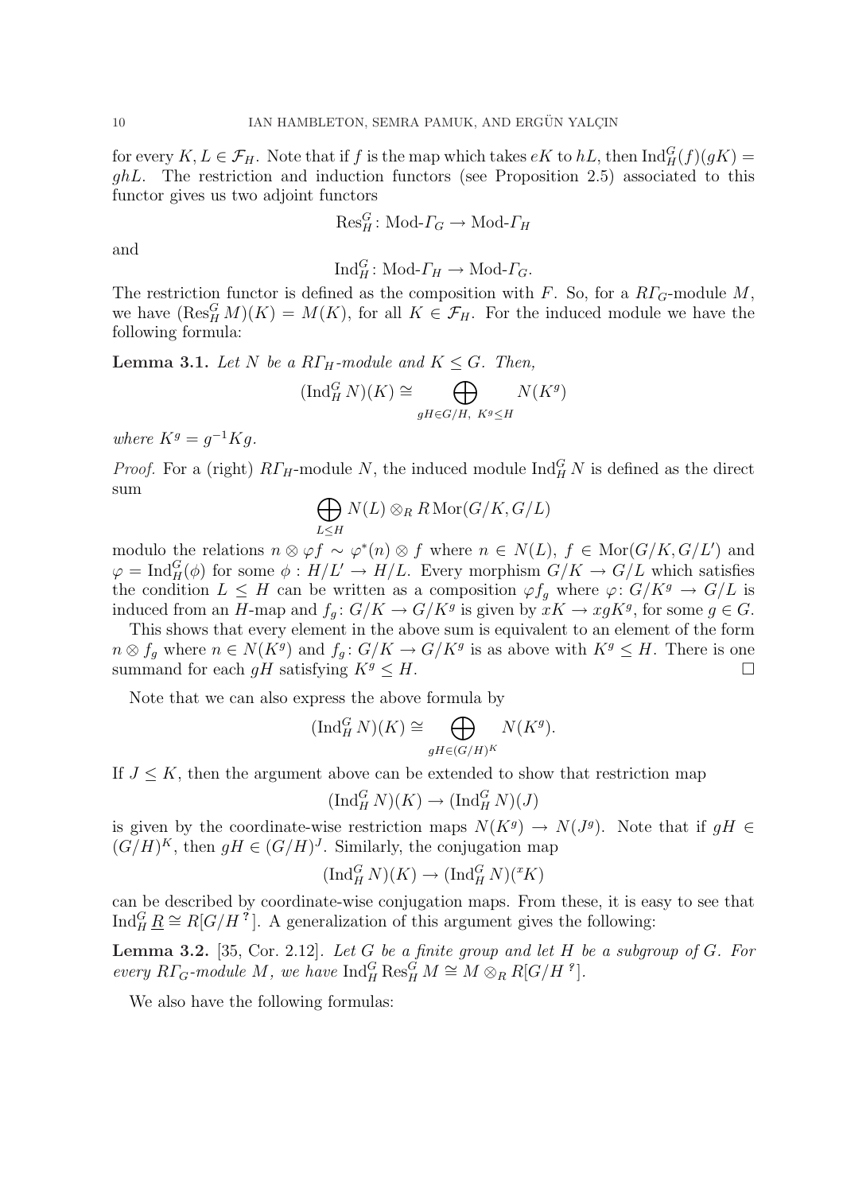for every $K, L \in \mathcal{F}_H$. Note that if $f$ is the map which takes $eK$ to $hL$, then $\operatorname{Ind}_H^G(f)(gK) = ghL$. The restriction and induction functors (see Proposition 2.5) associated to this functor gives us two adjoint functors

$$\operatorname{Res}_H^G \colon \text{Mod-}\mathit{\Gamma}_G \to \text{Mod-}\mathit{\Gamma}_H$$

and

$$\operatorname{Ind}_H^G \colon \text{Mod-}\mathit{\Gamma}_H \to \text{Mod-}\mathit{\Gamma}_G.$$

The restriction functor is defined as the composition with $F$. So, for a $R\mathit{\Gamma}_G$-module $M$, we have $(\operatorname{Res}_H^G M)(K) = M(K)$, for all $K \in \mathcal{F}_H$. For the induced module we have the following formula:

**Lemma 3.1.** *Let $N$ be a $R\mathit{\Gamma}_H$-module and $K \leq G$. Then,*

$$(\operatorname{Ind}_H^G N)(K) \cong \bigoplus_{gH \in G/H,\ K^g \leq H} N(K^g)$$

*where $K^g = g^{-1}Kg$.*

*Proof.* For a (right) $R\mathit{\Gamma}_H$-module $N$, the induced module $\operatorname{Ind}_H^G N$ is defined as the direct sum

$$\bigoplus_{L \leq H} N(L) \otimes_R R \operatorname{Mor}(G/K, G/L)$$

modulo the relations $n \otimes \varphi f \sim \varphi^*(n) \otimes f$ where $n \in N(L)$, $f \in \operatorname{Mor}(G/K, G/L')$ and $\varphi = \operatorname{Ind}_H^G(\phi)$ for some $\phi : H/L' \to H/L$. Every morphism $G/K \to G/L$ which satisfies the condition $L \leq H$ can be written as a composition $\varphi f_g$ where $\varphi \colon G/K^g \to G/L$ is induced from an $H$-map and $f_g \colon G/K \to G/K^g$ is given by $xK \to xgK^g$, for some $g \in G$.

This shows that every element in the above sum is equivalent to an element of the form $n \otimes f_g$ where $n \in N(K^g)$ and $f_g \colon G/K \to G/K^g$ is as above with $K^g \leq H$. There is one summand for each $gH$ satisfying $K^g \leq H$. $\square$

Note that we can also express the above formula by

$$(\operatorname{Ind}_H^G N)(K) \cong \bigoplus_{gH \in (G/H)^K} N(K^g).$$

If $J \leq K$, then the argument above can be extended to show that restriction map

$$(\operatorname{Ind}_H^G N)(K) \to (\operatorname{Ind}_H^G N)(J)$$

is given by the coordinate-wise restriction maps $N(K^g) \to N(J^g)$. Note that if $gH \in (G/H)^K$, then $gH \in (G/H)^J$. Similarly, the conjugation map

$$(\operatorname{Ind}_H^G N)(K) \to (\operatorname{Ind}_H^G N)({}^xK)$$

can be described by coordinate-wise conjugation maps. From these, it is easy to see that $\operatorname{Ind}_H^G \underline{R} \cong R[G/H^?]$. A generalization of this argument gives the following:

**Lemma 3.2.** [35, Cor. 2.12]. *Let $G$ be a finite group and let $H$ be a subgroup of $G$. For every $R\mathit{\Gamma}_G$-module $M$, we have $\operatorname{Ind}_H^G \operatorname{Res}_H^G M \cong M \otimes_R R[G/H^?]$.*

We also have the following formulas: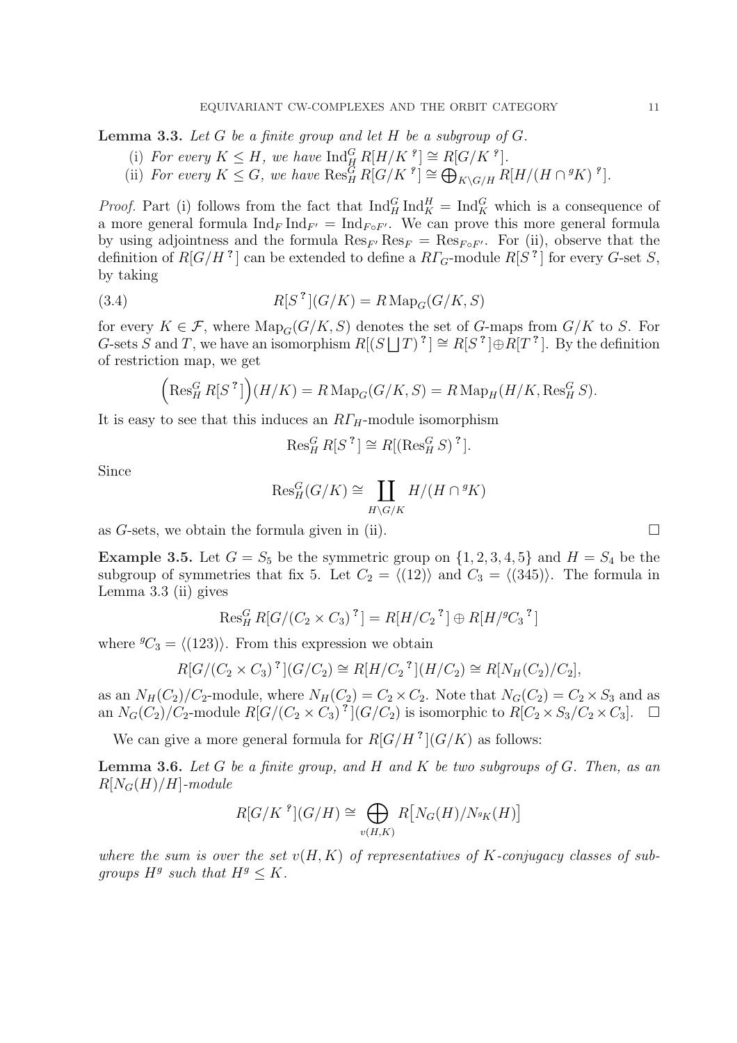**Lemma 3.3.** *Let $G$ be a finite group and let $H$ be a subgroup of $G$.*

(i) *For every $K \leq H$, we have $\operatorname{Ind}_H^G R[H/K^?] \cong R[G/K^?]$.*
(ii) *For every $K \leq G$, we have $\operatorname{Res}_H^G R[G/K^?] \cong \bigoplus_{K\backslash G/H} R[H/(H \cap {}^gK)^?]$.*

*Proof.* Part (i) follows from the fact that $\operatorname{Ind}_H^G \operatorname{Ind}_K^H = \operatorname{Ind}_K^G$ which is a consequence of a more general formula $\operatorname{Ind}_F \operatorname{Ind}_{F'} = \operatorname{Ind}_{F\circ F'}$. We can prove this more general formula by using adjointness and the formula $\operatorname{Res}_{F'} \operatorname{Res}_F = \operatorname{Res}_{F\circ F'}$. For (ii), observe that the definition of $R[G/H^?]$ can be extended to define a $R\Gamma_G$-module $R[S^?]$ for every $G$-set $S$, by taking

$$R[S^?](G/K) = R\operatorname{Map}_G(G/K, S) \tag{3.4}$$

for every $K \in \mathcal{F}$, where $\operatorname{Map}_G(G/K, S)$ denotes the set of $G$-maps from $G/K$ to $S$. For $G$-sets $S$ and $T$, we have an isomorphism $R[(S \coprod T)^?] \cong R[S^?] \oplus R[T^?]$. By the definition of restriction map, we get

$$\Big(\operatorname{Res}_H^G R[S^?]\Big)(H/K) = R\operatorname{Map}_G(G/K, S) = R\operatorname{Map}_H(H/K, \operatorname{Res}_H^G S).$$

It is easy to see that this induces an $R\Gamma_H$-module isomorphism

$$\operatorname{Res}_H^G R[S^?] \cong R[(\operatorname{Res}_H^G S)^?].$$

Since

$$\operatorname{Res}_H^G(G/K) \cong \coprod_{H\backslash G/K} H/(H \cap {}^gK)$$

as $G$-sets, we obtain the formula given in (ii). $\square$

**Example 3.5.** Let $G = S_5$ be the symmetric group on $\{1, 2, 3, 4, 5\}$ and $H = S_4$ be the subgroup of symmetries that fix 5. Let $C_2 = \langle (12) \rangle$ and $C_3 = \langle (345) \rangle$. The formula in Lemma 3.3 (ii) gives

$$\operatorname{Res}_H^G R[G/(C_2 \times C_3)^?] = R[H/{C_2}^?] \oplus R[H/{}^g{C_3}^?]$$

where ${}^gC_3 = \langle (123) \rangle$. From this expression we obtain

$$R[G/(C_2 \times C_3)^?](G/C_2) \cong R[H/{C_2}^?](H/C_2) \cong R[N_H(C_2)/C_2],$$

as an $N_H(C_2)/C_2$-module, where $N_H(C_2) = C_2 \times C_2$. Note that $N_G(C_2) = C_2 \times S_3$ and as an $N_G(C_2)/C_2$-module $R[G/(C_2 \times C_3)^?](G/C_2)$ is isomorphic to $R[C_2 \times S_3/C_2 \times C_3]$. $\square$

We can give a more general formula for $R[G/H^?](G/K)$ as follows:

**Lemma 3.6.** *Let $G$ be a finite group, and $H$ and $K$ be two subgroups of $G$. Then, as an $R[N_G(H)/H]$-module*

$$R[G/K^?](G/H) \cong \bigoplus_{v(H,K)} R\big[N_G(H)/N_{{}^gK}(H)\big]$$

*where the sum is over the set $v(H, K)$ of representatives of $K$-conjugacy classes of subgroups $H^g$ such that $H^g \leq K$.*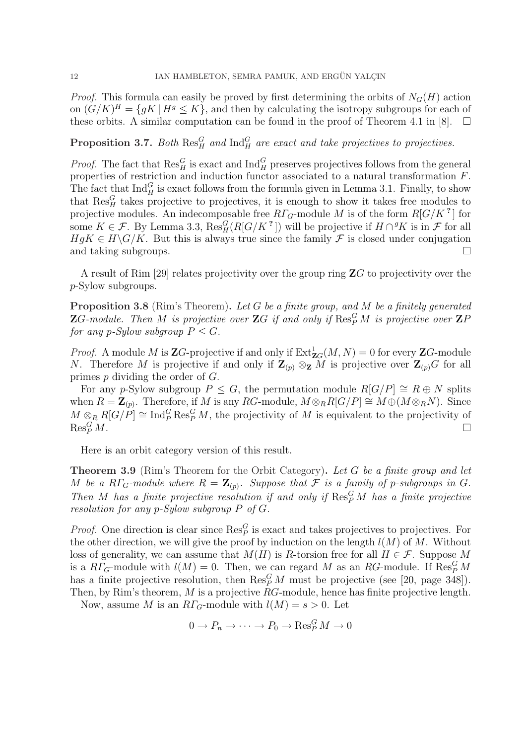*Proof.* This formula can easily be proved by first determining the orbits of $N_G(H)$ action on $(G/K)^H = \{gK \mid H^g \leq K\}$, and then by calculating the isotropy subgroups for each of these orbits. A similar computation can be found in the proof of Theorem 4.1 in [8]. $\square$

**Proposition 3.7.** *Both* $\mathrm{Res}_H^G$ *and* $\mathrm{Ind}_H^G$ *are exact and take projectives to projectives.*

*Proof.* The fact that $\mathrm{Res}_H^G$ is exact and $\mathrm{Ind}_H^G$ preserves projectives follows from the general properties of restriction and induction functor associated to a natural transformation $F$. The fact that $\mathrm{Ind}_H^G$ is exact follows from the formula given in Lemma 3.1. Finally, to show that $\mathrm{Res}_H^G$ takes projective to projectives, it is enough to show it takes free modules to projective modules. An indecomposable free $R\varGamma_G$-module $M$ is of the form $R[G/K^{?}]$ for some $K \in \mathcal{F}$. By Lemma 3.3, $\mathrm{Res}_H^G(R[G/K^{?}])$ will be projective if $H \cap {}^gK$ is in $\mathcal{F}$ for all $HgK \in H \backslash G/K$. But this is always true since the family $\mathcal{F}$ is closed under conjugation and taking subgroups. $\square$

A result of Rim [29] relates projectivity over the group ring $\mathbf{Z}G$ to projectivity over the $p$-Sylow subgroups.

**Proposition 3.8** (Rim's Theorem)**.** *Let $G$ be a finite group, and $M$ be a finitely generated $\mathbf{Z}G$-module. Then $M$ is projective over $\mathbf{Z}G$ if and only if $\mathrm{Res}_P^G M$ is projective over $\mathbf{Z}P$ for any $p$-Sylow subgroup $P \leq G$.*

*Proof.* A module $M$ is $\mathbf{Z}G$-projective if and only if $\mathrm{Ext}^1_{\mathbf{Z}G}(M, N) = 0$ for every $\mathbf{Z}G$-module $N$. Therefore $M$ is projective if and only if $\mathbf{Z}_{(p)} \otimes_{\mathbf{Z}} M$ is projective over $\mathbf{Z}_{(p)}G$ for all primes $p$ dividing the order of $G$.

For any $p$-Sylow subgroup $P \leq G$, the permutation module $R[G/P] \cong R \oplus N$ splits when $R = \mathbf{Z}_{(p)}$. Therefore, if $M$ is any $RG$-module, $M \otimes_R R[G/P] \cong M \oplus (M \otimes_R N)$. Since $M \otimes_R R[G/P] \cong \mathrm{Ind}_P^G \mathrm{Res}_P^G M$, the projectivity of $M$ is equivalent to the projectivity of $\mathrm{Res}_P^G M$. $\square$

Here is an orbit category version of this result.

**Theorem 3.9** (Rim's Theorem for the Orbit Category)**.** *Let $G$ be a finite group and let $M$ be a $R\varGamma_G$-module where $R = \mathbf{Z}_{(p)}$. Suppose that $\mathcal{F}$ is a family of $p$-subgroups in $G$. Then $M$ has a finite projective resolution if and only if $\mathrm{Res}_P^G M$ has a finite projective resolution for any $p$-Sylow subgroup $P$ of $G$.*

*Proof.* One direction is clear since $\mathrm{Res}_P^G$ is exact and takes projectives to projectives. For the other direction, we will give the proof by induction on the length $l(M)$ of $M$. Without loss of generality, we can assume that $M(H)$ is $R$-torsion free for all $H \in \mathcal{F}$. Suppose $M$ is a $R\varGamma_G$-module with $l(M) = 0$. Then, we can regard $M$ as an $RG$-module. If $\mathrm{Res}_P^G M$ has a finite projective resolution, then $\mathrm{Res}_P^G M$ must be projective (see [20, page 348]). Then, by Rim's theorem, $M$ is a projective $RG$-module, hence has finite projective length.

Now, assume $M$ is an $R\varGamma_G$-module with $l(M) = s > 0$. Let

$$0 \to P_n \to \cdots \to P_0 \to \mathrm{Res}_P^G M \to 0$$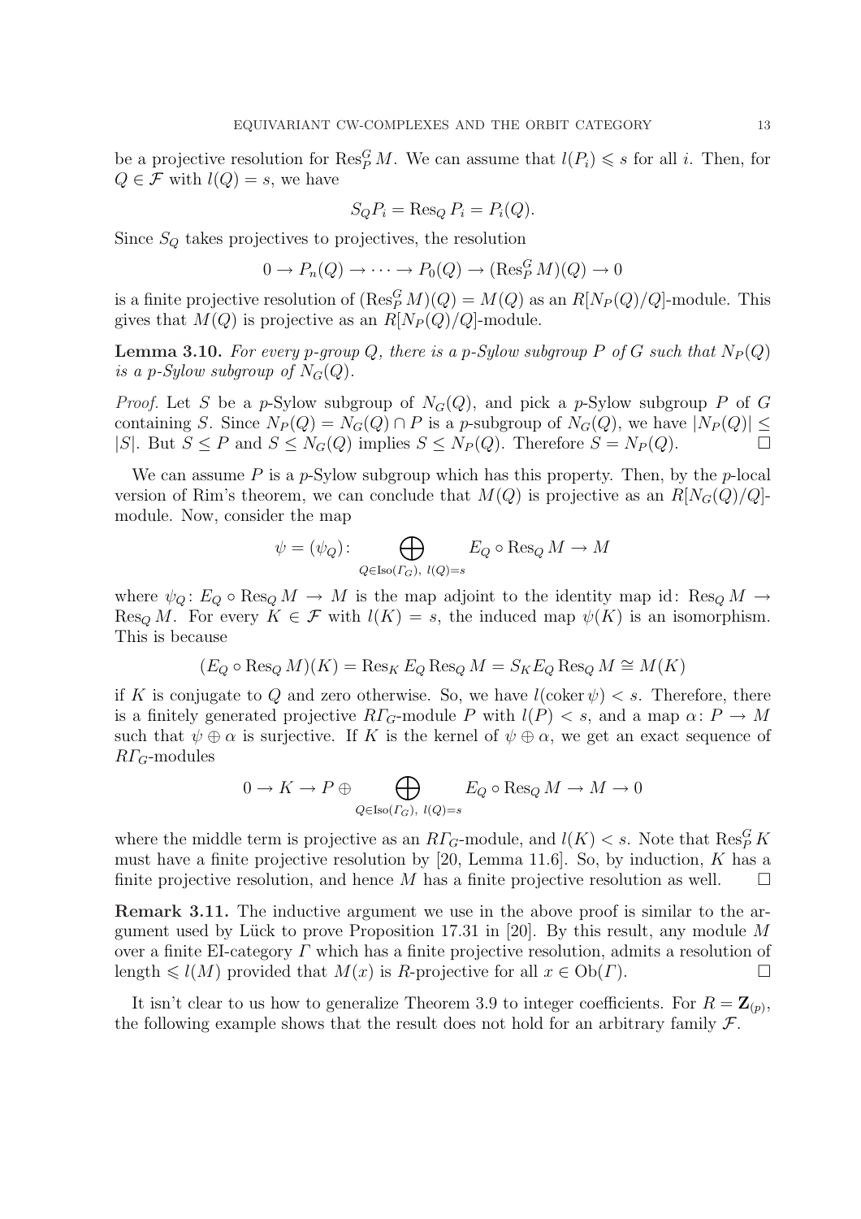be a projective resolution for $\operatorname{Res}^G_P M$. We can assume that $l(P_i) \leqslant s$ for all $i$. Then, for $Q \in \mathcal{F}$ with $l(Q) = s$, we have

$$S_Q P_i = \operatorname{Res}_Q P_i = P_i(Q).$$

Since $S_Q$ takes projectives to projectives, the resolution

$$0 \to P_n(Q) \to \cdots \to P_0(Q) \to (\operatorname{Res}^G_P M)(Q) \to 0$$

is a finite projective resolution of $(\operatorname{Res}^G_P M)(Q) = M(Q)$ as an $R[N_P(Q)/Q]$-module. This gives that $M(Q)$ is projective as an $R[N_P(Q)/Q]$-module.

**Lemma 3.10.** *For every $p$-group $Q$, there is a $p$-Sylow subgroup $P$ of $G$ such that $N_P(Q)$ is a $p$-Sylow subgroup of $N_G(Q)$.*

*Proof.* Let $S$ be a $p$-Sylow subgroup of $N_G(Q)$, and pick a $p$-Sylow subgroup $P$ of $G$ containing $S$. Since $N_P(Q) = N_G(Q) \cap P$ is a $p$-subgroup of $N_G(Q)$, we have $|N_P(Q)| \leq |S|$. But $S \leq P$ and $S \leq N_G(Q)$ implies $S \leq N_P(Q)$. Therefore $S = N_P(Q)$. $\square$

We can assume $P$ is a $p$-Sylow subgroup which has this property. Then, by the $p$-local version of Rim's theorem, we can conclude that $M(Q)$ is projective as an $R[N_G(Q)/Q]$-module. Now, consider the map

$$\psi = (\psi_Q) \colon \bigoplus_{Q \in \operatorname{Iso}(\Gamma_G),\ l(Q)=s} E_Q \circ \operatorname{Res}_Q M \to M$$

where $\psi_Q \colon E_Q \circ \operatorname{Res}_Q M \to M$ is the map adjoint to the identity map $\operatorname{id} \colon \operatorname{Res}_Q M \to \operatorname{Res}_Q M$. For every $K \in \mathcal{F}$ with $l(K) = s$, the induced map $\psi(K)$ is an isomorphism. This is because

$$(E_Q \circ \operatorname{Res}_Q M)(K) = \operatorname{Res}_K E_Q \operatorname{Res}_Q M = S_K E_Q \operatorname{Res}_Q M \cong M(K)$$

if $K$ is conjugate to $Q$ and zero otherwise. So, we have $l(\operatorname{coker} \psi) < s$. Therefore, there is a finitely generated projective $R\Gamma_G$-module $P$ with $l(P) < s$, and a map $\alpha \colon P \to M$ such that $\psi \oplus \alpha$ is surjective. If $K$ is the kernel of $\psi \oplus \alpha$, we get an exact sequence of $R\Gamma_G$-modules

$$0 \to K \to P \oplus \bigoplus_{Q \in \operatorname{Iso}(\Gamma_G),\ l(Q)=s} E_Q \circ \operatorname{Res}_Q M \to M \to 0$$

where the middle term is projective as an $R\Gamma_G$-module, and $l(K) < s$. Note that $\operatorname{Res}^G_P K$ must have a finite projective resolution by [20, Lemma 11.6]. So, by induction, $K$ has a finite projective resolution, and hence $M$ has a finite projective resolution as well. $\square$

**Remark 3.11.** The inductive argument we use in the above proof is similar to the argument used by Lück to prove Proposition 17.31 in [20]. By this result, any module $M$ over a finite EI-category $\Gamma$ which has a finite projective resolution, admits a resolution of length $\leqslant l(M)$ provided that $M(x)$ is $R$-projective for all $x \in \operatorname{Ob}(\Gamma)$. $\square$

It isn't clear to us how to generalize Theorem 3.9 to integer coefficients. For $R = \mathbf{Z}_{(p)}$, the following example shows that the result does not hold for an arbitrary family $\mathcal{F}$.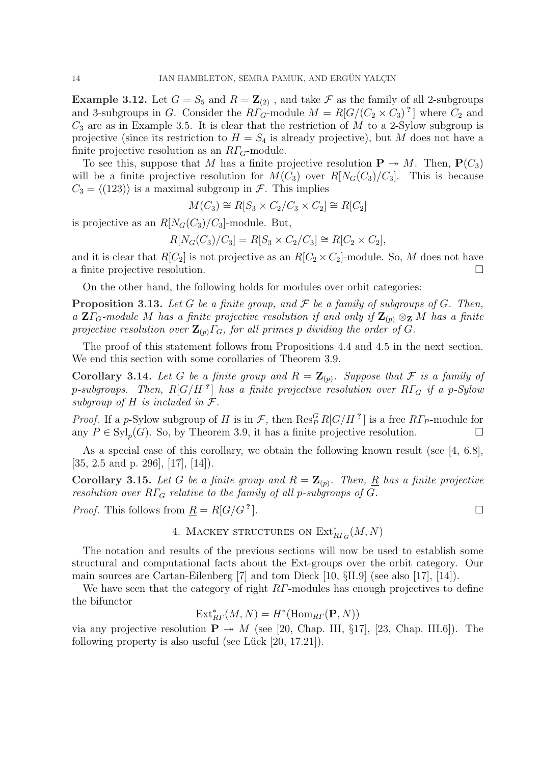**Example 3.12.** Let $G = S_5$ and $R = \mathbf{Z}_{(2)}$ , and take $\mathcal{F}$ as the family of all 2-subgroups and 3-subgroups in $G$. Consider the $R\varGamma_G$-module $M = R[G/(C_2 \times C_3)^?]$ where $C_2$ and $C_3$ are as in Example 3.5. It is clear that the restriction of $M$ to a 2-Sylow subgroup is projective (since its restriction to $H = S_4$ is already projective), but $M$ does not have a finite projective resolution as an $R\varGamma_G$-module.

To see this, suppose that $M$ has a finite projective resolution $\mathbf{P} \twoheadrightarrow M$. Then, $\mathbf{P}(C_3)$ will be a finite projective resolution for $M(C_3)$ over $R[N_G(C_3)/C_3]$. This is because $C_3 = \langle (123) \rangle$ is a maximal subgroup in $\mathcal{F}$. This implies

$$M(C_3) \cong R[S_3 \times C_2 / C_3 \times C_2] \cong R[C_2]$$

is projective as an $R[N_G(C_3)/C_3]$-module. But,

$$R[N_G(C_3)/C_3] = R[S_3 \times C_2 / C_3] \cong R[C_2 \times C_2],$$

and it is clear that $R[C_2]$ is not projective as an $R[C_2 \times C_2]$-module. So, $M$ does not have a finite projective resolution. $\square$

On the other hand, the following holds for modules over orbit categories:

**Proposition 3.13.** *Let $G$ be a finite group, and $\mathcal{F}$ be a family of subgroups of $G$. Then, a $\mathbf{Z}\varGamma_G$-module $M$ has a finite projective resolution if and only if $\mathbf{Z}_{(p)} \otimes_{\mathbf{Z}} M$ has a finite projective resolution over $\mathbf{Z}_{(p)}\varGamma_G$, for all primes $p$ dividing the order of $G$.*

The proof of this statement follows from Propositions 4.4 and 4.5 in the next section. We end this section with some corollaries of Theorem 3.9.

**Corollary 3.14.** *Let $G$ be a finite group and $R = \mathbf{Z}_{(p)}$. Suppose that $\mathcal{F}$ is a family of $p$-subgroups. Then, $R[G/H^?]$ has a finite projective resolution over $R\varGamma_G$ if a $p$-Sylow subgroup of $H$ is included in $\mathcal{F}$.*

*Proof.* If a $p$-Sylow subgroup of $H$ is in $\mathcal{F}$, then $\mathrm{Res}^G_P R[G/H^?]$ is a free $R\varGamma_P$-module for any $P \in \mathrm{Syl}_p(G)$. So, by Theorem 3.9, it has a finite projective resolution. $\square$

As a special case of this corollary, we obtain the following known result (see [4, 6.8], [35, 2.5 and p. 296], [17], [14]).

**Corollary 3.15.** *Let $G$ be a finite group and $R = \mathbf{Z}_{(p)}$. Then, $\underline{R}$ has a finite projective resolution over $R\varGamma_G$ relative to the family of all $p$-subgroups of $G$.*

*Proof.* This follows from $\underline{R} = R[G/G^?]$. $\square$

## 4. Mackey structures on $\mathrm{Ext}^*_{R\varGamma_G}(M, N)$

The notation and results of the previous sections will now be used to establish some structural and computational facts about the Ext-groups over the orbit category. Our main sources are Cartan-Eilenberg [7] and tom Dieck [10, §II.9] (see also [17], [14]).

We have seen that the category of right $R\varGamma$-modules has enough projectives to define the bifunctor

$$\mathrm{Ext}^*_{R\varGamma}(M, N) = H^*(\mathrm{Hom}_{R\varGamma}(\mathbf{P}, N))$$

via any projective resolution $\mathbf{P} \twoheadrightarrow M$ (see [20, Chap. III, §17], [23, Chap. III.6]). The following property is also useful (see Lück [20, 17.21]).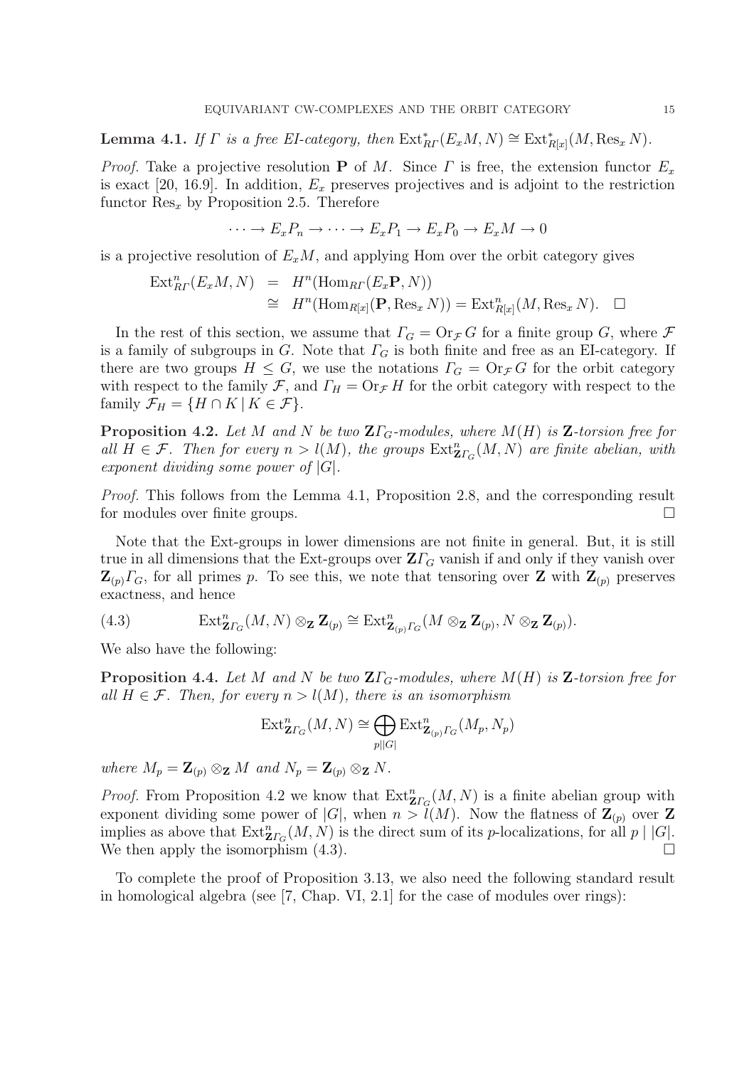**Lemma 4.1.** *If $\varGamma$ is a free EI-category, then $\operatorname{Ext}^*_{R\varGamma}(E_x M, N) \cong \operatorname{Ext}^*_{R[x]}(M, \operatorname{Res}_x N)$.*

*Proof.* Take a projective resolution $\mathbf{P}$ of $M$. Since $\varGamma$ is free, the extension functor $E_x$ is exact [20, 16.9]. In addition, $E_x$ preserves projectives and is adjoint to the restriction functor $\operatorname{Res}_x$ by Proposition 2.5. Therefore

$$\cdots \to E_x P_n \to \cdots \to E_x P_1 \to E_x P_0 \to E_x M \to 0$$

is a projective resolution of $E_x M$, and applying Hom over the orbit category gives

$$\begin{aligned}
\operatorname{Ext}^n_{R\varGamma}(E_x M, N) &= H^n(\operatorname{Hom}_{R\varGamma}(E_x \mathbf{P}, N)) \\
&\cong H^n(\operatorname{Hom}_{R[x]}(\mathbf{P}, \operatorname{Res}_x N)) = \operatorname{Ext}^n_{R[x]}(M, \operatorname{Res}_x N). \quad \square
\end{aligned}$$

In the rest of this section, we assume that $\varGamma_G = \operatorname{Or}_{\mathcal{F}} G$ for a finite group $G$, where $\mathcal{F}$ is a family of subgroups in $G$. Note that $\varGamma_G$ is both finite and free as an EI-category. If there are two groups $H \leq G$, we use the notations $\varGamma_G = \operatorname{Or}_{\mathcal{F}} G$ for the orbit category with respect to the family $\mathcal{F}$, and $\varGamma_H = \operatorname{Or}_{\mathcal{F}} H$ for the orbit category with respect to the family $\mathcal{F}_H = \{H \cap K \mid K \in \mathcal{F}\}$.

**Proposition 4.2.** *Let $M$ and $N$ be two $\mathbf{Z}\varGamma_G$-modules, where $M(H)$ is $\mathbf{Z}$-torsion free for all $H \in \mathcal{F}$. Then for every $n > l(M)$, the groups $\operatorname{Ext}^n_{\mathbf{Z}\varGamma_G}(M, N)$ are finite abelian, with exponent dividing some power of $|G|$.*

*Proof.* This follows from the Lemma 4.1, Proposition 2.8, and the corresponding result for modules over finite groups. $\square$

Note that the Ext-groups in lower dimensions are not finite in general. But, it is still true in all dimensions that the Ext-groups over $\mathbf{Z}\varGamma_G$ vanish if and only if they vanish over $\mathbf{Z}_{(p)}\varGamma_G$, for all primes $p$. To see this, we note that tensoring over $\mathbf{Z}$ with $\mathbf{Z}_{(p)}$ preserves exactness, and hence

$$\operatorname{Ext}^n_{\mathbf{Z}\varGamma_G}(M, N) \otimes_{\mathbf{Z}} \mathbf{Z}_{(p)} \cong \operatorname{Ext}^n_{\mathbf{Z}_{(p)}\varGamma_G}(M \otimes_{\mathbf{Z}} \mathbf{Z}_{(p)}, N \otimes_{\mathbf{Z}} \mathbf{Z}_{(p)}). \tag{4.3}$$

We also have the following:

**Proposition 4.4.** *Let $M$ and $N$ be two $\mathbf{Z}\varGamma_G$-modules, where $M(H)$ is $\mathbf{Z}$-torsion free for all $H \in \mathcal{F}$. Then, for every $n > l(M)$, there is an isomorphism*

$$\operatorname{Ext}^n_{\mathbf{Z}\varGamma_G}(M, N) \cong \bigoplus_{p \mid |G|} \operatorname{Ext}^n_{\mathbf{Z}_{(p)}\varGamma_G}(M_p, N_p)$$

*where $M_p = \mathbf{Z}_{(p)} \otimes_{\mathbf{Z}} M$ and $N_p = \mathbf{Z}_{(p)} \otimes_{\mathbf{Z}} N$.*

*Proof.* From Proposition 4.2 we know that $\operatorname{Ext}^n_{\mathbf{Z}\varGamma_G}(M, N)$ is a finite abelian group with exponent dividing some power of $|G|$, when $n > l(M)$. Now the flatness of $\mathbf{Z}_{(p)}$ over $\mathbf{Z}$ implies as above that $\operatorname{Ext}^n_{\mathbf{Z}\varGamma_G}(M, N)$ is the direct sum of its $p$-localizations, for all $p \mid |G|$. We then apply the isomorphism (4.3). $\square$

To complete the proof of Proposition 3.13, we also need the following standard result in homological algebra (see [7, Chap. VI, 2.1] for the case of modules over rings):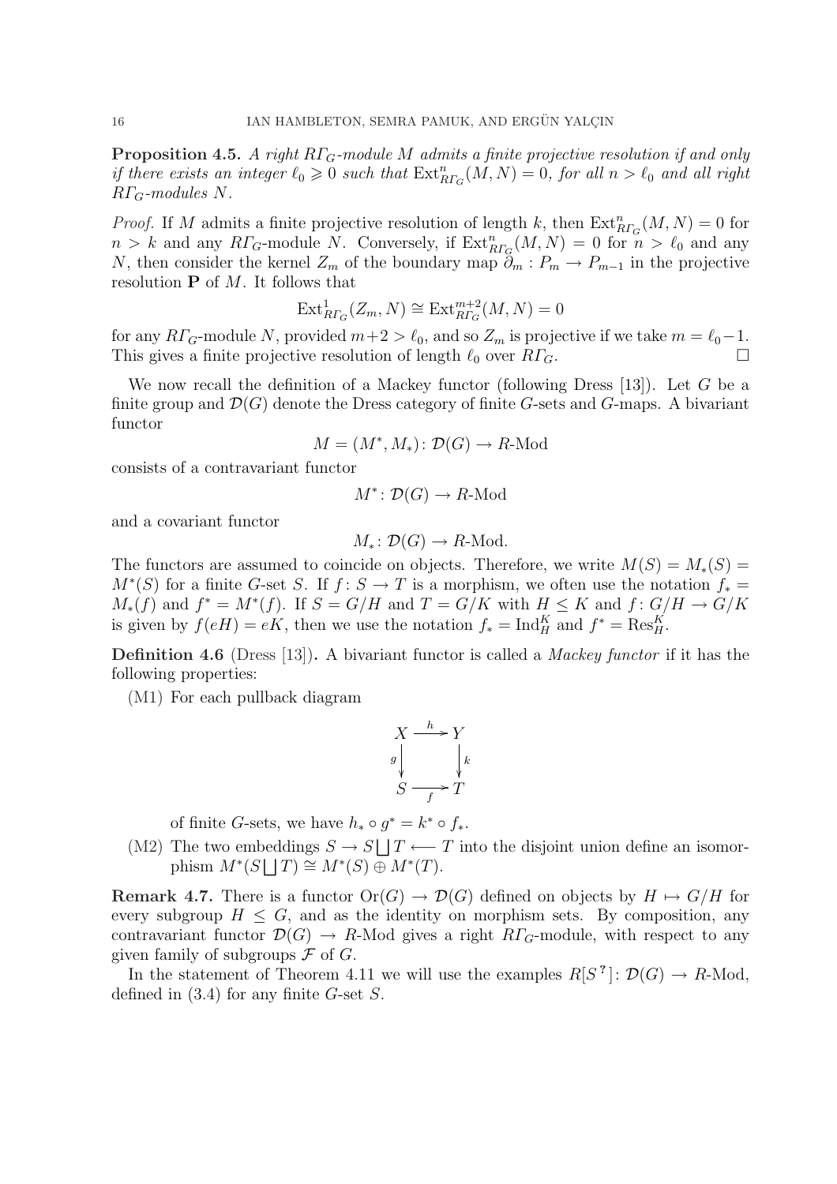**Proposition 4.5.** *A right $R\varGamma_G$-module $M$ admits a finite projective resolution if and only if there exists an integer $\ell_0 \geqslant 0$ such that $\operatorname{Ext}^n_{R\varGamma_G}(M, N) = 0$, for all $n > \ell_0$ and all right $R\varGamma_G$-modules $N$.*

*Proof.* If $M$ admits a finite projective resolution of length $k$, then $\operatorname{Ext}^n_{R\varGamma_G}(M, N) = 0$ for $n > k$ and any $R\varGamma_G$-module $N$. Conversely, if $\operatorname{Ext}^n_{R\varGamma_G}(M, N) = 0$ for $n > \ell_0$ and any $N$, then consider the kernel $Z_m$ of the boundary map $\partial_m : P_m \to P_{m-1}$ in the projective resolution $\mathbf{P}$ of $M$. It follows that

$$\operatorname{Ext}^1_{R\varGamma_G}(Z_m, N) \cong \operatorname{Ext}^{m+2}_{R\varGamma_G}(M, N) = 0$$

for any $R\varGamma_G$-module $N$, provided $m+2 > \ell_0$, and so $Z_m$ is projective if we take $m = \ell_0 - 1$. This gives a finite projective resolution of length $\ell_0$ over $R\varGamma_G$. □

We now recall the definition of a Mackey functor (following Dress [13]). Let $G$ be a finite group and $\mathcal{D}(G)$ denote the Dress category of finite $G$-sets and $G$-maps. A bivariant functor

$$M = (M^*, M_*)\colon \mathcal{D}(G) \to R\text{-Mod}$$

consists of a contravariant functor

$$M^*\colon \mathcal{D}(G) \to R\text{-Mod}$$

and a covariant functor

$$M_*\colon \mathcal{D}(G) \to R\text{-Mod}.$$

The functors are assumed to coincide on objects. Therefore, we write $M(S) = M_*(S) = M^*(S)$ for a finite $G$-set $S$. If $f\colon S \to T$ is a morphism, we often use the notation $f_* = M_*(f)$ and $f^* = M^*(f)$. If $S = G/H$ and $T = G/K$ with $H \leq K$ and $f\colon G/H \to G/K$ is given by $f(eH) = eK$, then we use the notation $f_* = \operatorname{Ind}_H^K$ and $f^* = \operatorname{Res}_H^K$.

**Definition 4.6** (Dress [13])**.** A bivariant functor is called a *Mackey functor* if it has the following properties:

(M1) For each pullback diagram

$$\begin{array}{ccc} X & \xrightarrow{h} & Y \\ {\scriptstyle g}\downarrow & & \downarrow{\scriptstyle k} \\ S & \xrightarrow[f]{} & T \end{array}$$

of finite $G$-sets, we have $h_* \circ g^* = k^* \circ f_*$.

(M2) The two embeddings $S \to S \coprod T \longleftarrow T$ into the disjoint union define an isomorphism $M^*(S \coprod T) \cong M^*(S) \oplus M^*(T)$.

**Remark 4.7.** There is a functor $\operatorname{Or}(G) \to \mathcal{D}(G)$ defined on objects by $H \mapsto G/H$ for every subgroup $H \leq G$, and as the identity on morphism sets. By composition, any contravariant functor $\mathcal{D}(G) \to R$-Mod gives a right $R\varGamma_G$-module, with respect to any given family of subgroups $\mathcal{F}$ of $G$.

In the statement of Theorem 4.11 we will use the examples $R[S^{\,?}]\colon \mathcal{D}(G) \to R$-Mod, defined in (3.4) for any finite $G$-set $S$.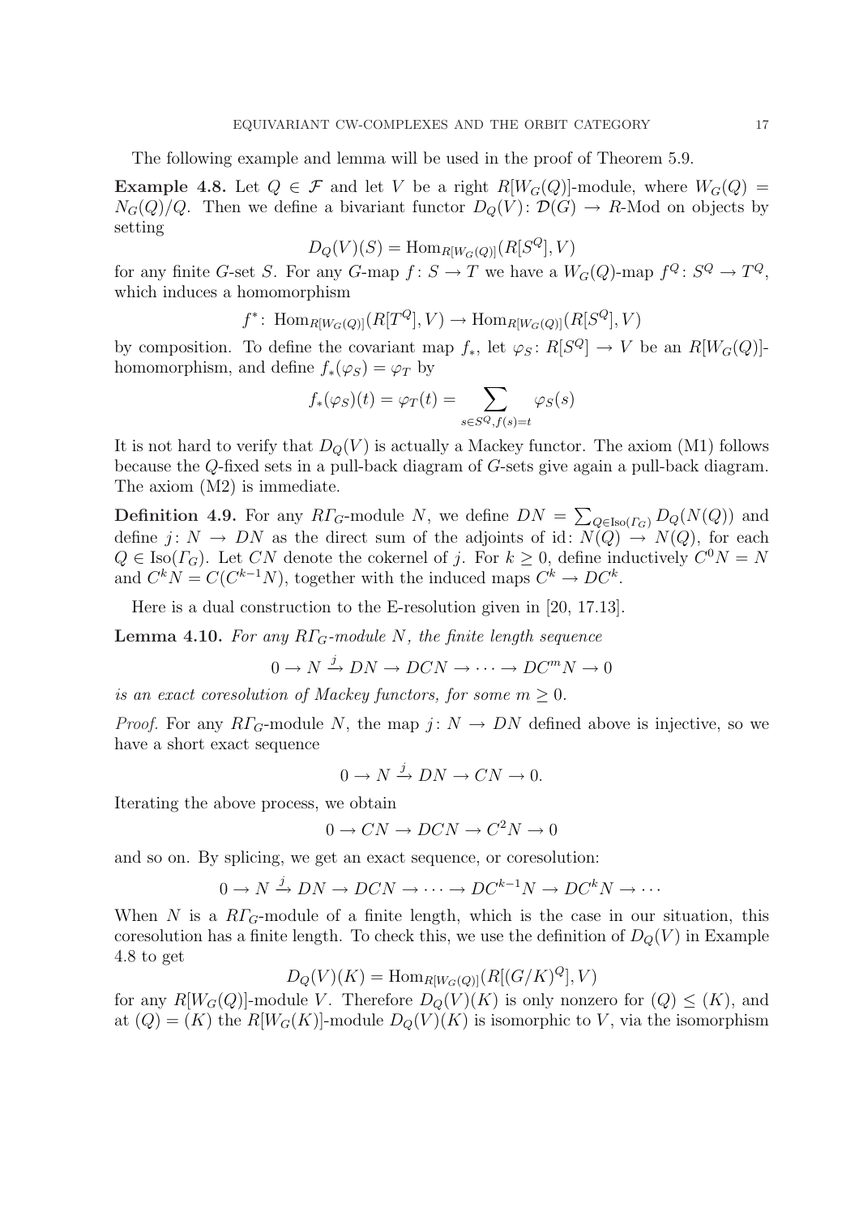The following example and lemma will be used in the proof of Theorem 5.9.

**Example 4.8.** Let $Q \in \mathcal{F}$ and let $V$ be a right $R[W_G(Q)]$-module, where $W_G(Q) = N_G(Q)/Q$. Then we define a bivariant functor $D_Q(V)\colon \mathcal{D}(G) \to R$-Mod on objects by setting

$$D_Q(V)(S) = \operatorname{Hom}_{R[W_G(Q)]}(R[S^Q], V)$$

for any finite $G$-set $S$. For any $G$-map $f\colon S \to T$ we have a $W_G(Q)$-map $f^Q\colon S^Q \to T^Q$, which induces a homomorphism

$$f^*\colon \operatorname{Hom}_{R[W_G(Q)]}(R[T^Q], V) \to \operatorname{Hom}_{R[W_G(Q)]}(R[S^Q], V)$$

by composition. To define the covariant map $f_*$, let $\varphi_S\colon R[S^Q] \to V$ be an $R[W_G(Q)]$-homomorphism, and define $f_*(\varphi_S) = \varphi_T$ by

$$f_*(\varphi_S)(t) = \varphi_T(t) = \sum_{s \in S^Q, f(s)=t} \varphi_S(s)$$

It is not hard to verify that $D_Q(V)$ is actually a Mackey functor. The axiom (M1) follows because the $Q$-fixed sets in a pull-back diagram of $G$-sets give again a pull-back diagram. The axiom (M2) is immediate.

**Definition 4.9.** For any $R\varGamma_G$-module $N$, we define $DN = \sum_{Q \in \operatorname{Iso}(\varGamma_G)} D_Q(N(Q))$ and define $j\colon N \to DN$ as the direct sum of the adjoints of $\operatorname{id}\colon N(Q) \to N(Q)$, for each $Q \in \operatorname{Iso}(\varGamma_G)$. Let $CN$ denote the cokernel of $j$. For $k \geq 0$, define inductively $C^0N = N$ and $C^kN = C(C^{k-1}N)$, together with the induced maps $C^k \to DC^k$.

Here is a dual construction to the E-resolution given in [20, 17.13].

**Lemma 4.10.** *For any $R\varGamma_G$-module $N$, the finite length sequence*

$$0 \to N \xrightarrow{j} DN \to DCN \to \cdots \to DC^mN \to 0$$

*is an exact coresolution of Mackey functors, for some $m \geq 0$.*

*Proof.* For any $R\varGamma_G$-module $N$, the map $j\colon N \to DN$ defined above is injective, so we have a short exact sequence

$$0 \to N \xrightarrow{j} DN \to CN \to 0.$$

Iterating the above process, we obtain

$$0 \to CN \to DCN \to C^2N \to 0$$

and so on. By splicing, we get an exact sequence, or coresolution:

$$0 \to N \xrightarrow{j} DN \to DCN \to \cdots \to DC^{k-1}N \to DC^kN \to \cdots$$

When $N$ is a $R\varGamma_G$-module of a finite length, which is the case in our situation, this coresolution has a finite length. To check this, we use the definition of $D_Q(V)$ in Example 4.8 to get

$$D_Q(V)(K) = \operatorname{Hom}_{R[W_G(Q)]}(R[(G/K)^Q], V)$$

for any $R[W_G(Q)]$-module $V$. Therefore $D_Q(V)(K)$ is only nonzero for $(Q) \leq (K)$, and at $(Q) = (K)$ the $R[W_G(K)]$-module $D_Q(V)(K)$ is isomorphic to $V$, via the isomorphism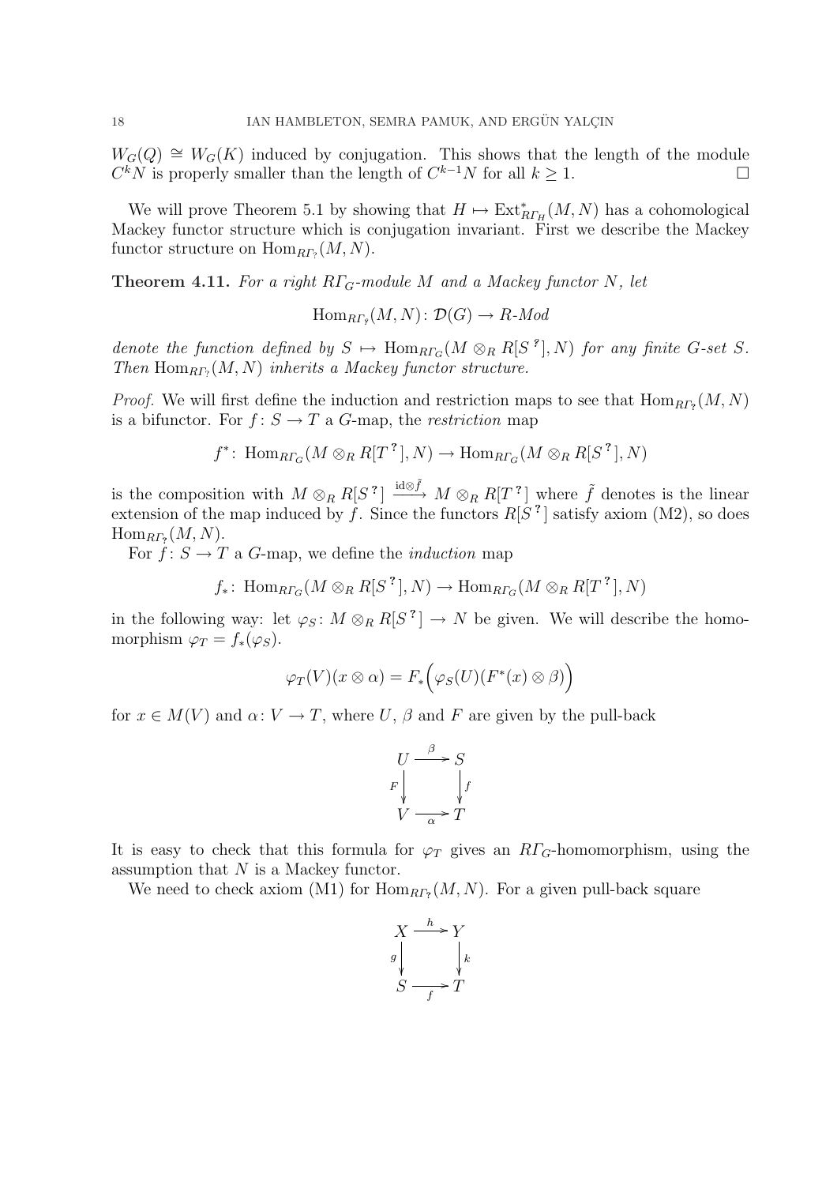$W_G(Q) \cong W_G(K)$ induced by conjugation. This shows that the length of the module $C^k N$ is properly smaller than the length of $C^{k-1}N$ for all $k \geq 1$. □

We will prove Theorem 5.1 by showing that $H \mapsto \operatorname{Ext}^*_{R\Gamma_H}(M, N)$ has a cohomological Mackey functor structure which is conjugation invariant. First we describe the Mackey functor structure on $\operatorname{Hom}_{R\Gamma_?}(M, N)$.

**Theorem 4.11.** *For a right $R\Gamma_G$-module $M$ and a Mackey functor $N$, let*

$$\operatorname{Hom}_{R\Gamma_?}(M, N) \colon \mathcal{D}(G) \to R\text{-}Mod$$

*denote the function defined by $S \mapsto \operatorname{Hom}_{R\Gamma_G}(M \otimes_R R[S^?], N)$ for any finite $G$-set $S$. Then $\operatorname{Hom}_{R\Gamma_?}(M, N)$ inherits a Mackey functor structure.*

*Proof.* We will first define the induction and restriction maps to see that $\operatorname{Hom}_{R\Gamma_?}(M, N)$ is a bifunctor. For $f \colon S \to T$ a $G$-map, the *restriction* map

$$f^* \colon \operatorname{Hom}_{R\Gamma_G}(M \otimes_R R[T^?], N) \to \operatorname{Hom}_{R\Gamma_G}(M \otimes_R R[S^?], N)$$

is the composition with $M \otimes_R R[S^?] \xrightarrow{\mathrm{id} \otimes \tilde{f}} M \otimes_R R[T^?]$ where $\tilde{f}$ denotes is the linear extension of the map induced by $f$. Since the functors $R[S^?]$ satisfy axiom (M2), so does $\operatorname{Hom}_{R\Gamma_?}(M, N)$.

For $f \colon S \to T$ a $G$-map, we define the *induction* map

$$f_* \colon \operatorname{Hom}_{R\Gamma_G}(M \otimes_R R[S^?], N) \to \operatorname{Hom}_{R\Gamma_G}(M \otimes_R R[T^?], N)$$

in the following way: let $\varphi_S \colon M \otimes_R R[S^?] \to N$ be given. We will describe the homomorphism $\varphi_T = f_*(\varphi_S)$.

$$\varphi_T(V)(x \otimes \alpha) = F_*\Big(\varphi_S(U)(F^*(x) \otimes \beta)\Big)$$

for $x \in M(V)$ and $\alpha \colon V \to T$, where $U$, $\beta$ and $F$ are given by the pull-back

$$\begin{array}{ccc} U & \xrightarrow{\beta} & S \\ {\scriptstyle F}\downarrow & & \downarrow{\scriptstyle f} \\ V & \xrightarrow[\alpha]{} & T \end{array}$$

It is easy to check that this formula for $\varphi_T$ gives an $R\Gamma_G$-homomorphism, using the assumption that $N$ is a Mackey functor.

We need to check axiom (M1) for $\operatorname{Hom}_{R\Gamma_?}(M, N)$. For a given pull-back square

$$\begin{array}{ccc} X & \xrightarrow{h} & Y \\ {\scriptstyle g}\downarrow & & \downarrow{\scriptstyle k} \\ S & \xrightarrow[f]{} & T \end{array}$$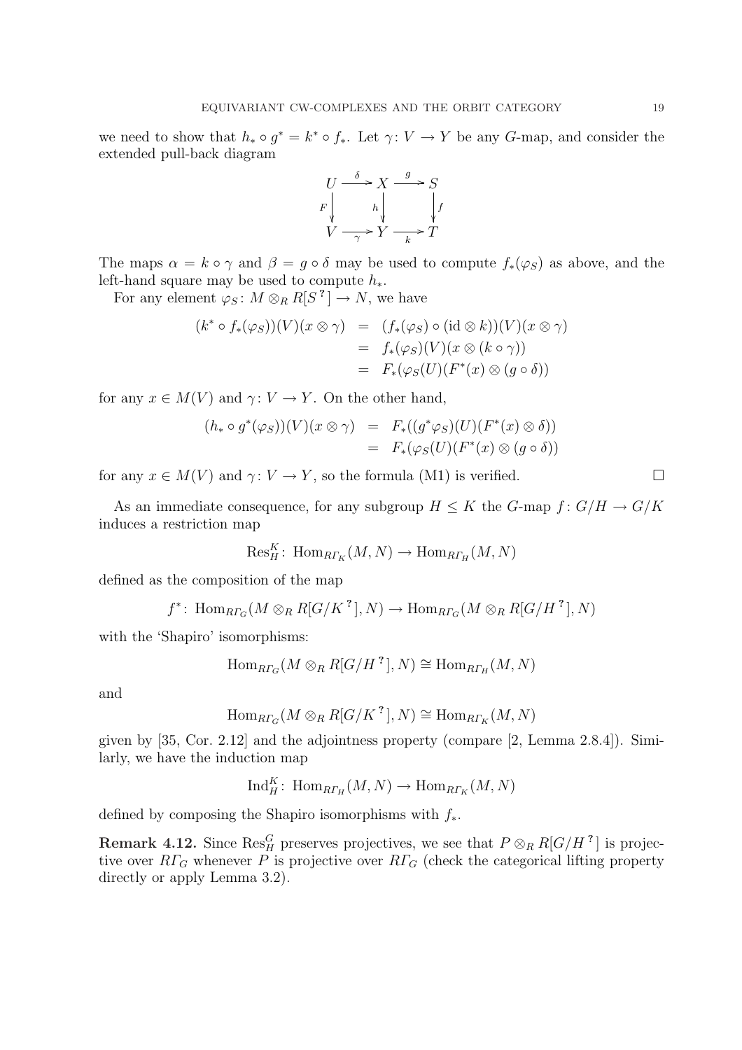we need to show that $h_* \circ g^* = k^* \circ f_*$. Let $\gamma\colon V \to Y$ be any $G$-map, and consider the extended pull-back diagram

$$\begin{array}{ccccc} U & \xrightarrow{\delta} & X & \xrightarrow{g} & S \\ {\scriptstyle F}\downarrow & & {\scriptstyle h}\downarrow & & \downarrow{\scriptstyle f} \\ V & \xrightarrow[\gamma]{} & Y & \xrightarrow[k]{} & T \end{array}$$

The maps $\alpha = k \circ \gamma$ and $\beta = g \circ \delta$ may be used to compute $f_*(\varphi_S)$ as above, and the left-hand square may be used to compute $h_*$.

For any element $\varphi_S\colon M \otimes_R R[S^{?}] \to N$, we have

$$\begin{aligned} (k^* \circ f_*(\varphi_S))(V)(x \otimes \gamma) &= (f_*(\varphi_S) \circ (\mathrm{id} \otimes k))(V)(x \otimes \gamma) \\ &= f_*(\varphi_S)(V)(x \otimes (k \circ \gamma)) \\ &= F_*(\varphi_S(U)(F^*(x) \otimes (g \circ \delta)) \end{aligned}$$

for any $x \in M(V)$ and $\gamma\colon V \to Y$. On the other hand,

$$\begin{aligned} (h_* \circ g^*(\varphi_S))(V)(x \otimes \gamma) &= F_*((g^*\varphi_S)(U)(F^*(x) \otimes \delta)) \\ &= F_*(\varphi_S(U)(F^*(x) \otimes (g \circ \delta)) \end{aligned}$$

for any $x \in M(V)$ and $\gamma\colon V \to Y$, so the formula (M1) is verified. □

As an immediate consequence, for any subgroup $H \leq K$ the $G$-map $f\colon G/H \to G/K$ induces a restriction map

$$\mathrm{Res}^K_H\colon \mathrm{Hom}_{R\Gamma_K}(M, N) \to \mathrm{Hom}_{R\Gamma_H}(M, N)$$

defined as the composition of the map

$$f^*\colon \mathrm{Hom}_{R\Gamma_G}(M \otimes_R R[G/K^{?}], N) \to \mathrm{Hom}_{R\Gamma_G}(M \otimes_R R[G/H^{?}], N)$$

with the 'Shapiro' isomorphisms:

$$\mathrm{Hom}_{R\Gamma_G}(M \otimes_R R[G/H^{?}], N) \cong \mathrm{Hom}_{R\Gamma_H}(M, N)$$

and

$$\mathrm{Hom}_{R\Gamma_G}(M \otimes_R R[G/K^{?}], N) \cong \mathrm{Hom}_{R\Gamma_K}(M, N)$$

given by [35, Cor. 2.12] and the adjointness property (compare [2, Lemma 2.8.4]). Similarly, we have the induction map

$$\mathrm{Ind}^K_H\colon \mathrm{Hom}_{R\Gamma_H}(M, N) \to \mathrm{Hom}_{R\Gamma_K}(M, N)$$

defined by composing the Shapiro isomorphisms with $f_*$.

**Remark 4.12.** Since $\mathrm{Res}^G_H$ preserves projectives, we see that $P \otimes_R R[G/H^{?}]$ is projective over $R\Gamma_G$ whenever $P$ is projective over $R\Gamma_G$ (check the categorical lifting property directly or apply Lemma 3.2).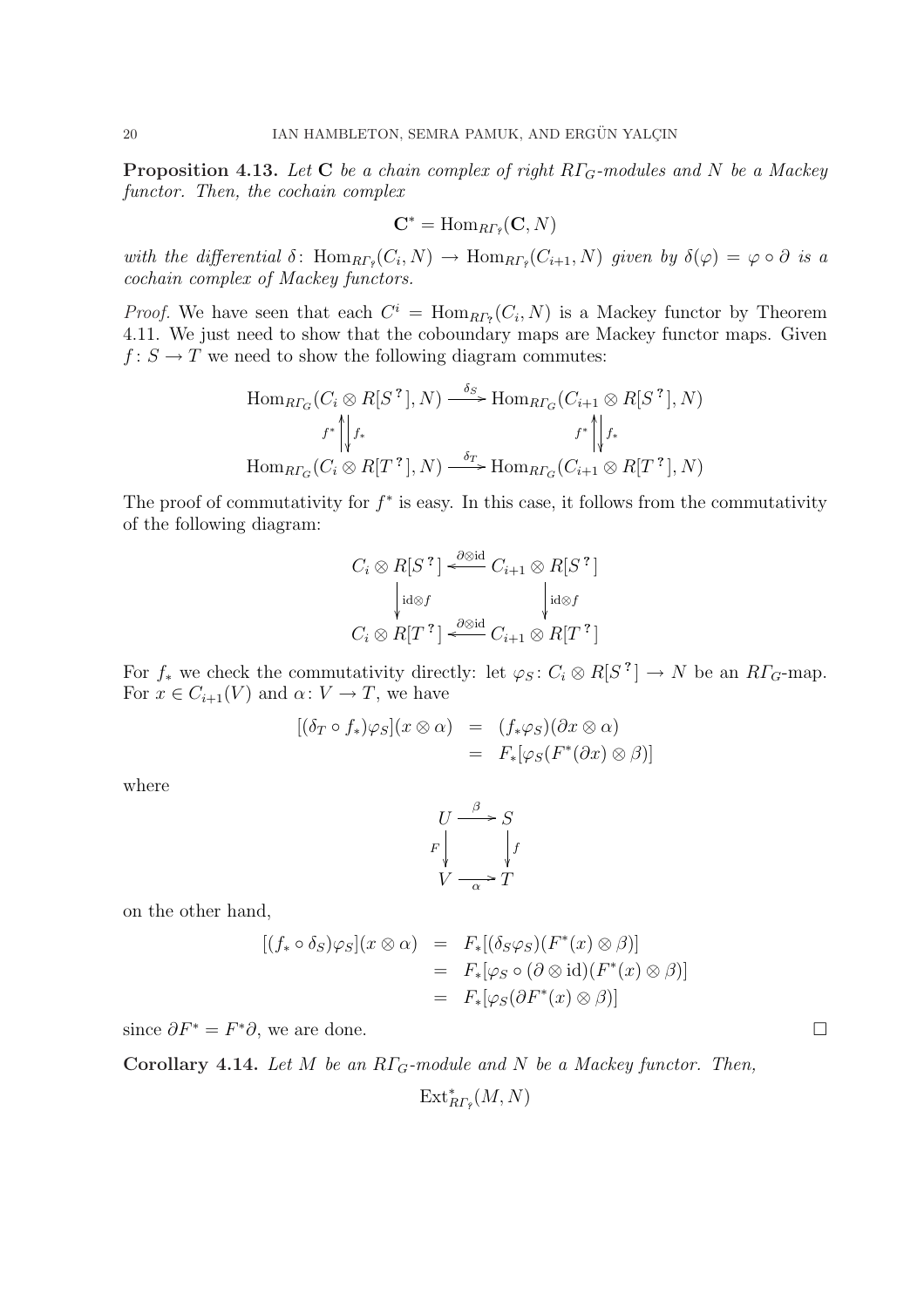**Proposition 4.13.** *Let* $\mathbf{C}$ *be a chain complex of right* $R\Gamma_G$*-modules and* $N$ *be a Mackey functor. Then, the cochain complex*

$$\mathbf{C}^* = \operatorname{Hom}_{R\Gamma_?}(\mathbf{C}, N)$$

*with the differential* $\delta \colon \operatorname{Hom}_{R\Gamma_?}(C_i, N) \to \operatorname{Hom}_{R\Gamma_?}(C_{i+1}, N)$ *given by* $\delta(\varphi) = \varphi \circ \partial$ *is a cochain complex of Mackey functors.*

*Proof.* We have seen that each $C^i = \operatorname{Hom}_{R\Gamma_?}(C_i, N)$ is a Mackey functor by Theorem 4.11. We just need to show that the coboundary maps are Mackey functor maps. Given $f \colon S \to T$ we need to show the following diagram commutes:

$$\begin{array}{ccc}
\operatorname{Hom}_{R\Gamma_G}(C_i \otimes R[S^{\,?}], N) & \xrightarrow{\delta_S} & \operatorname{Hom}_{R\Gamma_G}(C_{i+1} \otimes R[S^{\,?}], N) \\
{\scriptstyle f^*}\uparrow\downarrow{\scriptstyle f_*} & & {\scriptstyle f^*}\uparrow\downarrow{\scriptstyle f_*} \\
\operatorname{Hom}_{R\Gamma_G}(C_i \otimes R[T^{\,?}], N) & \xrightarrow{\delta_T} & \operatorname{Hom}_{R\Gamma_G}(C_{i+1} \otimes R[T^{\,?}], N)
\end{array}$$

The proof of commutativity for $f^*$ is easy. In this case, it follows from the commutativity of the following diagram:

$$\begin{array}{ccc}
C_i \otimes R[S^{\,?}] & \xleftarrow{\partial \otimes \mathrm{id}} & C_{i+1} \otimes R[S^{\,?}] \\
\downarrow{\scriptstyle \mathrm{id} \otimes f} & & \downarrow{\scriptstyle \mathrm{id} \otimes f} \\
C_i \otimes R[T^{\,?}] & \xleftarrow{\partial \otimes \mathrm{id}} & C_{i+1} \otimes R[T^{\,?}]
\end{array}$$

For $f_*$ we check the commutativity directly: let $\varphi_S \colon C_i \otimes R[S^{\,?}] \to N$ be an $R\Gamma_G$-map. For $x \in C_{i+1}(V)$ and $\alpha \colon V \to T$, we have

$$\begin{aligned}
[(\delta_T \circ f_*)\varphi_S](x \otimes \alpha) &= (f_* \varphi_S)(\partial x \otimes \alpha) \\
&= F_*[\varphi_S(F^*(\partial x) \otimes \beta)]
\end{aligned}$$

where

$$\begin{array}{ccc}
U & \xrightarrow{\beta} & S \\
{\scriptstyle F}\downarrow & & \downarrow{\scriptstyle f} \\
V & \xrightarrow[\alpha]{} & T
\end{array}$$

on the other hand,

$$\begin{aligned}
[(f_* \circ \delta_S)\varphi_S](x \otimes \alpha) &= F_*[(\delta_S \varphi_S)(F^*(x) \otimes \beta)] \\
&= F_*[\varphi_S \circ (\partial \otimes \mathrm{id})(F^*(x) \otimes \beta)] \\
&= F_*[\varphi_S(\partial F^*(x) \otimes \beta)]
\end{aligned}$$

since $\partial F^* = F^* \partial$, we are done. $\square$

**Corollary 4.14.** *Let* $M$ *be an* $R\Gamma_G$*-module and* $N$ *be a Mackey functor. Then,*

$$\operatorname{Ext}^*_{R\Gamma_?}(M, N)$$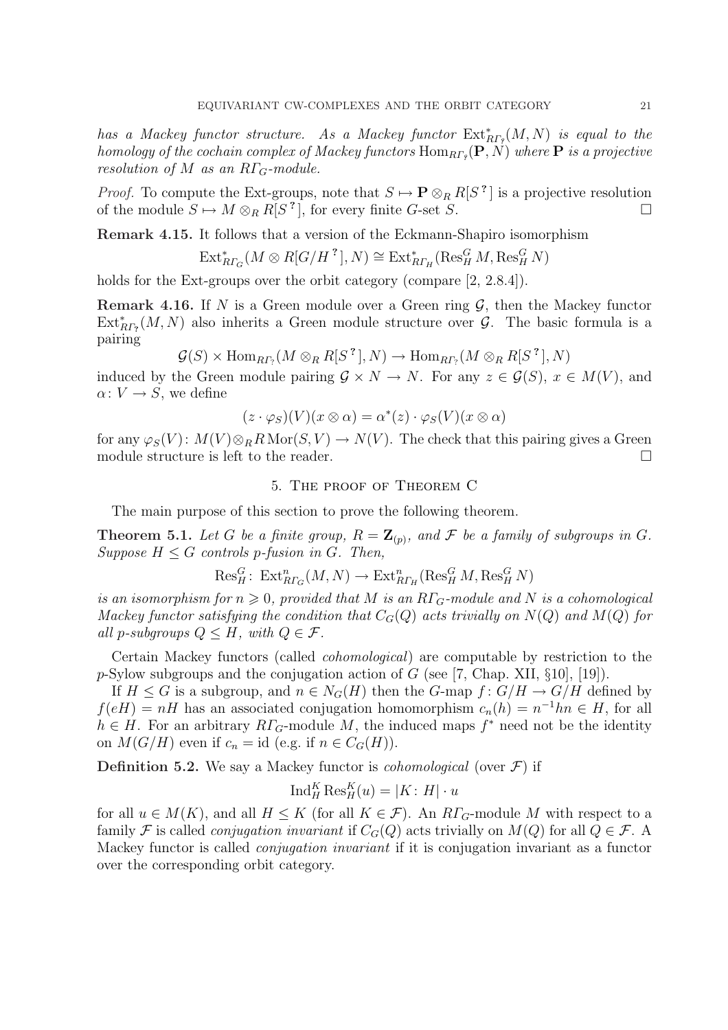*has a Mackey functor structure. As a Mackey functor* $\mathrm{Ext}^*_{R\Gamma_?}(M,N)$ *is equal to the homology of the cochain complex of Mackey functors* $\mathrm{Hom}_{R\Gamma_?}(\mathbf{P},N)$ *where* $\mathbf{P}$ *is a projective resolution of* $M$ *as an* $R\Gamma_G$*-module.*

*Proof.* To compute the Ext-groups, note that $S \mapsto \mathbf{P} \otimes_R R[S^{\,?}]$ is a projective resolution of the module $S \mapsto M \otimes_R R[S^{\,?}]$, for every finite $G$-set $S$. □

**Remark 4.15.** It follows that a version of the Eckmann-Shapiro isomorphism

$$\mathrm{Ext}^*_{R\Gamma_G}(M \otimes R[G/H^{\,?}], N) \cong \mathrm{Ext}^*_{R\Gamma_H}(\mathrm{Res}^G_H M, \mathrm{Res}^G_H N)$$

holds for the Ext-groups over the orbit category (compare [2, 2.8.4]).

**Remark 4.16.** If $N$ is a Green module over a Green ring $\mathcal{G}$, then the Mackey functor $\mathrm{Ext}^*_{R\Gamma_?}(M,N)$ also inherits a Green module structure over $\mathcal{G}$. The basic formula is a pairing

$$\mathcal{G}(S) \times \mathrm{Hom}_{R\Gamma_?}(M \otimes_R R[S^{\,?}], N) \to \mathrm{Hom}_{R\Gamma_?}(M \otimes_R R[S^{\,?}], N)$$

induced by the Green module pairing $\mathcal{G} \times N \to N$. For any $z \in \mathcal{G}(S)$, $x \in M(V)$, and $\alpha\colon V \to S$, we define

$$(z \cdot \varphi_S)(V)(x \otimes \alpha) = \alpha^*(z) \cdot \varphi_S(V)(x \otimes \alpha)$$

for any $\varphi_S(V)\colon M(V) \otimes_R R\,\mathrm{Mor}(S,V) \to N(V)$. The check that this pairing gives a Green module structure is left to the reader. □

## 5. The proof of Theorem C

The main purpose of this section to prove the following theorem.

**Theorem 5.1.** *Let* $G$ *be a finite group,* $R = \mathbf{Z}_{(p)}$*, and* $\mathcal{F}$ *be a family of subgroups in* $G$*. Suppose* $H \leq G$ *controls* $p$*-fusion in* $G$*. Then,*

$$\mathrm{Res}^G_H\colon \mathrm{Ext}^n_{R\Gamma_G}(M,N) \to \mathrm{Ext}^n_{R\Gamma_H}(\mathrm{Res}^G_H M, \mathrm{Res}^G_H N)$$

*is an isomorphism for* $n \geqslant 0$*, provided that* $M$ *is an* $R\Gamma_G$*-module and* $N$ *is a cohomological Mackey functor satisfying the condition that* $C_G(Q)$ *acts trivially on* $N(Q)$ *and* $M(Q)$ *for all* $p$*-subgroups* $Q \leq H$*, with* $Q \in \mathcal{F}$*.*

Certain Mackey functors (called *cohomological*) are computable by restriction to the $p$-Sylow subgroups and the conjugation action of $G$ (see [7, Chap. XII, §10], [19]).

If $H \leq G$ is a subgroup, and $n \in N_G(H)$ then the $G$-map $f\colon G/H \to G/H$ defined by $f(eH) = nH$ has an associated conjugation homomorphism $c_n(h) = n^{-1}hn \in H$, for all $h \in H$. For an arbitrary $R\Gamma_G$-module $M$, the induced maps $f^*$ need not be the identity on $M(G/H)$ even if $c_n = \mathrm{id}$ (e.g. if $n \in C_G(H)$).

**Definition 5.2.** We say a Mackey functor is *cohomological* (over $\mathcal{F}$) if

$$\mathrm{Ind}^K_H \mathrm{Res}^K_H(u) = |K \colon H| \cdot u$$

for all $u \in M(K)$, and all $H \leq K$ (for all $K \in \mathcal{F}$). An $R\Gamma_G$-module $M$ with respect to a family $\mathcal{F}$ is called *conjugation invariant* if $C_G(Q)$ acts trivially on $M(Q)$ for all $Q \in \mathcal{F}$. A Mackey functor is called *conjugation invariant* if it is conjugation invariant as a functor over the corresponding orbit category.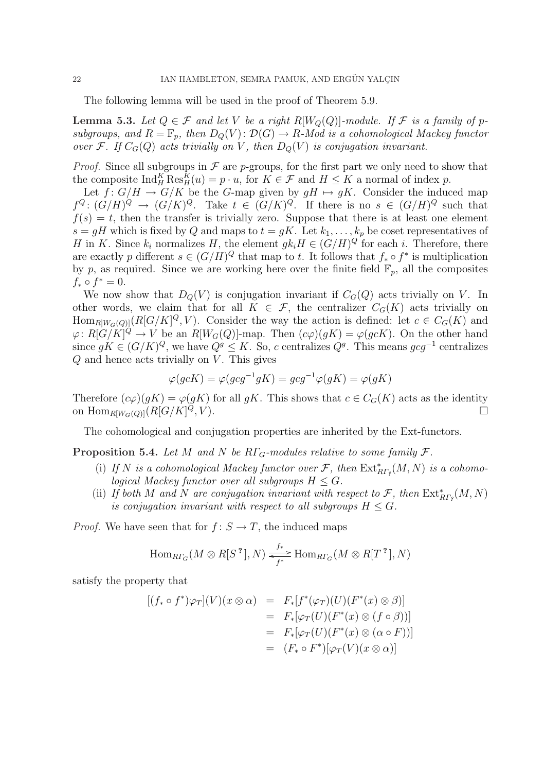The following lemma will be used in the proof of Theorem 5.9.

**Lemma 5.3.** *Let $Q \in \mathcal{F}$ and let $V$ be a right $R[W_Q(Q)]$-module. If $\mathcal{F}$ is a family of $p$-subgroups, and $R = \mathbb{F}_p$, then $D_Q(V)\colon \mathcal{D}(G) \to R$-Mod is a cohomological Mackey functor over $\mathcal{F}$. If $C_G(Q)$ acts trivially on $V$, then $D_Q(V)$ is conjugation invariant.*

*Proof.* Since all subgroups in $\mathcal{F}$ are $p$-groups, for the first part we only need to show that the composite $\operatorname{Ind}_H^K \operatorname{Res}_H^K(u) = p \cdot u$, for $K \in \mathcal{F}$ and $H \leq K$ a normal of index $p$.

Let $f\colon G/H \to G/K$ be the $G$-map given by $gH \mapsto gK$. Consider the induced map $f^Q\colon (G/H)^Q \to (G/K)^Q$. Take $t \in (G/K)^Q$. If there is no $s \in (G/H)^Q$ such that $f(s) = t$, then the transfer is trivially zero. Suppose that there is at least one element $s = gH$ which is fixed by $Q$ and maps to $t = gK$. Let $k_1, \dots, k_p$ be coset representatives of $H$ in $K$. Since $k_i$ normalizes $H$, the element $gk_iH \in (G/H)^Q$ for each $i$. Therefore, there are exactly $p$ different $s \in (G/H)^Q$ that map to $t$. It follows that $f_* \circ f^*$ is multiplication by $p$, as required. Since we are working here over the finite field $\mathbb{F}_p$, all the composites $f_* \circ f^* = 0$.

We now show that $D_Q(V)$ is conjugation invariant if $C_G(Q)$ acts trivially on $V$. In other words, we claim that for all $K \in \mathcal{F}$, the centralizer $C_G(K)$ acts trivially on $\operatorname{Hom}_{R[W_G(Q)]}(R[G/K]^Q, V)$. Consider the way the action is defined: let $c \in C_G(K)$ and $\varphi\colon R[G/K]^Q \to V$ be an $R[W_G(Q)]$-map. Then $(c\varphi)(gK) = \varphi(gcK)$. On the other hand since $gK \in (G/K)^Q$, we have $Q^g \leq K$. So, $c$ centralizes $Q^g$. This means $gcg^{-1}$ centralizes $Q$ and hence acts trivially on $V$. This gives

$$\varphi(gcK) = \varphi(gcg^{-1}gK) = gcg^{-1}\varphi(gK) = \varphi(gK)$$

Therefore $(c\varphi)(gK) = \varphi(gK)$ for all $gK$. This shows that $c \in C_G(K)$ acts as the identity on $\operatorname{Hom}_{R[W_G(Q)]}(R[G/K]^Q, V)$. $\square$

The cohomological and conjugation properties are inherited by the Ext-functors.

**Proposition 5.4.** *Let $M$ and $N$ be $R\varGamma_G$-modules relative to some family $\mathcal{F}$.*

(i) *If $N$ is a cohomological Mackey functor over $\mathcal{F}$, then $\operatorname{Ext}^*_{R\varGamma_?}(M, N)$ is a cohomological Mackey functor over all subgroups $H \leq G$.*

(ii) *If both $M$ and $N$ are conjugation invariant with respect to $\mathcal{F}$, then $\operatorname{Ext}^*_{R\varGamma_?}(M, N)$ is conjugation invariant with respect to all subgroups $H \leq G$.*

*Proof.* We have seen that for $f\colon S \to T$, the induced maps

$$\operatorname{Hom}_{R\varGamma_G}(M \otimes R[S^{\,?}], N) \underset{f^*}{\overset{f_*}{\rightleftarrows}} \operatorname{Hom}_{R\varGamma_G}(M \otimes R[T^{\,?}], N)$$

satisfy the property that

$$\begin{aligned}
[(f_* \circ f^*)\varphi_T](V)(x \otimes \alpha) &= F_*[f^*(\varphi_T)(U)(F^*(x) \otimes \beta)] \\
&= F_*[\varphi_T(U)(F^*(x) \otimes (f \circ \beta))] \\
&= F_*[\varphi_T(U)(F^*(x) \otimes (\alpha \circ F))] \\
&= (F_* \circ F^*)[\varphi_T(V)(x \otimes \alpha)]
\end{aligned}$$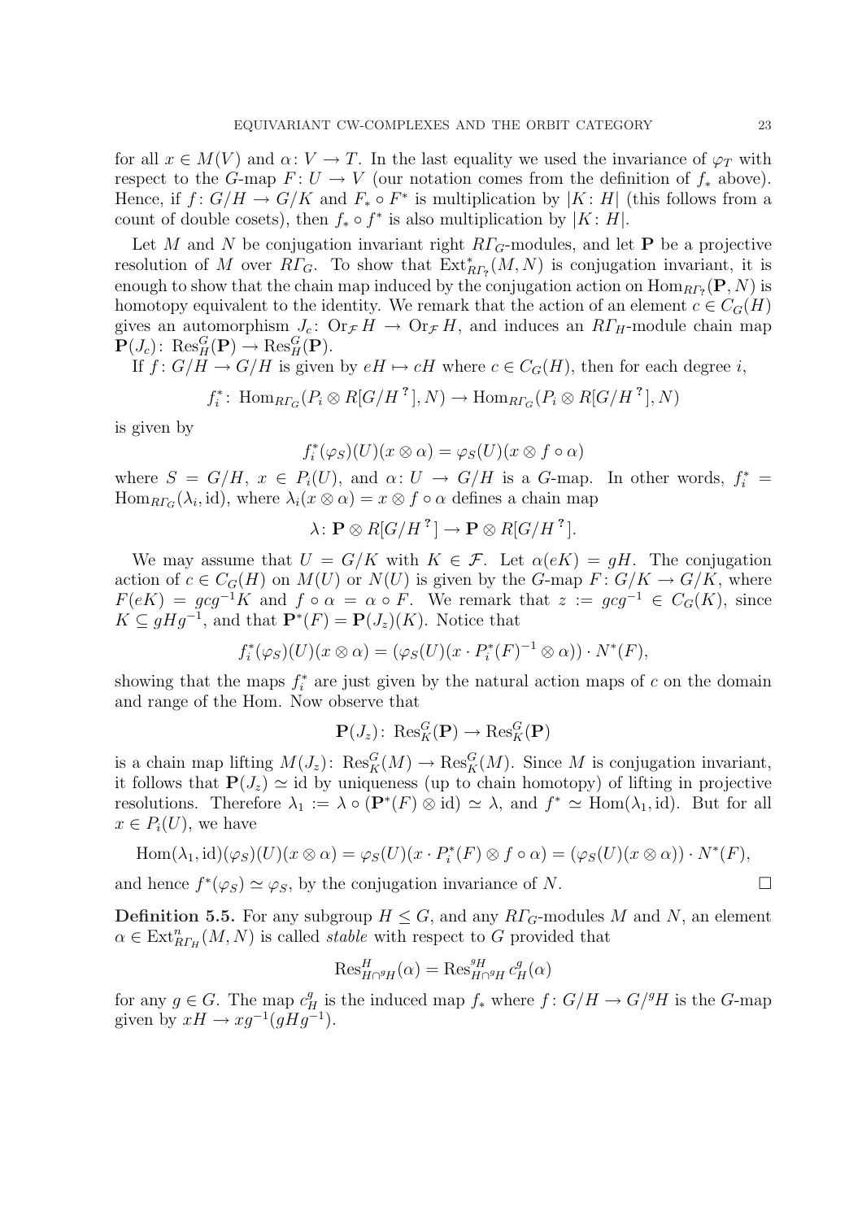for all $x \in M(V)$ and $\alpha\colon V \to T$. In the last equality we used the invariance of $\varphi_T$ with respect to the $G$-map $F\colon U \to V$ (our notation comes from the definition of $f_*$ above). Hence, if $f\colon G/H \to G/K$ and $F_* \circ F^*$ is multiplication by $|K\colon H|$ (this follows from a count of double cosets), then $f_* \circ f^*$ is also multiplication by $|K\colon H|$.

Let $M$ and $N$ be conjugation invariant right $R\varGamma_G$-modules, and let $\mathbf{P}$ be a projective resolution of $M$ over $R\varGamma_G$. To show that $\operatorname{Ext}^*_{R\varGamma_?}(M, N)$ is conjugation invariant, it is enough to show that the chain map induced by the conjugation action on $\operatorname{Hom}_{R\varGamma_?}(\mathbf{P}, N)$ is homotopy equivalent to the identity. We remark that the action of an element $c \in C_G(H)$ gives an automorphism $J_c\colon \operatorname{Or}_{\mathcal{F}} H \to \operatorname{Or}_{\mathcal{F}} H$, and induces an $R\varGamma_H$-module chain map $\mathbf{P}(J_c)\colon \operatorname{Res}^G_H(\mathbf{P}) \to \operatorname{Res}^G_H(\mathbf{P})$.

If $f\colon G/H \to G/H$ is given by $eH \mapsto cH$ where $c \in C_G(H)$, then for each degree $i$,

$$f_i^*\colon \operatorname{Hom}_{R\varGamma_G}(P_i \otimes R[G/H^{\,?}], N) \to \operatorname{Hom}_{R\varGamma_G}(P_i \otimes R[G/H^{\,?}], N)$$

is given by

$$f_i^*(\varphi_S)(U)(x \otimes \alpha) = \varphi_S(U)(x \otimes f \circ \alpha)$$

where $S = G/H$, $x \in P_i(U)$, and $\alpha\colon U \to G/H$ is a $G$-map. In other words, $f_i^* = \operatorname{Hom}_{R\varGamma_G}(\lambda_i, \mathrm{id})$, where $\lambda_i(x \otimes \alpha) = x \otimes f \circ \alpha$ defines a chain map

$$\lambda\colon \mathbf{P} \otimes R[G/H^{\,?}] \to \mathbf{P} \otimes R[G/H^{\,?}].$$

We may assume that $U = G/K$ with $K \in \mathcal{F}$. Let $\alpha(eK) = gH$. The conjugation action of $c \in C_G(H)$ on $M(U)$ or $N(U)$ is given by the $G$-map $F\colon G/K \to G/K$, where $F(eK) = gcg^{-1}K$ and $f \circ \alpha = \alpha \circ F$. We remark that $z := gcg^{-1} \in C_G(K)$, since $K \subseteq gHg^{-1}$, and that $\mathbf{P}^*(F) = \mathbf{P}(J_z)(K)$. Notice that

$$f_i^*(\varphi_S)(U)(x \otimes \alpha) = (\varphi_S(U)(x \cdot P_i^*(F)^{-1} \otimes \alpha)) \cdot N^*(F),$$

showing that the maps $f_i^*$ are just given by the natural action maps of $c$ on the domain and range of the Hom. Now observe that

$$\mathbf{P}(J_z)\colon \operatorname{Res}^G_K(\mathbf{P}) \to \operatorname{Res}^G_K(\mathbf{P})$$

is a chain map lifting $M(J_z)\colon \operatorname{Res}^G_K(M) \to \operatorname{Res}^G_K(M)$. Since $M$ is conjugation invariant, it follows that $\mathbf{P}(J_z) \simeq \mathrm{id}$ by uniqueness (up to chain homotopy) of lifting in projective resolutions. Therefore $\lambda_1 := \lambda \circ (\mathbf{P}^*(F) \otimes \mathrm{id}) \simeq \lambda$, and $f^* \simeq \operatorname{Hom}(\lambda_1, \mathrm{id})$. But for all $x \in P_i(U)$, we have

$$\operatorname{Hom}(\lambda_1, \mathrm{id})(\varphi_S)(U)(x \otimes \alpha) = \varphi_S(U)(x \cdot P_i^*(F) \otimes f \circ \alpha) = (\varphi_S(U)(x \otimes \alpha)) \cdot N^*(F),$$

and hence $f^*(\varphi_S) \simeq \varphi_S$, by the conjugation invariance of $N$. $\square$

**Definition 5.5.** For any subgroup $H \leq G$, and any $R\varGamma_G$-modules $M$ and $N$, an element $\alpha \in \operatorname{Ext}^n_{R\varGamma_H}(M, N)$ is called *stable* with respect to $G$ provided that

$$\operatorname{Res}^H_{H \cap {}^gH}(\alpha) = \operatorname{Res}^{{}^gH}_{H \cap {}^gH} c^g_H(\alpha)$$

for any $g \in G$. The map $c^g_H$ is the induced map $f_*$ where $f\colon G/H \to G/{}^gH$ is the $G$-map given by $xH \to xg^{-1}(gHg^{-1})$.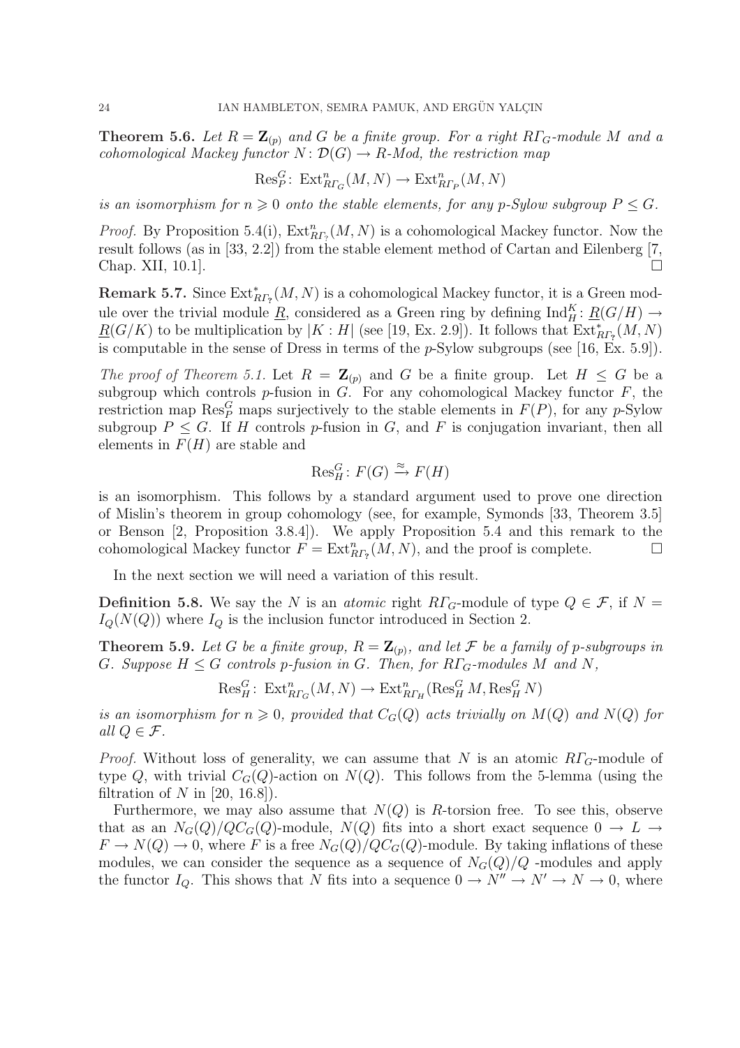**Theorem 5.6.** *Let $R = \mathbf{Z}_{(p)}$ and $G$ be a finite group. For a right $R\Gamma_G$-module $M$ and a cohomological Mackey functor $N \colon \mathcal{D}(G) \to R$-Mod, the restriction map*

$$\operatorname{Res}^G_P \colon \operatorname{Ext}^n_{R\Gamma_G}(M, N) \to \operatorname{Ext}^n_{R\Gamma_P}(M, N)$$

*is an isomorphism for $n \geqslant 0$ onto the stable elements, for any $p$-Sylow subgroup $P \leq G$.*

*Proof.* By Proposition 5.4(i), $\operatorname{Ext}^n_{R\Gamma_?}(M, N)$ is a cohomological Mackey functor. Now the result follows (as in [33, 2.2]) from the stable element method of Cartan and Eilenberg [7, Chap. XII, 10.1]. □

**Remark 5.7.** Since $\operatorname{Ext}^*_{R\Gamma_?}(M, N)$ is a cohomological Mackey functor, it is a Green module over the trivial module $\underline{R}$, considered as a Green ring by defining $\operatorname{Ind}^K_H \colon \underline{R}(G/H) \to \underline{R}(G/K)$ to be multiplication by $|K : H|$ (see [19, Ex. 2.9]). It follows that $\operatorname{Ext}^*_{R\Gamma_?}(M, N)$ is computable in the sense of Dress in terms of the $p$-Sylow subgroups (see [16, Ex. 5.9]).

*The proof of Theorem 5.1.* Let $R = \mathbf{Z}_{(p)}$ and $G$ be a finite group. Let $H \leq G$ be a subgroup which controls $p$-fusion in $G$. For any cohomological Mackey functor $F$, the restriction map $\operatorname{Res}^G_P$ maps surjectively to the stable elements in $F(P)$, for any $p$-Sylow subgroup $P \leq G$. If $H$ controls $p$-fusion in $G$, and $F$ is conjugation invariant, then all elements in $F(H)$ are stable and

$$\operatorname{Res}^G_H \colon F(G) \xrightarrow{\approx} F(H)$$

is an isomorphism. This follows by a standard argument used to prove one direction of Mislin's theorem in group cohomology (see, for example, Symonds [33, Theorem 3.5] or Benson [2, Proposition 3.8.4]). We apply Proposition 5.4 and this remark to the cohomological Mackey functor $F = \operatorname{Ext}^n_{R\Gamma_?}(M, N)$, and the proof is complete. □

In the next section we will need a variation of this result.

**Definition 5.8.** We say the $N$ is an *atomic* right $R\Gamma_G$-module of type $Q \in \mathcal{F}$, if $N = I_Q(N(Q))$ where $I_Q$ is the inclusion functor introduced in Section 2.

**Theorem 5.9.** *Let $G$ be a finite group, $R = \mathbf{Z}_{(p)}$, and let $\mathcal{F}$ be a family of $p$-subgroups in $G$. Suppose $H \leq G$ controls $p$-fusion in $G$. Then, for $R\Gamma_G$-modules $M$ and $N$,*

$$\operatorname{Res}^G_H \colon \operatorname{Ext}^n_{R\Gamma_G}(M, N) \to \operatorname{Ext}^n_{R\Gamma_H}(\operatorname{Res}^G_H M, \operatorname{Res}^G_H N)$$

*is an isomorphism for $n \geqslant 0$, provided that $C_G(Q)$ acts trivially on $M(Q)$ and $N(Q)$ for all $Q \in \mathcal{F}$.*

*Proof.* Without loss of generality, we can assume that $N$ is an atomic $R\Gamma_G$-module of type $Q$, with trivial $C_G(Q)$-action on $N(Q)$. This follows from the 5-lemma (using the filtration of $N$ in [20, 16.8]).

Furthermore, we may also assume that $N(Q)$ is $R$-torsion free. To see this, observe that as an $N_G(Q)/QC_G(Q)$-module, $N(Q)$ fits into a short exact sequence $0 \to L \to F \to N(Q) \to 0$, where $F$ is a free $N_G(Q)/QC_G(Q)$-module. By taking inflations of these modules, we can consider the sequence as a sequence of $N_G(Q)/Q$ -modules and apply the functor $I_Q$. This shows that $N$ fits into a sequence $0 \to N'' \to N' \to N \to 0$, where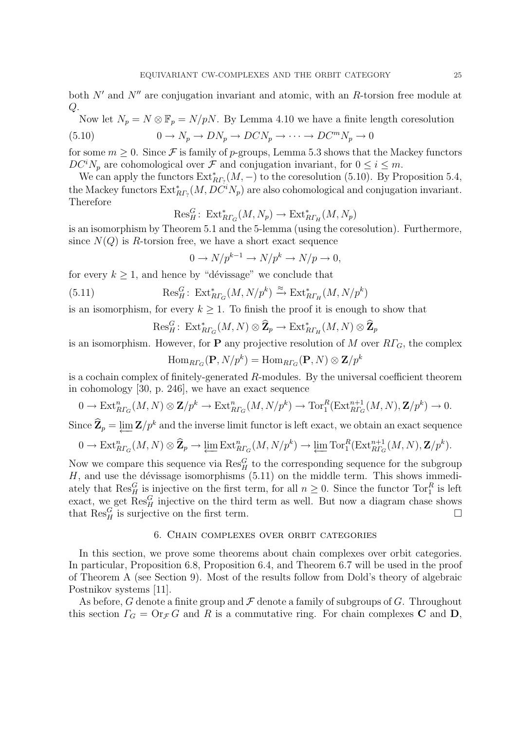both $N'$ and $N''$ are conjugation invariant and atomic, with an $R$-torsion free module at $Q$.

Now let $N_p = N \otimes \mathbb{F}_p = N/pN$. By Lemma 4.10 we have a finite length coresolution

$$0 \to N_p \to DN_p \to DCN_p \to \cdots \to DC^m N_p \to 0 \tag{5.10}$$

for some $m \geq 0$. Since $\mathcal{F}$ is family of $p$-groups, Lemma 5.3 shows that the Mackey functors $DC^i N_p$ are cohomological over $\mathcal{F}$ and conjugation invariant, for $0 \leq i \leq m$.

We can apply the functors $\operatorname{Ext}^*_{R\Gamma_?}(M, -)$ to the coresolution (5.10). By Proposition 5.4, the Mackey functors $\operatorname{Ext}^*_{R\Gamma_?}(M, DC^i N_p)$ are also cohomological and conjugation invariant. Therefore

$$\operatorname{Res}^G_H \colon \operatorname{Ext}^*_{R\Gamma_G}(M, N_p) \to \operatorname{Ext}^*_{R\Gamma_H}(M, N_p)$$

is an isomorphism by Theorem 5.1 and the 5-lemma (using the coresolution). Furthermore, since $N(Q)$ is $R$-torsion free, we have a short exact sequence

$$0 \to N/p^{k-1} \to N/p^k \to N/p \to 0,$$

for every $k \geq 1$, and hence by "dévissage" we conclude that

$$\operatorname{Res}^G_H \colon \operatorname{Ext}^*_{R\Gamma_G}(M, N/p^k) \xrightarrow{\approx} \operatorname{Ext}^*_{R\Gamma_H}(M, N/p^k) \tag{5.11}$$

is an isomorphism, for every $k \geq 1$. To finish the proof it is enough to show that

$$\operatorname{Res}^G_H \colon \operatorname{Ext}^*_{R\Gamma_G}(M, N) \otimes \widehat{\mathbf{Z}}_p \to \operatorname{Ext}^*_{R\Gamma_H}(M, N) \otimes \widehat{\mathbf{Z}}_p$$

is an isomorphism. However, for $\mathbf{P}$ any projective resolution of $M$ over $R\Gamma_G$, the complex

$$\operatorname{Hom}_{R\Gamma_G}(\mathbf{P}, N/p^k) = \operatorname{Hom}_{R\Gamma_G}(\mathbf{P}, N) \otimes \mathbf{Z}/p^k$$

is a cochain complex of finitely-generated $R$-modules. By the universal coefficient theorem in cohomology [30, p. 246], we have an exact sequence

$$0 \to \operatorname{Ext}^n_{R\Gamma_G}(M, N) \otimes \mathbf{Z}/p^k \to \operatorname{Ext}^n_{R\Gamma_G}(M, N/p^k) \to \operatorname{Tor}^R_1(\operatorname{Ext}^{n+1}_{R\Gamma_G}(M, N), \mathbf{Z}/p^k) \to 0.$$

Since $\widehat{\mathbf{Z}}_p = \varprojlim \mathbf{Z}/p^k$ and the inverse limit functor is left exact, we obtain an exact sequence

$$0 \to \operatorname{Ext}^n_{R\Gamma_G}(M, N) \otimes \widehat{\mathbf{Z}}_p \to \varprojlim \operatorname{Ext}^n_{R\Gamma_G}(M, N/p^k) \to \varprojlim \operatorname{Tor}^R_1(\operatorname{Ext}^{n+1}_{R\Gamma_G}(M, N), \mathbf{Z}/p^k).$$

Now we compare this sequence via $\operatorname{Res}^G_H$ to the corresponding sequence for the subgroup $H$, and use the dévissage isomorphisms (5.11) on the middle term. This shows immediately that $\operatorname{Res}^G_H$ is injective on the first term, for all $n \geq 0$. Since the functor $\operatorname{Tor}^R_1$ is left exact, we get $\operatorname{Res}^G_H$ injective on the third term as well. But now a diagram chase shows that $\operatorname{Res}^G_H$ is surjective on the first term. $\square$

## 6. Chain complexes over orbit categories

In this section, we prove some theorems about chain complexes over orbit categories. In particular, Proposition 6.8, Proposition 6.4, and Theorem 6.7 will be used in the proof of Theorem A (see Section 9). Most of the results follow from Dold's theory of algebraic Postnikov systems [11].

As before, $G$ denote a finite group and $\mathcal{F}$ denote a family of subgroups of $G$. Throughout this section $\Gamma_G = \operatorname{Or}_{\mathcal{F}} G$ and $R$ is a commutative ring. For chain complexes $\mathbf{C}$ and $\mathbf{D}$,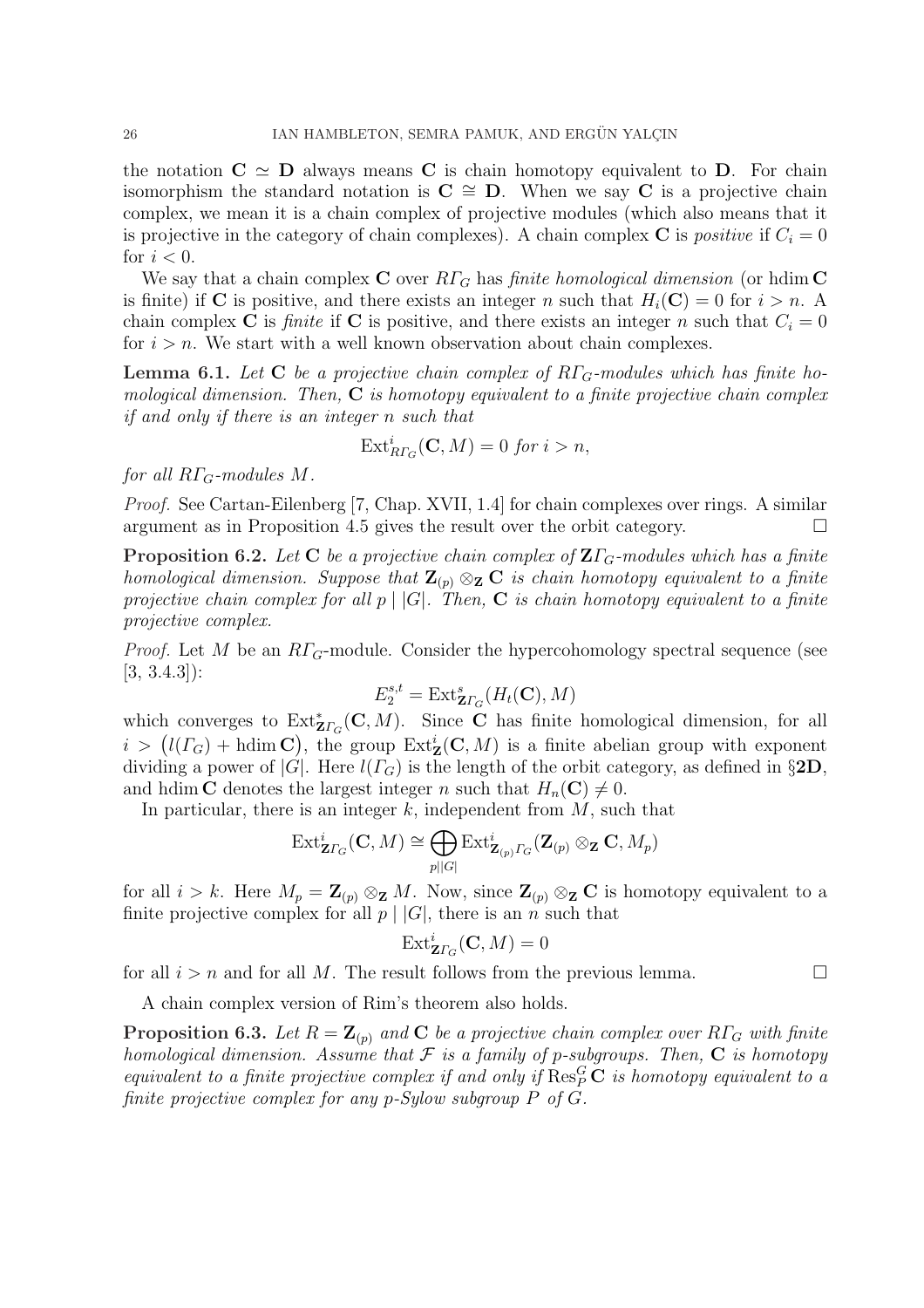the notation $\mathbf{C} \simeq \mathbf{D}$ always means $\mathbf{C}$ is chain homotopy equivalent to $\mathbf{D}$. For chain isomorphism the standard notation is $\mathbf{C} \cong \mathbf{D}$. When we say $\mathbf{C}$ is a projective chain complex, we mean it is a chain complex of projective modules (which also means that it is projective in the category of chain complexes). A chain complex $\mathbf{C}$ is *positive* if $C_i = 0$ for $i < 0$.

We say that a chain complex $\mathbf{C}$ over $R\varGamma_G$ has *finite homological dimension* (or $\operatorname{hdim} \mathbf{C}$ is finite) if $\mathbf{C}$ is positive, and there exists an integer $n$ such that $H_i(\mathbf{C}) = 0$ for $i > n$. A chain complex $\mathbf{C}$ is *finite* if $\mathbf{C}$ is positive, and there exists an integer $n$ such that $C_i = 0$ for $i > n$. We start with a well known observation about chain complexes.

**Lemma 6.1.** *Let $\mathbf{C}$ be a projective chain complex of $R\varGamma_G$-modules which has finite homological dimension. Then, $\mathbf{C}$ is homotopy equivalent to a finite projective chain complex if and only if there is an integer $n$ such that*

$$\operatorname{Ext}^i_{R\varGamma_G}(\mathbf{C}, M) = 0 \text{ for } i > n,$$

*for all $R\varGamma_G$-modules $M$.*

*Proof.* See Cartan-Eilenberg [7, Chap. XVII, 1.4] for chain complexes over rings. A similar argument as in Proposition 4.5 gives the result over the orbit category. □

**Proposition 6.2.** *Let $\mathbf{C}$ be a projective chain complex of $\mathbf{Z}\varGamma_G$-modules which has a finite homological dimension. Suppose that $\mathbf{Z}_{(p)} \otimes_{\mathbf{Z}} \mathbf{C}$ is chain homotopy equivalent to a finite projective chain complex for all $p \mid |G|$. Then, $\mathbf{C}$ is chain homotopy equivalent to a finite projective complex.*

*Proof.* Let $M$ be an $R\varGamma_G$-module. Consider the hypercohomology spectral sequence (see [3, 3.4.3]):

$$E_2^{s,t} = \operatorname{Ext}^s_{\mathbf{Z}\varGamma_G}(H_t(\mathbf{C}), M)$$

which converges to $\operatorname{Ext}^*_{\mathbf{Z}\varGamma_G}(\mathbf{C}, M)$. Since $\mathbf{C}$ has finite homological dimension, for all $i > \big(l(\varGamma_G) + \operatorname{hdim} \mathbf{C}\big)$, the group $\operatorname{Ext}^i_{\mathbf{Z}}(\mathbf{C}, M)$ is a finite abelian group with exponent dividing a power of $|G|$. Here $l(\varGamma_G)$ is the length of the orbit category, as defined in §**2D**, and $\operatorname{hdim} \mathbf{C}$ denotes the largest integer $n$ such that $H_n(\mathbf{C}) \neq 0$.

In particular, there is an integer $k$, independent from $M$, such that

$$\operatorname{Ext}^i_{\mathbf{Z}\varGamma_G}(\mathbf{C}, M) \cong \bigoplus_{p \mid |G|} \operatorname{Ext}^i_{\mathbf{Z}_{(p)}\varGamma_G}(\mathbf{Z}_{(p)} \otimes_{\mathbf{Z}} \mathbf{C}, M_p)$$

for all $i > k$. Here $M_p = \mathbf{Z}_{(p)} \otimes_{\mathbf{Z}} M$. Now, since $\mathbf{Z}_{(p)} \otimes_{\mathbf{Z}} \mathbf{C}$ is homotopy equivalent to a finite projective complex for all $p \mid |G|$, there is an $n$ such that

$$\operatorname{Ext}^i_{\mathbf{Z}\varGamma_G}(\mathbf{C}, M) = 0$$

for all $i > n$ and for all $M$. The result follows from the previous lemma. □

A chain complex version of Rim's theorem also holds.

**Proposition 6.3.** *Let $R = \mathbf{Z}_{(p)}$ and $\mathbf{C}$ be a projective chain complex over $R\varGamma_G$ with finite homological dimension. Assume that $\mathcal{F}$ is a family of $p$-subgroups. Then, $\mathbf{C}$ is homotopy equivalent to a finite projective complex if and only if $\operatorname{Res}^G_P \mathbf{C}$ is homotopy equivalent to a finite projective complex for any $p$-Sylow subgroup $P$ of $G$.*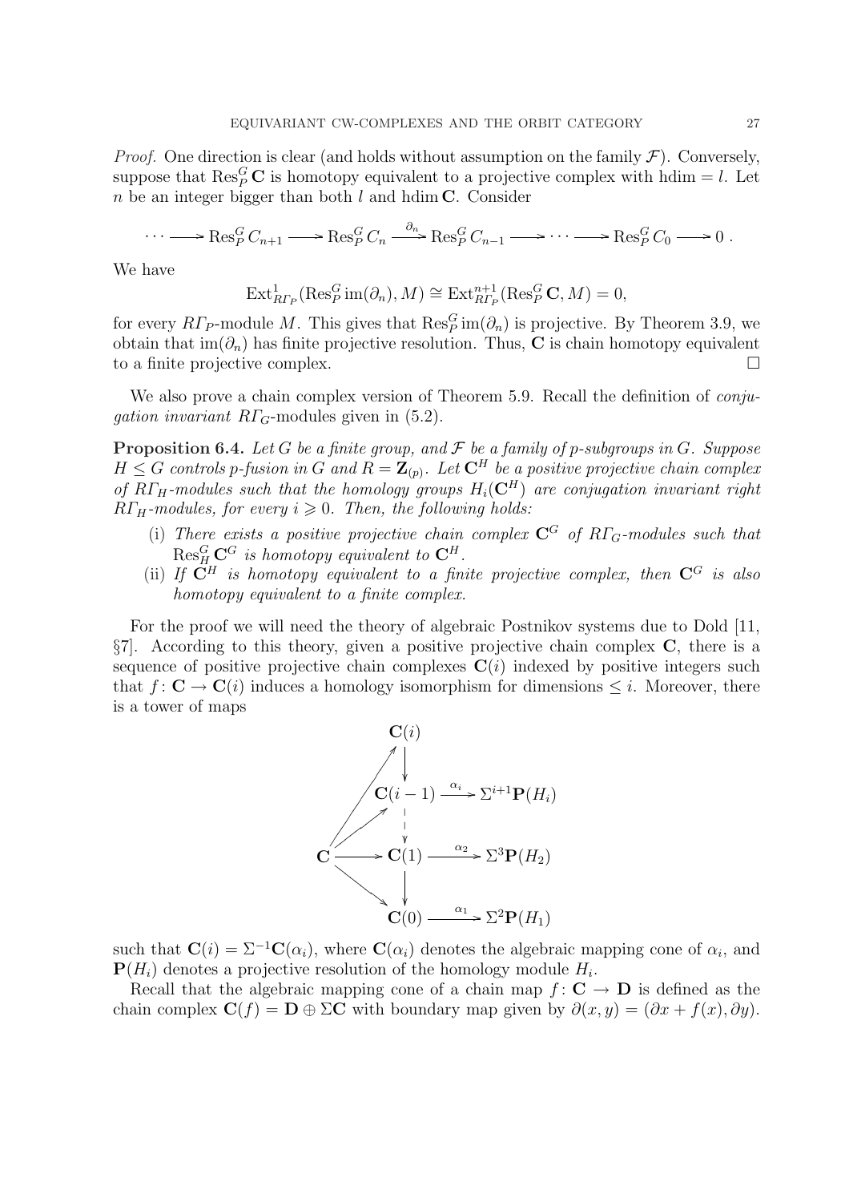*Proof.* One direction is clear (and holds without assumption on the family $\mathcal{F}$). Conversely, suppose that $\operatorname{Res}^G_P \mathbf{C}$ is homotopy equivalent to a projective complex with hdim $= l$. Let $n$ be an integer bigger than both $l$ and hdim $\mathbf{C}$. Consider

$$\cdots \longrightarrow \operatorname{Res}^G_P C_{n+1} \longrightarrow \operatorname{Res}^G_P C_n \xrightarrow{\partial_n} \operatorname{Res}^G_P C_{n-1} \longrightarrow \cdots \longrightarrow \operatorname{Res}^G_P C_0 \longrightarrow 0 \ .$$

We have

$$\operatorname{Ext}^1_{R\varGamma_P}(\operatorname{Res}^G_P \operatorname{im}(\partial_n), M) \cong \operatorname{Ext}^{n+1}_{R\varGamma_P}(\operatorname{Res}^G_P \mathbf{C}, M) = 0,$$

for every $R\varGamma_P$-module $M$. This gives that $\operatorname{Res}^G_P \operatorname{im}(\partial_n)$ is projective. By Theorem 3.9, we obtain that $\operatorname{im}(\partial_n)$ has finite projective resolution. Thus, $\mathbf{C}$ is chain homotopy equivalent to a finite projective complex. $\square$

We also prove a chain complex version of Theorem 5.9. Recall the definition of *conjugation invariant* $R\varGamma_G$-modules given in (5.2).

**Proposition 6.4.** *Let $G$ be a finite group, and $\mathcal{F}$ be a family of $p$-subgroups in $G$. Suppose $H \leq G$ controls $p$-fusion in $G$ and $R = \mathbf{Z}_{(p)}$. Let $\mathbf{C}^H$ be a positive projective chain complex of $R\varGamma_H$-modules such that the homology groups $H_i(\mathbf{C}^H)$ are conjugation invariant right $R\varGamma_H$-modules, for every $i \geqslant 0$. Then, the following holds:*

- (i) *There exists a positive projective chain complex $\mathbf{C}^G$ of $R\varGamma_G$-modules such that $\operatorname{Res}^G_H \mathbf{C}^G$ is homotopy equivalent to $\mathbf{C}^H$.*
- (ii) *If $\mathbf{C}^H$ is homotopy equivalent to a finite projective complex, then $\mathbf{C}^G$ is also homotopy equivalent to a finite complex.*

For the proof we will need the theory of algebraic Postnikov systems due to Dold [11, §7]. According to this theory, given a positive projective chain complex $\mathbf{C}$, there is a sequence of positive projective chain complexes $\mathbf{C}(i)$ indexed by positive integers such that $f\colon \mathbf{C} \to \mathbf{C}(i)$ induces a homology isomorphism for dimensions $\leq i$. Moreover, there is a tower of maps

$$\begin{array}{ccccc}
 & & \mathbf{C}(i) & & \\
 & \nearrow & \downarrow & & \\
 & & \mathbf{C}(i-1) & \xrightarrow{\alpha_i} & \Sigma^{i+1}\mathbf{P}(H_i) \\
 & \nearrow & \vdots & & \\
\mathbf{C} & \longrightarrow & \mathbf{C}(1) & \xrightarrow{\alpha_2} & \Sigma^{3}\mathbf{P}(H_2) \\
 & \searrow & \downarrow & & \\
 & & \mathbf{C}(0) & \xrightarrow{\alpha_1} & \Sigma^{2}\mathbf{P}(H_1)
\end{array}$$

such that $\mathbf{C}(i) = \Sigma^{-1}\mathbf{C}(\alpha_i)$, where $\mathbf{C}(\alpha_i)$ denotes the algebraic mapping cone of $\alpha_i$, and $\mathbf{P}(H_i)$ denotes a projective resolution of the homology module $H_i$.

Recall that the algebraic mapping cone of a chain map $f\colon \mathbf{C} \to \mathbf{D}$ is defined as the chain complex $\mathbf{C}(f) = \mathbf{D} \oplus \Sigma\mathbf{C}$ with boundary map given by $\partial(x, y) = (\partial x + f(x), \partial y)$.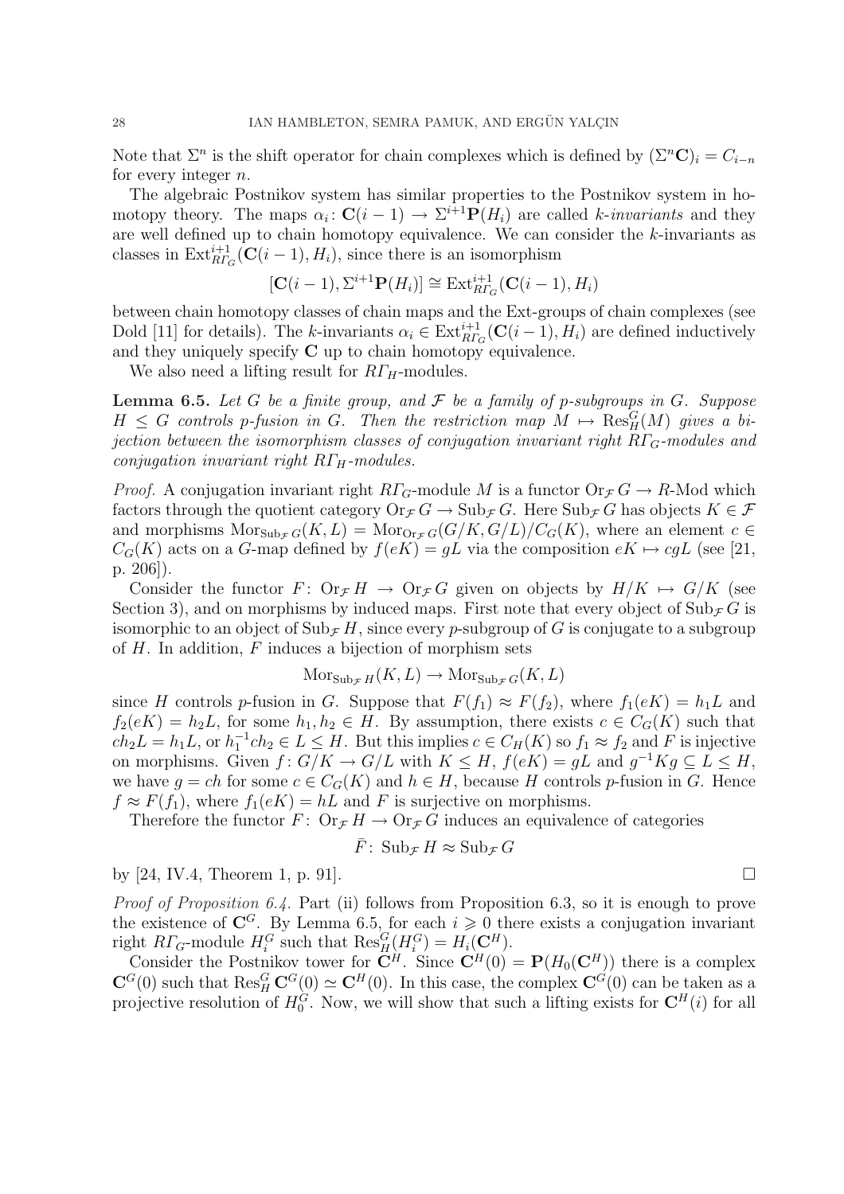Note that $\Sigma^n$ is the shift operator for chain complexes which is defined by $(\Sigma^n \mathbf{C})_i = C_{i-n}$ for every integer $n$.

The algebraic Postnikov system has similar properties to the Postnikov system in homotopy theory. The maps $\alpha_i \colon \mathbf{C}(i-1) \to \Sigma^{i+1}\mathbf{P}(H_i)$ are called *k-invariants* and they are well defined up to chain homotopy equivalence. We can consider the $k$-invariants as classes in $\mathrm{Ext}^{i+1}_{R\varGamma_G}(\mathbf{C}(i-1), H_i)$, since there is an isomorphism

$$[\mathbf{C}(i-1), \Sigma^{i+1}\mathbf{P}(H_i)] \cong \mathrm{Ext}^{i+1}_{R\varGamma_G}(\mathbf{C}(i-1), H_i)$$

between chain homotopy classes of chain maps and the Ext-groups of chain complexes (see Dold [11] for details). The $k$-invariants $\alpha_i \in \mathrm{Ext}^{i+1}_{R\varGamma_G}(\mathbf{C}(i-1), H_i)$ are defined inductively and they uniquely specify $\mathbf{C}$ up to chain homotopy equivalence.

We also need a lifting result for $R\varGamma_H$-modules.

**Lemma 6.5.** *Let $G$ be a finite group, and $\mathcal{F}$ be a family of $p$-subgroups in $G$. Suppose $H \leq G$ controls $p$-fusion in $G$. Then the restriction map $M \mapsto \mathrm{Res}^G_H(M)$ gives a bijection between the isomorphism classes of conjugation invariant right $R\varGamma_G$-modules and conjugation invariant right $R\varGamma_H$-modules.*

*Proof.* A conjugation invariant right $R\varGamma_G$-module $M$ is a functor $\mathrm{Or}_{\mathcal{F}}\, G \to R\text{-Mod}$ which factors through the quotient category $\mathrm{Or}_{\mathcal{F}}\, G \to \mathrm{Sub}_{\mathcal{F}}\, G$. Here $\mathrm{Sub}_{\mathcal{F}}\, G$ has objects $K \in \mathcal{F}$ and morphisms $\mathrm{Mor}_{\mathrm{Sub}_{\mathcal{F}}\, G}(K, L) = \mathrm{Mor}_{\mathrm{Or}_{\mathcal{F}}\, G}(G/K, G/L)/C_G(K)$, where an element $c \in C_G(K)$ acts on a $G$-map defined by $f(eK) = gL$ via the composition $eK \mapsto cgL$ (see [21, p. 206]).

Consider the functor $F \colon \mathrm{Or}_{\mathcal{F}}\, H \to \mathrm{Or}_{\mathcal{F}}\, G$ given on objects by $H/K \mapsto G/K$ (see Section 3), and on morphisms by induced maps. First note that every object of $\mathrm{Sub}_{\mathcal{F}}\, G$ is isomorphic to an object of $\mathrm{Sub}_{\mathcal{F}}\, H$, since every $p$-subgroup of $G$ is conjugate to a subgroup of $H$. In addition, $F$ induces a bijection of morphism sets

$$\mathrm{Mor}_{\mathrm{Sub}_{\mathcal{F}}\, H}(K, L) \to \mathrm{Mor}_{\mathrm{Sub}_{\mathcal{F}}\, G}(K, L)$$

since $H$ controls $p$-fusion in $G$. Suppose that $F(f_1) \approx F(f_2)$, where $f_1(eK) = h_1 L$ and $f_2(eK) = h_2 L$, for some $h_1, h_2 \in H$. By assumption, there exists $c \in C_G(K)$ such that $ch_2 L = h_1 L$, or $h_1^{-1} c h_2 \in L \leq H$. But this implies $c \in C_H(K)$ so $f_1 \approx f_2$ and $F$ is injective on morphisms. Given $f \colon G/K \to G/L$ with $K \leq H$, $f(eK) = gL$ and $g^{-1}Kg \subseteq L \leq H$, we have $g = ch$ for some $c \in C_G(K)$ and $h \in H$, because $H$ controls $p$-fusion in $G$. Hence $f \approx F(f_1)$, where $f_1(eK) = hL$ and $F$ is surjective on morphisms.

Therefore the functor $F \colon \mathrm{Or}_{\mathcal{F}}\, H \to \mathrm{Or}_{\mathcal{F}}\, G$ induces an equivalence of categories

$$\bar{F} \colon \mathrm{Sub}_{\mathcal{F}}\, H \approx \mathrm{Sub}_{\mathcal{F}}\, G$$

by [24, IV.4, Theorem 1, p. 91]. $\square$

*Proof of Proposition 6.4.* Part (ii) follows from Proposition 6.3, so it is enough to prove the existence of $\mathbf{C}^G$. By Lemma 6.5, for each $i \geqslant 0$ there exists a conjugation invariant right $R\varGamma_G$-module $H_i^G$ such that $\mathrm{Res}^G_H(H_i^G) = H_i(\mathbf{C}^H)$.

Consider the Postnikov tower for $\mathbf{C}^H$. Since $\mathbf{C}^H(0) = \mathbf{P}(H_0(\mathbf{C}^H))$ there is a complex $\mathbf{C}^G(0)$ such that $\mathrm{Res}^G_H \mathbf{C}^G(0) \simeq \mathbf{C}^H(0)$. In this case, the complex $\mathbf{C}^G(0)$ can be taken as a projective resolution of $H_0^G$. Now, we will show that such a lifting exists for $\mathbf{C}^H(i)$ for all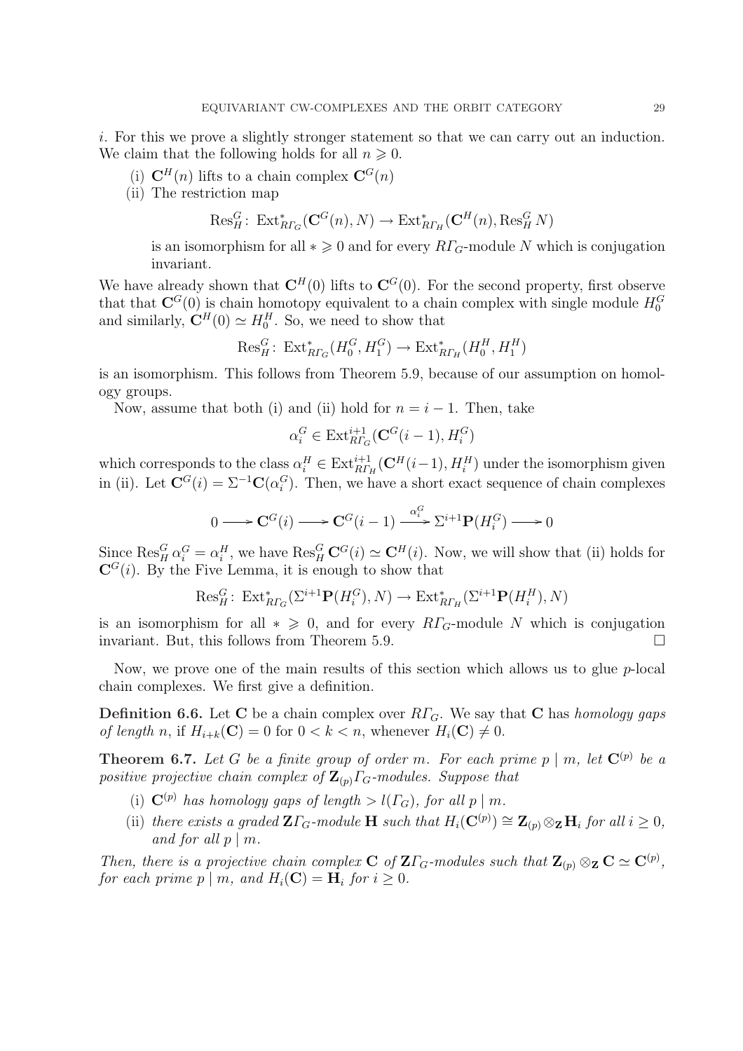$i$. For this we prove a slightly stronger statement so that we can carry out an induction. We claim that the following holds for all $n \geqslant 0$.

(i) $\mathbf{C}^H(n)$ lifts to a chain complex $\mathbf{C}^G(n)$

(ii) The restriction map

$$\operatorname{Res}^G_H\colon \operatorname{Ext}^*_{R\varGamma_G}(\mathbf{C}^G(n), N) \to \operatorname{Ext}^*_{R\varGamma_H}(\mathbf{C}^H(n), \operatorname{Res}^G_H N)$$

is an isomorphism for all $* \geqslant 0$ and for every $R\varGamma_G$-module $N$ which is conjugation invariant.

We have already shown that $\mathbf{C}^H(0)$ lifts to $\mathbf{C}^G(0)$. For the second property, first observe that that $\mathbf{C}^G(0)$ is chain homotopy equivalent to a chain complex with single module $H^G_0$ and similarly, $\mathbf{C}^H(0) \simeq H^H_0$. So, we need to show that

$$\operatorname{Res}^G_H\colon \operatorname{Ext}^*_{R\varGamma_G}(H^G_0, H^G_1) \to \operatorname{Ext}^*_{R\varGamma_H}(H^H_0, H^H_1)$$

is an isomorphism. This follows from Theorem 5.9, because of our assumption on homology groups.

Now, assume that both (i) and (ii) hold for $n = i-1$. Then, take

$$\alpha^G_i \in \operatorname{Ext}^{i+1}_{R\varGamma_G}(\mathbf{C}^G(i-1), H^G_i)$$

which corresponds to the class $\alpha^H_i \in \operatorname{Ext}^{i+1}_{R\varGamma_H}(\mathbf{C}^H(i-1), H^H_i)$ under the isomorphism given in (ii). Let $\mathbf{C}^G(i) = \Sigma^{-1}\mathbf{C}(\alpha^G_i)$. Then, we have a short exact sequence of chain complexes

$$0 \longrightarrow \mathbf{C}^G(i) \longrightarrow \mathbf{C}^G(i-1) \xrightarrow{\alpha^G_i} \Sigma^{i+1}\mathbf{P}(H^G_i) \longrightarrow 0$$

Since $\operatorname{Res}^G_H \alpha^G_i = \alpha^H_i$, we have $\operatorname{Res}^G_H \mathbf{C}^G(i) \simeq \mathbf{C}^H(i)$. Now, we will show that (ii) holds for $\mathbf{C}^G(i)$. By the Five Lemma, it is enough to show that

$$\operatorname{Res}^G_H\colon \operatorname{Ext}^*_{R\varGamma_G}(\Sigma^{i+1}\mathbf{P}(H^G_i), N) \to \operatorname{Ext}^*_{R\varGamma_H}(\Sigma^{i+1}\mathbf{P}(H^H_i), N)$$

is an isomorphism for all $* \geqslant 0$, and for every $R\varGamma_G$-module $N$ which is conjugation invariant. But, this follows from Theorem 5.9. □

Now, we prove one of the main results of this section which allows us to glue $p$-local chain complexes. We first give a definition.

**Definition 6.6.** Let $\mathbf{C}$ be a chain complex over $R\varGamma_G$. We say that $\mathbf{C}$ has *homology gaps of length $n$*, if $H_{i+k}(\mathbf{C}) = 0$ for $0 < k < n$, whenever $H_i(\mathbf{C}) \neq 0$.

**Theorem 6.7.** *Let $G$ be a finite group of order $m$. For each prime $p \mid m$, let $\mathbf{C}^{(p)}$ be a positive projective chain complex of $\mathbf{Z}_{(p)}\varGamma_G$-modules. Suppose that*

*(i) $\mathbf{C}^{(p)}$ has homology gaps of length $> l(\varGamma_G)$, for all $p \mid m$.*

*(ii) there exists a graded $\mathbf{Z}\varGamma_G$-module $\mathbf{H}$ such that $H_i(\mathbf{C}^{(p)}) \cong \mathbf{Z}_{(p)} \otimes_{\mathbf{Z}} \mathbf{H}_i$ for all $i \geq 0$, and for all $p \mid m$.*

*Then, there is a projective chain complex $\mathbf{C}$ of $\mathbf{Z}\varGamma_G$-modules such that $\mathbf{Z}_{(p)} \otimes_{\mathbf{Z}} \mathbf{C} \simeq \mathbf{C}^{(p)}$, for each prime $p \mid m$, and $H_i(\mathbf{C}) = \mathbf{H}_i$ for $i \geq 0$.*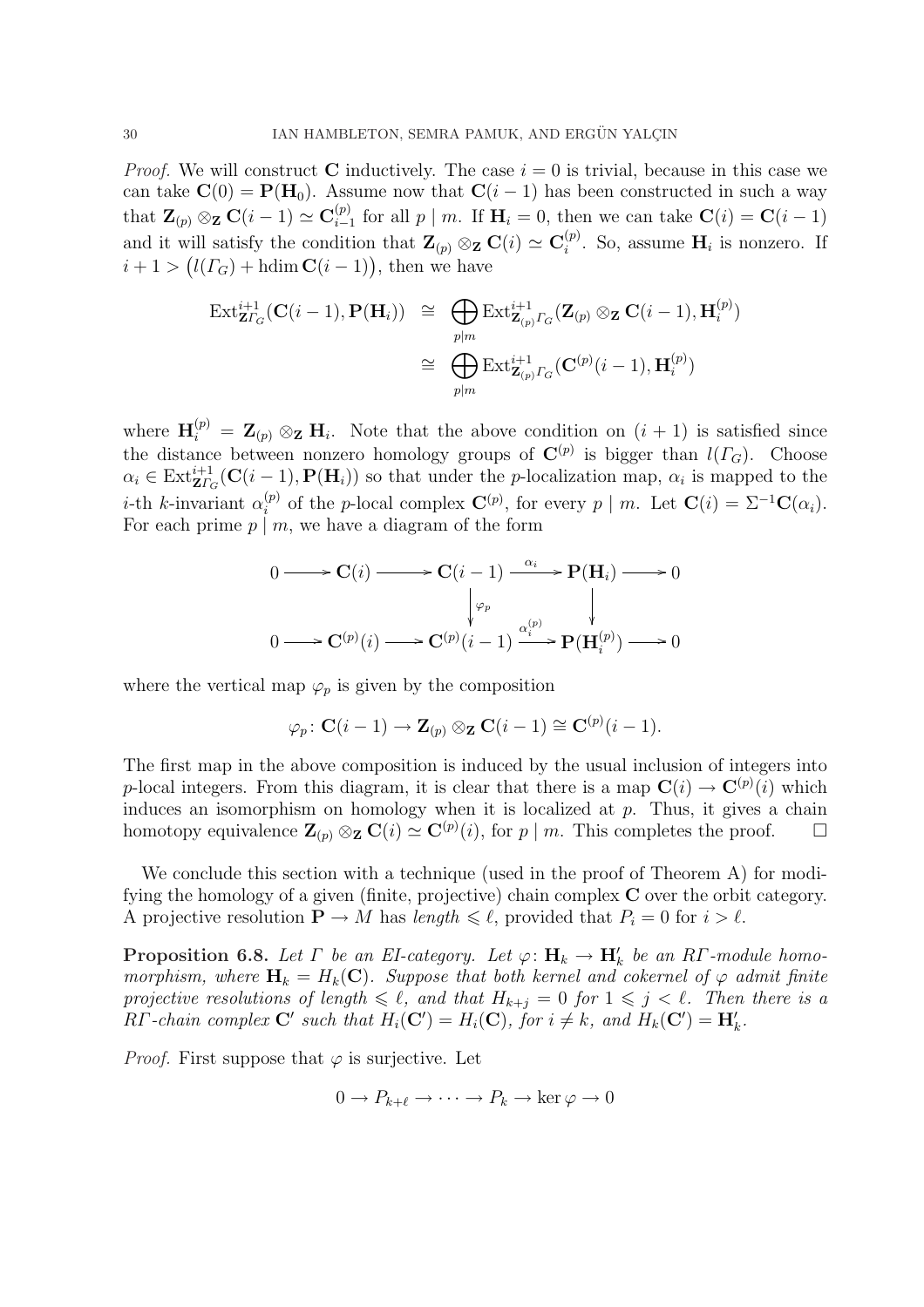*Proof.* We will construct $\mathbf{C}$ inductively. The case $i = 0$ is trivial, because in this case we can take $\mathbf{C}(0) = \mathbf{P}(\mathbf{H}_0)$. Assume now that $\mathbf{C}(i-1)$ has been constructed in such a way that $\mathbf{Z}_{(p)} \otimes_{\mathbf{Z}} \mathbf{C}(i-1) \simeq \mathbf{C}^{(p)}_{i-1}$ for all $p \mid m$. If $\mathbf{H}_i = 0$, then we can take $\mathbf{C}(i) = \mathbf{C}(i-1)$ and it will satisfy the condition that $\mathbf{Z}_{(p)} \otimes_{\mathbf{Z}} \mathbf{C}(i) \simeq \mathbf{C}^{(p)}_i$. So, assume $\mathbf{H}_i$ is nonzero. If $i + 1 > \big(l(\varGamma_G) + \operatorname{hdim} \mathbf{C}(i-1)\big)$, then we have

$$
\begin{aligned}
\operatorname{Ext}^{i+1}_{\mathbf{Z}\varGamma_G}(\mathbf{C}(i-1), \mathbf{P}(\mathbf{H}_i)) &\cong \bigoplus_{p \mid m} \operatorname{Ext}^{i+1}_{\mathbf{Z}_{(p)}\varGamma_G}(\mathbf{Z}_{(p)} \otimes_{\mathbf{Z}} \mathbf{C}(i-1), \mathbf{H}^{(p)}_i) \\
&\cong \bigoplus_{p \mid m} \operatorname{Ext}^{i+1}_{\mathbf{Z}_{(p)}\varGamma_G}(\mathbf{C}^{(p)}(i-1), \mathbf{H}^{(p)}_i)
\end{aligned}
$$

where $\mathbf{H}^{(p)}_i = \mathbf{Z}_{(p)} \otimes_{\mathbf{Z}} \mathbf{H}_i$. Note that the above condition on $(i+1)$ is satisfied since the distance between nonzero homology groups of $\mathbf{C}^{(p)}$ is bigger than $l(\varGamma_G)$. Choose $\alpha_i \in \operatorname{Ext}^{i+1}_{\mathbf{Z}\varGamma_G}(\mathbf{C}(i-1), \mathbf{P}(\mathbf{H}_i))$ so that under the $p$-localization map, $\alpha_i$ is mapped to the $i$-th $k$-invariant $\alpha^{(p)}_i$ of the $p$-local complex $\mathbf{C}^{(p)}$, for every $p \mid m$. Let $\mathbf{C}(i) = \Sigma^{-1}\mathbf{C}(\alpha_i)$. For each prime $p \mid m$, we have a diagram of the form

$$
\begin{array}{ccccccccc}
0 & \longrightarrow & \mathbf{C}(i) & \longrightarrow & \mathbf{C}(i-1) & \xrightarrow{\alpha_i} & \mathbf{P}(\mathbf{H}_i) & \longrightarrow & 0 \\
 & & & & \big\downarrow{\scriptstyle \varphi_p} & & \big\downarrow & & \\
0 & \longrightarrow & \mathbf{C}^{(p)}(i) & \longrightarrow & \mathbf{C}^{(p)}(i-1) & \xrightarrow{\alpha^{(p)}_i} & \mathbf{P}(\mathbf{H}^{(p)}_i) & \longrightarrow & 0
\end{array}
$$

where the vertical map $\varphi_p$ is given by the composition

$$
\varphi_p \colon \mathbf{C}(i-1) \to \mathbf{Z}_{(p)} \otimes_{\mathbf{Z}} \mathbf{C}(i-1) \cong \mathbf{C}^{(p)}(i-1).
$$

The first map in the above composition is induced by the usual inclusion of integers into $p$-local integers. From this diagram, it is clear that there is a map $\mathbf{C}(i) \to \mathbf{C}^{(p)}(i)$ which induces an isomorphism on homology when it is localized at $p$. Thus, it gives a chain homotopy equivalence $\mathbf{Z}_{(p)} \otimes_{\mathbf{Z}} \mathbf{C}(i) \simeq \mathbf{C}^{(p)}(i)$, for $p \mid m$. This completes the proof. $\square$

We conclude this section with a technique (used in the proof of Theorem A) for modifying the homology of a given (finite, projective) chain complex $\mathbf{C}$ over the orbit category. A projective resolution $\mathbf{P} \to M$ has *length* $\leqslant \ell$, provided that $P_i = 0$ for $i > \ell$.

**Proposition 6.8.** *Let $\varGamma$ be an EI-category. Let $\varphi \colon \mathbf{H}_k \to \mathbf{H}'_k$ be an $R\varGamma$-module homomorphism, where $\mathbf{H}_k = H_k(\mathbf{C})$. Suppose that both kernel and cokernel of $\varphi$ admit finite projective resolutions of length $\leqslant \ell$, and that $H_{k+j} = 0$ for $1 \leqslant j < \ell$. Then there is a $R\varGamma$-chain complex $\mathbf{C}'$ such that $H_i(\mathbf{C}') = H_i(\mathbf{C})$, for $i \neq k$, and $H_k(\mathbf{C}') = \mathbf{H}'_k$.*

*Proof.* First suppose that $\varphi$ is surjective. Let

$$
0 \to P_{k+\ell} \to \cdots \to P_k \to \ker \varphi \to 0
$$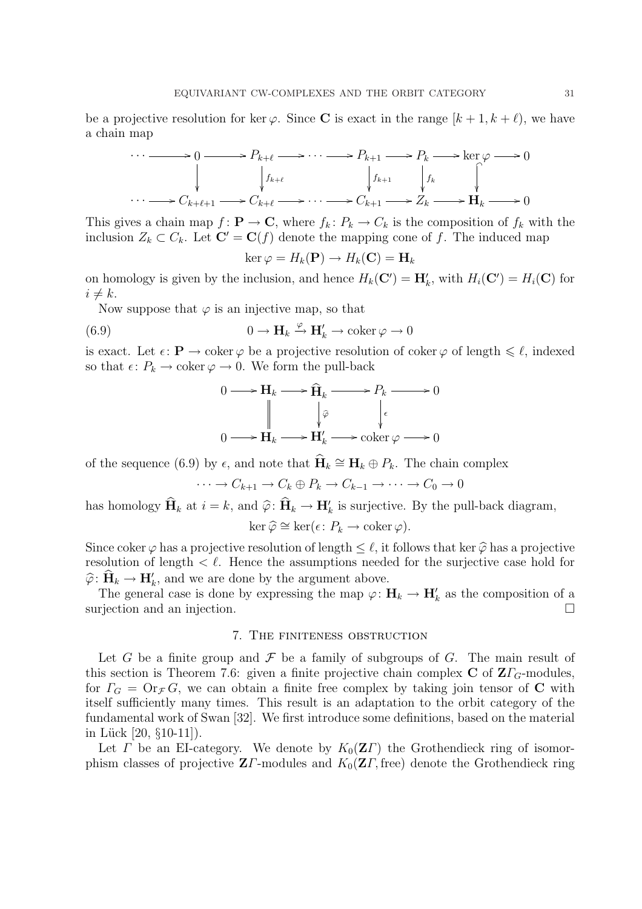be a projective resolution for $\ker \varphi$. Since $\mathbf{C}$ is exact in the range $[k+1, k+\ell)$, we have a chain map

$$\begin{array}{ccccccccccccc}
\cdots & \longrightarrow & 0 & \longrightarrow & P_{k+\ell} & \longrightarrow & \cdots & \longrightarrow & P_{k+1} & \longrightarrow & P_k & \longrightarrow & \ker\varphi & \longrightarrow & 0 \\
 & & \downarrow & & \downarrow{\scriptstyle f_{k+\ell}} & & & & \downarrow{\scriptstyle f_{k+1}} & & \downarrow{\scriptstyle f_k} & & \downarrow & & \\
\cdots & \longrightarrow & C_{k+\ell+1} & \longrightarrow & C_{k+\ell} & \longrightarrow & \cdots & \longrightarrow & C_{k+1} & \longrightarrow & Z_k & \longrightarrow & \mathbf{H}_k & \longrightarrow & 0
\end{array}$$

This gives a chain map $f\colon \mathbf{P} \to \mathbf{C}$, where $f_k\colon P_k \to C_k$ is the composition of $f_k$ with the inclusion $Z_k \subset C_k$. Let $\mathbf{C}' = \mathbf{C}(f)$ denote the mapping cone of $f$. The induced map

$$\ker \varphi = H_k(\mathbf{P}) \to H_k(\mathbf{C}) = \mathbf{H}_k$$

on homology is given by the inclusion, and hence $H_k(\mathbf{C}') = \mathbf{H}'_k$, with $H_i(\mathbf{C}') = H_i(\mathbf{C})$ for $i \neq k$.

Now suppose that $\varphi$ is an injective map, so that

$$0 \to \mathbf{H}_k \xrightarrow{\varphi} \mathbf{H}'_k \to \operatorname{coker} \varphi \to 0 \tag{6.9}$$

is exact. Let $\epsilon\colon \mathbf{P} \to \operatorname{coker} \varphi$ be a projective resolution of $\operatorname{coker} \varphi$ of length $\leqslant \ell$, indexed so that $\epsilon\colon P_k \to \operatorname{coker} \varphi \to 0$. We form the pull-back

$$\begin{array}{ccccccccc}
0 & \longrightarrow & \mathbf{H}_k & \longrightarrow & \widehat{\mathbf{H}}_k & \longrightarrow & P_k & \longrightarrow & 0 \\
 & & \| & & \downarrow{\scriptstyle \widehat{\varphi}} & & \downarrow{\scriptstyle \epsilon} & & \\
0 & \longrightarrow & \mathbf{H}_k & \longrightarrow & \mathbf{H}'_k & \longrightarrow & \operatorname{coker}\varphi & \longrightarrow & 0
\end{array}$$

of the sequence (6.9) by $\epsilon$, and note that $\widehat{\mathbf{H}}_k \cong \mathbf{H}_k \oplus P_k$. The chain complex

$$\cdots \to C_{k+1} \to C_k \oplus P_k \to C_{k-1} \to \cdots \to C_0 \to 0$$

has homology $\widehat{\mathbf{H}}_k$ at $i = k$, and $\widehat{\varphi}\colon \widehat{\mathbf{H}}_k \to \mathbf{H}'_k$ is surjective. By the pull-back diagram,

$$\ker \widehat{\varphi} \cong \ker(\epsilon\colon P_k \to \operatorname{coker} \varphi).$$

Since $\operatorname{coker} \varphi$ has a projective resolution of length $\leq \ell$, it follows that $\ker \widehat{\varphi}$ has a projective resolution of length $< \ell$. Hence the assumptions needed for the surjective case hold for $\widehat{\varphi}\colon \widehat{\mathbf{H}}_k \to \mathbf{H}'_k$, and we are done by the argument above.

The general case is done by expressing the map $\varphi\colon \mathbf{H}_k \to \mathbf{H}'_k$ as the composition of a surjection and an injection. □

## 7. The finiteness obstruction

Let $G$ be a finite group and $\mathcal{F}$ be a family of subgroups of $G$. The main result of this section is Theorem 7.6: given a finite projective chain complex $\mathbf{C}$ of $\mathbf{Z}\varGamma_G$-modules, for $\varGamma_G = \mathrm{Or}_{\mathcal{F}} G$, we can obtain a finite free complex by taking join tensor of $\mathbf{C}$ with itself sufficiently many times. This result is an adaptation to the orbit category of the fundamental work of Swan [32]. We first introduce some definitions, based on the material in Lück [20, §10-11]).

Let $\varGamma$ be an EI-category. We denote by $K_0(\mathbf{Z}\varGamma)$ the Grothendieck ring of isomorphism classes of projective $\mathbf{Z}\varGamma$-modules and $K_0(\mathbf{Z}\varGamma, \text{free})$ denote the Grothendieck ring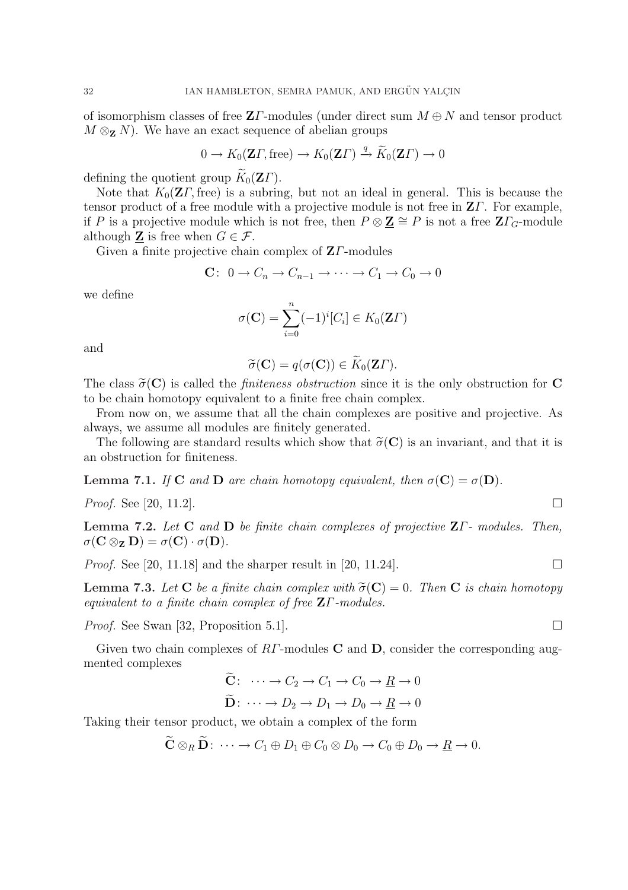of isomorphism classes of free $\mathbf{Z}\Gamma$-modules (under direct sum $M \oplus N$ and tensor product $M \otimes_{\mathbf{Z}} N$). We have an exact sequence of abelian groups

$$0 \to K_0(\mathbf{Z}\Gamma, \text{free}) \to K_0(\mathbf{Z}\Gamma) \xrightarrow{q} \widetilde{K}_0(\mathbf{Z}\Gamma) \to 0$$

defining the quotient group $\widetilde{K}_0(\mathbf{Z}\Gamma)$.

Note that $K_0(\mathbf{Z}\Gamma, \text{free})$ is a subring, but not an ideal in general. This is because the tensor product of a free module with a projective module is not free in $\mathbf{Z}\Gamma$. For example, if $P$ is a projective module which is not free, then $P \otimes \underline{\mathbf{Z}} \cong P$ is not a free $\mathbf{Z}\Gamma_G$-module although $\underline{\mathbf{Z}}$ is free when $G \in \mathcal{F}$.

Given a finite projective chain complex of $\mathbf{Z}\Gamma$-modules

$$\mathbf{C}\colon\ 0 \to C_n \to C_{n-1} \to \cdots \to C_1 \to C_0 \to 0$$

we define

$$\sigma(\mathbf{C}) = \sum_{i=0}^{n} (-1)^i [C_i] \in K_0(\mathbf{Z}\Gamma)$$

and

$$\widetilde{\sigma}(\mathbf{C}) = q(\sigma(\mathbf{C})) \in \widetilde{K}_0(\mathbf{Z}\Gamma).$$

The class $\widetilde{\sigma}(\mathbf{C})$ is called the *finiteness obstruction* since it is the only obstruction for $\mathbf{C}$ to be chain homotopy equivalent to a finite free chain complex.

From now on, we assume that all the chain complexes are positive and projective. As always, we assume all modules are finitely generated.

The following are standard results which show that $\widetilde{\sigma}(\mathbf{C})$ is an invariant, and that it is an obstruction for finiteness.

**Lemma 7.1.** *If $\mathbf{C}$ and $\mathbf{D}$ are chain homotopy equivalent, then $\sigma(\mathbf{C}) = \sigma(\mathbf{D})$.*

*Proof.* See [20, 11.2]. □

**Lemma 7.2.** *Let $\mathbf{C}$ and $\mathbf{D}$ be finite chain complexes of projective $\mathbf{Z}\Gamma$- modules. Then, $\sigma(\mathbf{C} \otimes_{\mathbf{Z}} \mathbf{D}) = \sigma(\mathbf{C}) \cdot \sigma(\mathbf{D})$.*

*Proof.* See [20, 11.18] and the sharper result in [20, 11.24]. □

**Lemma 7.3.** *Let $\mathbf{C}$ be a finite chain complex with $\widetilde{\sigma}(\mathbf{C}) = 0$. Then $\mathbf{C}$ is chain homotopy equivalent to a finite chain complex of free $\mathbf{Z}\Gamma$-modules.*

*Proof.* See Swan [32, Proposition 5.1]. □

Given two chain complexes of $R\Gamma$-modules $\mathbf{C}$ and $\mathbf{D}$, consider the corresponding augmented complexes

$$\widetilde{\mathbf{C}}\colon\ \cdots \to C_2 \to C_1 \to C_0 \to \underline{R} \to 0$$

$$\widetilde{\mathbf{D}}\colon\ \cdots \to D_2 \to D_1 \to D_0 \to \underline{R} \to 0$$

Taking their tensor product, we obtain a complex of the form

$$\widetilde{\mathbf{C}} \otimes_R \widetilde{\mathbf{D}}\colon\ \cdots \to C_1 \oplus D_1 \oplus C_0 \otimes D_0 \to C_0 \oplus D_0 \to \underline{R} \to 0.$$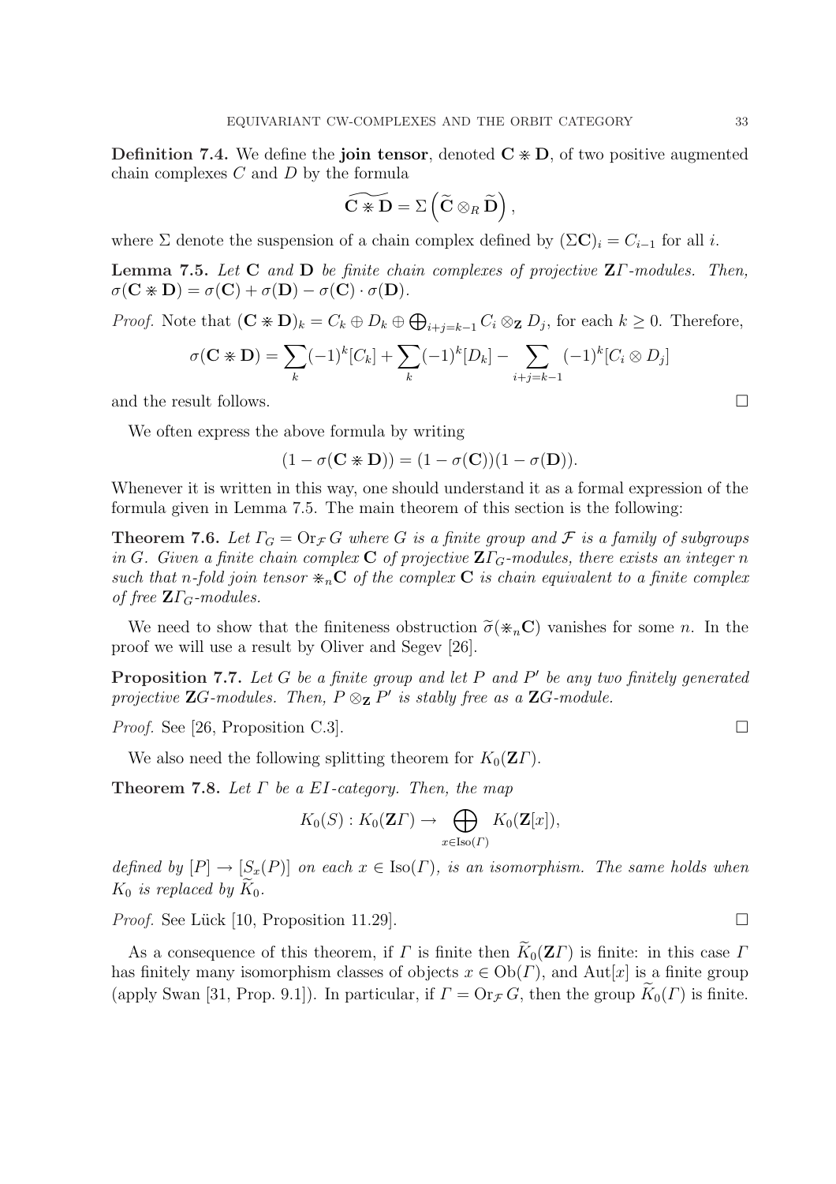**Definition 7.4.** We define the **join tensor**, denoted $\mathbf{C} \circledast \mathbf{D}$, of two positive augmented chain complexes $C$ and $D$ by the formula

$$\widetilde{\mathbf{C} \circledast \mathbf{D}} = \Sigma\left(\widetilde{\mathbf{C}} \otimes_R \widetilde{\mathbf{D}}\right),$$

where $\Sigma$ denote the suspension of a chain complex defined by $(\Sigma \mathbf{C})_i = C_{i-1}$ for all $i$.

**Lemma 7.5.** *Let* $\mathbf{C}$ *and* $\mathbf{D}$ *be finite chain complexes of projective* $\mathbf{Z}\Gamma$*-modules. Then,* $\sigma(\mathbf{C} \circledast \mathbf{D}) = \sigma(\mathbf{C}) + \sigma(\mathbf{D}) - \sigma(\mathbf{C}) \cdot \sigma(\mathbf{D})$.

*Proof.* Note that $(\mathbf{C} \circledast \mathbf{D})_k = C_k \oplus D_k \oplus \bigoplus_{i+j=k-1} C_i \otimes_{\mathbf{Z}} D_j$, for each $k \geq 0$. Therefore,

$$\sigma(\mathbf{C} \circledast \mathbf{D}) = \sum_k (-1)^k [C_k] + \sum_k (-1)^k [D_k] - \sum_{i+j=k-1} (-1)^k [C_i \otimes D_j]$$

and the result follows. □

We often express the above formula by writing

$$(1 - \sigma(\mathbf{C} \circledast \mathbf{D})) = (1 - \sigma(\mathbf{C}))(1 - \sigma(\mathbf{D})).$$

Whenever it is written in this way, one should understand it as a formal expression of the formula given in Lemma 7.5. The main theorem of this section is the following:

**Theorem 7.6.** *Let* $\Gamma_G = \mathrm{Or}_{\mathcal{F}} G$ *where* $G$ *is a finite group and* $\mathcal{F}$ *is a family of subgroups in* $G$*. Given a finite chain complex* $\mathbf{C}$ *of projective* $\mathbf{Z}\Gamma_G$*-modules, there exists an integer* $n$ *such that* $n$*-fold join tensor* $\circledast_n \mathbf{C}$ *of the complex* $\mathbf{C}$ *is chain equivalent to a finite complex of free* $\mathbf{Z}\Gamma_G$*-modules.*

We need to show that the finiteness obstruction $\widetilde{\sigma}(\circledast_n \mathbf{C})$ vanishes for some $n$. In the proof we will use a result by Oliver and Segev [26].

**Proposition 7.7.** *Let* $G$ *be a finite group and let* $P$ *and* $P'$ *be any two finitely generated projective* $\mathbf{Z}G$*-modules. Then,* $P \otimes_{\mathbf{Z}} P'$ *is stably free as a* $\mathbf{Z}G$*-module.*

*Proof.* See [26, Proposition C.3]. □

We also need the following splitting theorem for $K_0(\mathbf{Z}\Gamma)$.

**Theorem 7.8.** *Let* $\Gamma$ *be a* $EI$*-category. Then, the map*

$$K_0(S) : K_0(\mathbf{Z}\Gamma) \to \bigoplus_{x \in \mathrm{Iso}(\Gamma)} K_0(\mathbf{Z}[x]),$$

*defined by* $[P] \to [S_x(P)]$ *on each* $x \in \mathrm{Iso}(\Gamma)$*, is an isomorphism. The same holds when* $K_0$ *is replaced by* $\widetilde{K}_0$.

*Proof.* See Lück [10, Proposition 11.29]. □

As a consequence of this theorem, if $\Gamma$ is finite then $\widetilde{K}_0(\mathbf{Z}\Gamma)$ is finite: in this case $\Gamma$ has finitely many isomorphism classes of objects $x \in \mathrm{Ob}(\Gamma)$, and $\mathrm{Aut}[x]$ is a finite group (apply Swan [31, Prop. 9.1]). In particular, if $\Gamma = \mathrm{Or}_{\mathcal{F}} G$, then the group $\widetilde{K}_0(\Gamma)$ is finite.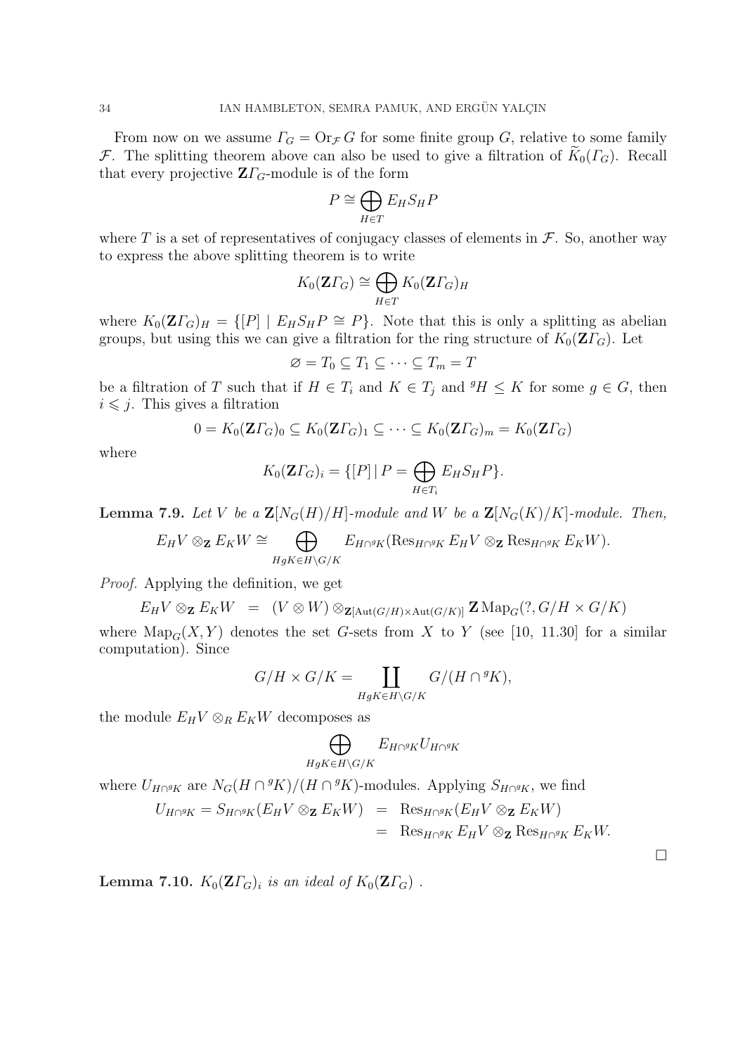From now on we assume $\mathit{\Gamma}_G = \mathrm{Or}_{\mathcal{F}} G$ for some finite group $G$, relative to some family $\mathcal{F}$. The splitting theorem above can also be used to give a filtration of $\widetilde{K}_0(\mathit{\Gamma}_G)$. Recall that every projective $\mathbf{Z}\mathit{\Gamma}_G$-module is of the form

$$P \cong \bigoplus_{H \in T} E_H S_H P$$

where $T$ is a set of representatives of conjugacy classes of elements in $\mathcal{F}$. So, another way to express the above splitting theorem is to write

$$K_0(\mathbf{Z}\mathit{\Gamma}_G) \cong \bigoplus_{H \in T} K_0(\mathbf{Z}\mathit{\Gamma}_G)_H$$

where $K_0(\mathbf{Z}\mathit{\Gamma}_G)_H = \{[P] \mid E_H S_H P \cong P\}$. Note that this is only a splitting as abelian groups, but using this we can give a filtration for the ring structure of $K_0(\mathbf{Z}\mathit{\Gamma}_G)$. Let

$$\varnothing = T_0 \subseteq T_1 \subseteq \cdots \subseteq T_m = T$$

be a filtration of $T$ such that if $H \in T_i$ and $K \in T_j$ and ${}^gH \leq K$ for some $g \in G$, then $i \leqslant j$. This gives a filtration

$$0 = K_0(\mathbf{Z}\mathit{\Gamma}_G)_0 \subseteq K_0(\mathbf{Z}\mathit{\Gamma}_G)_1 \subseteq \cdots \subseteq K_0(\mathbf{Z}\mathit{\Gamma}_G)_m = K_0(\mathbf{Z}\mathit{\Gamma}_G)$$

where

$$K_0(\mathbf{Z}\mathit{\Gamma}_G)_i = \{[P] \,|\, P = \bigoplus_{H \in T_i} E_H S_H P\}.$$

**Lemma 7.9.** *Let $V$ be a $\mathbf{Z}[N_G(H)/H]$-module and $W$ be a $\mathbf{Z}[N_G(K)/K]$-module. Then,*

$$E_H V \otimes_{\mathbf{Z}} E_K W \cong \bigoplus_{HgK \in H\backslash G/K} E_{H \cap {}^gK}(\mathrm{Res}_{H \cap {}^gK} E_H V \otimes_{\mathbf{Z}} \mathrm{Res}_{H \cap {}^gK} E_K W).$$

*Proof.* Applying the definition, we get

$$E_H V \otimes_{\mathbf{Z}} E_K W \;\; = \;\; (V \otimes W) \otimes_{\mathbf{Z}[\mathrm{Aut}(G/H) \times \mathrm{Aut}(G/K)]} \mathbf{Z}\,\mathrm{Map}_G(?, G/H \times G/K)$$

where $\mathrm{Map}_G(X,Y)$ denotes the set $G$-sets from $X$ to $Y$ (see [10, 11.30] for a similar computation). Since

$$G/H \times G/K = \coprod_{HgK \in H\backslash G/K} G/(H \cap {}^gK),$$

the module $E_H V \otimes_R E_K W$ decomposes as

$$\bigoplus_{HgK \in H\backslash G/K} E_{H \cap {}^gK} U_{H \cap {}^gK}$$

where $U_{H \cap {}^gK}$ are $N_G(H \cap {}^gK)/(H \cap {}^gK)$-modules. Applying $S_{H \cap {}^gK}$, we find

$$\begin{aligned} U_{H \cap {}^gK} = S_{H \cap {}^gK}(E_H V \otimes_{\mathbf{Z}} E_K W) &= \mathrm{Res}_{H \cap {}^gK}(E_H V \otimes_{\mathbf{Z}} E_K W) \\ &= \mathrm{Res}_{H \cap {}^gK} E_H V \otimes_{\mathbf{Z}} \mathrm{Res}_{H \cap {}^gK} E_K W. \end{aligned}$$

□

**Lemma 7.10.** *$K_0(\mathbf{Z}\mathit{\Gamma}_G)_i$ is an ideal of $K_0(\mathbf{Z}\mathit{\Gamma}_G)$ .*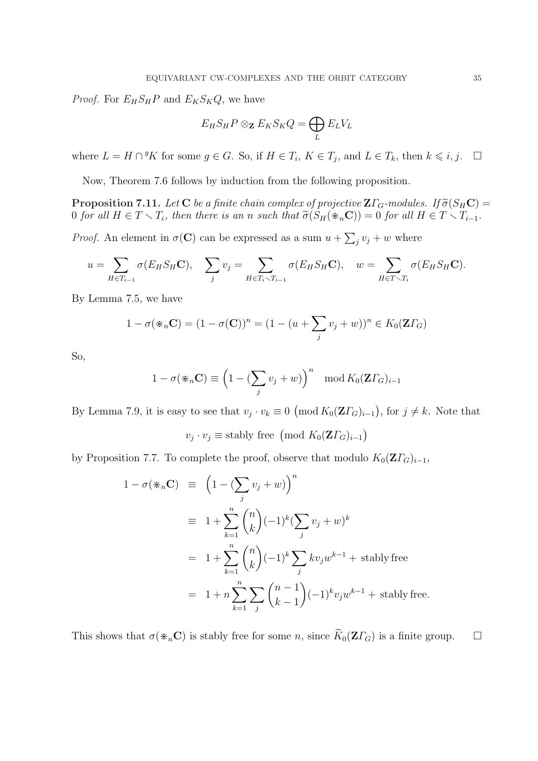*Proof.* For $E_H S_H P$ and $E_K S_K Q$, we have

$$E_H S_H P \otimes_{\mathbf{Z}} E_K S_K Q = \bigoplus_L E_L V_L$$

where $L = H \cap {}^g K$ for some $g \in G$. So, if $H \in T_i$, $K \in T_j$, and $L \in T_k$, then $k \leqslant i, j$. $\square$

Now, Theorem 7.6 follows by induction from the following proposition.

**Proposition 7.11.** *Let* $\mathbf{C}$ *be a finite chain complex of projective* $\mathbf{Z}\Gamma_G$*-modules. If* $\widetilde{\sigma}(S_H \mathbf{C}) = 0$ *for all* $H \in T \smallsetminus T_i$*, then there is an* $n$ *such that* $\widetilde{\sigma}(S_H(\circledast_n \mathbf{C})) = 0$ *for all* $H \in T \smallsetminus T_{i-1}$*.*

*Proof.* An element in $\sigma(\mathbf{C})$ can be expressed as a sum $u + \sum_j v_j + w$ where

$$u = \sum_{H \in T_{i-1}} \sigma(E_H S_H \mathbf{C}), \quad \sum_j v_j = \sum_{H \in T_i \smallsetminus T_{i-1}} \sigma(E_H S_H \mathbf{C}), \quad w = \sum_{H \in T \smallsetminus T_i} \sigma(E_H S_H \mathbf{C}).$$

By Lemma 7.5, we have

$$1 - \sigma(\circledast_n \mathbf{C}) = (1 - \sigma(\mathbf{C}))^n = (1 - (u + \sum_j v_j + w))^n \in K_0(\mathbf{Z}\Gamma_G)$$

So,

$$1 - \sigma(\circledast_n \mathbf{C}) \equiv \Big(1 - (\sum_j v_j + w)\Big)^n \mod K_0(\mathbf{Z}\Gamma_G)_{i-1}$$

By Lemma 7.9, it is easy to see that $v_j \cdot v_k \equiv 0 \pmod{K_0(\mathbf{Z}\Gamma_G)_{i-1}}$, for $j \neq k$. Note that

$$v_j \cdot v_j \equiv \text{stably free} \pmod{K_0(\mathbf{Z}\Gamma_G)_{i-1}}$$

by Proposition 7.7. To complete the proof, observe that modulo $K_0(\mathbf{Z}\Gamma_G)_{i-1}$,

$$\begin{aligned}
1 - \sigma(\circledast_n \mathbf{C}) &\equiv \Big(1 - (\sum_j v_j + w)\Big)^n \\
&\equiv 1 + \sum_{k=1}^n \binom{n}{k} (-1)^k (\sum_j v_j + w)^k \\
&= 1 + \sum_{k=1}^n \binom{n}{k} (-1)^k \sum_j k v_j w^{k-1} + \text{stably free} \\
&= 1 + n \sum_{k=1}^n \sum_j \binom{n-1}{k-1} (-1)^k v_j w^{k-1} + \text{stably free.}
\end{aligned}$$

This shows that $\sigma(\circledast_n \mathbf{C})$ is stably free for some $n$, since $\widetilde{K}_0(\mathbf{Z}\Gamma_G)$ is a finite group. $\square$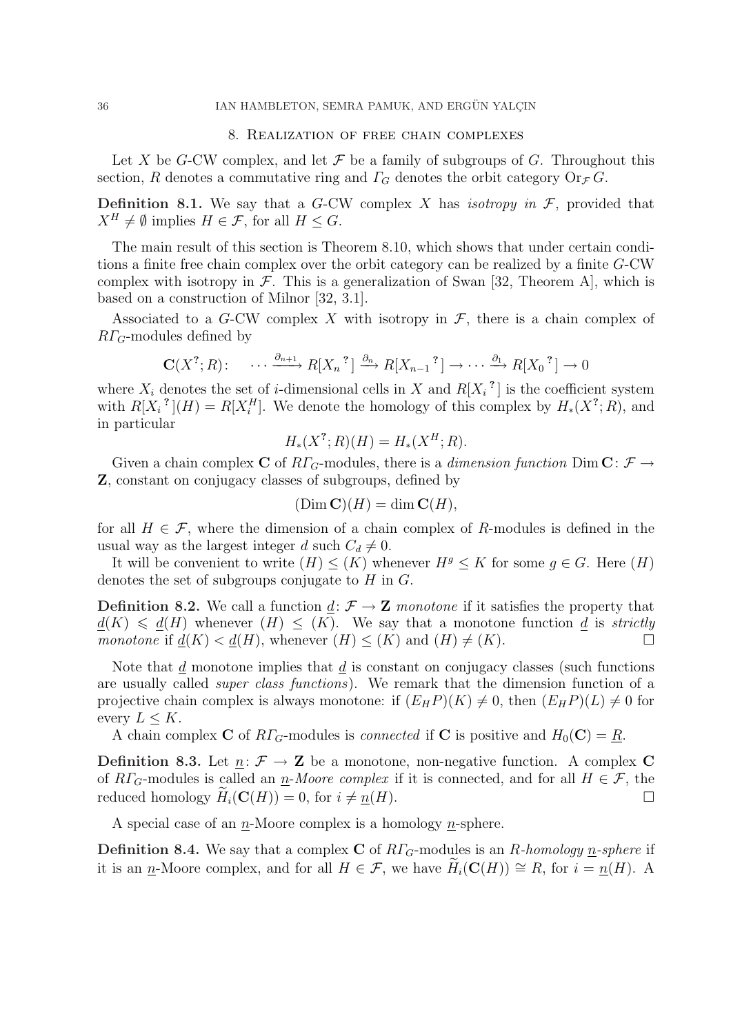## 8. Realization of free chain complexes

Let $X$ be $G$-CW complex, and let $\mathcal{F}$ be a family of subgroups of $G$. Throughout this section, $R$ denotes a commutative ring and $\varGamma_G$ denotes the orbit category $\mathrm{Or}_{\mathcal{F}} G$.

**Definition 8.1.** We say that a $G$-CW complex $X$ has *isotropy in* $\mathcal{F}$, provided that $X^H \neq \emptyset$ implies $H \in \mathcal{F}$, for all $H \leq G$.

The main result of this section is Theorem 8.10, which shows that under certain conditions a finite free chain complex over the orbit category can be realized by a finite $G$-CW complex with isotropy in $\mathcal{F}$. This is a generalization of Swan [32, Theorem A], which is based on a construction of Milnor [32, 3.1].

Associated to a $G$-CW complex $X$ with isotropy in $\mathcal{F}$, there is a chain complex of $R\varGamma_G$-modules defined by

$$\mathbf{C}(X^?; R)\colon \quad \cdots \xrightarrow{\partial_{n+1}} R[X_n{}^?] \xrightarrow{\partial_n} R[X_{n-1}{}^?] \to \cdots \xrightarrow{\partial_1} R[X_0{}^?] \to 0$$

where $X_i$ denotes the set of $i$-dimensional cells in $X$ and $R[X_i{}^?]$ is the coefficient system with $R[X_i{}^?](H) = R[X_i^H]$. We denote the homology of this complex by $H_*(X^?; R)$, and in particular

$$H_*(X^?; R)(H) = H_*(X^H; R).$$

Given a chain complex $\mathbf{C}$ of $R\varGamma_G$-modules, there is a *dimension function* $\operatorname{Dim} \mathbf{C}\colon \mathcal{F} \to \mathbf{Z}$, constant on conjugacy classes of subgroups, defined by

$$(\operatorname{Dim} \mathbf{C})(H) = \dim \mathbf{C}(H),$$

for all $H \in \mathcal{F}$, where the dimension of a chain complex of $R$-modules is defined in the usual way as the largest integer $d$ such $C_d \neq 0$.

It will be convenient to write $(H) \leq (K)$ whenever $H^g \leq K$ for some $g \in G$. Here $(H)$ denotes the set of subgroups conjugate to $H$ in $G$.

**Definition 8.2.** We call a function $\underline{d}\colon \mathcal{F} \to \mathbf{Z}$ *monotone* if it satisfies the property that $\underline{d}(K) \leqslant \underline{d}(H)$ whenever $(H) \leq (K)$. We say that a monotone function $\underline{d}$ is *strictly monotone* if $\underline{d}(K) < \underline{d}(H)$, whenever $(H) \leq (K)$ and $(H) \neq (K)$. □

Note that $\underline{d}$ monotone implies that $\underline{d}$ is constant on conjugacy classes (such functions are usually called *super class functions*). We remark that the dimension function of a projective chain complex is always monotone: if $(E_H P)(K) \neq 0$, then $(E_H P)(L) \neq 0$ for every $L \leq K$.

A chain complex $\mathbf{C}$ of $R\varGamma_G$-modules is *connected* if $\mathbf{C}$ is positive and $H_0(\mathbf{C}) = \underline{R}$.

**Definition 8.3.** Let $\underline{n}\colon \mathcal{F} \to \mathbf{Z}$ be a monotone, non-negative function. A complex $\mathbf{C}$ of $R\varGamma_G$-modules is called an $\underline{n}$*-Moore complex* if it is connected, and for all $H \in \mathcal{F}$, the reduced homology $\widetilde{H}_i(\mathbf{C}(H)) = 0$, for $i \neq \underline{n}(H)$. □

A special case of an $\underline{n}$-Moore complex is a homology $\underline{n}$-sphere.

**Definition 8.4.** We say that a complex $\mathbf{C}$ of $R\varGamma_G$-modules is an $R$*-homology* $\underline{n}$*-sphere* if it is an $\underline{n}$-Moore complex, and for all $H \in \mathcal{F}$, we have $\widetilde{H}_i(\mathbf{C}(H)) \cong R$, for $i = \underline{n}(H)$. A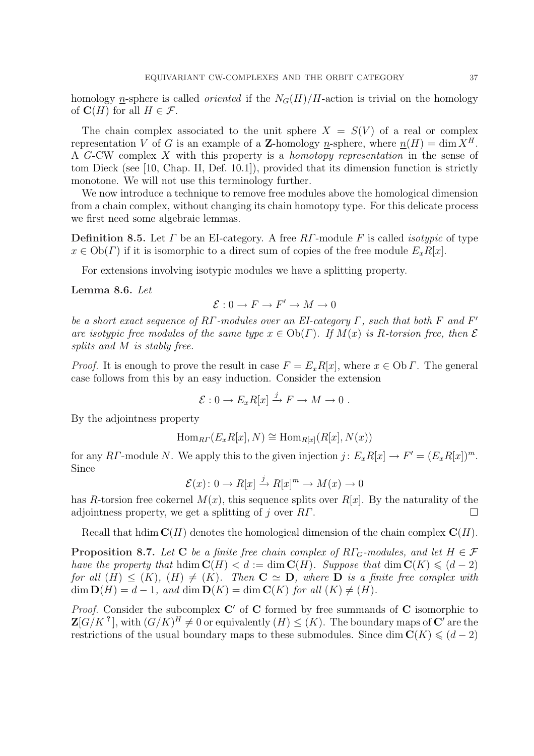homology $\underline{n}$-sphere is called *oriented* if the $N_G(H)/H$-action is trivial on the homology of $\mathbf{C}(H)$ for all $H \in \mathcal{F}$.

The chain complex associated to the unit sphere $X = S(V)$ of a real or complex representation $V$ of $G$ is an example of a $\mathbf{Z}$-homology $\underline{n}$-sphere, where $\underline{n}(H) = \dim X^H$. A $G$-CW complex $X$ with this property is a *homotopy representation* in the sense of tom Dieck (see [10, Chap. II, Def. 10.1]), provided that its dimension function is strictly monotone. We will not use this terminology further.

We now introduce a technique to remove free modules above the homological dimension from a chain complex, without changing its chain homotopy type. For this delicate process we first need some algebraic lemmas.

**Definition 8.5.** Let $\Gamma$ be an EI-category. A free $R\Gamma$-module $F$ is called *isotypic* of type $x \in \mathrm{Ob}(\Gamma)$ if it is isomorphic to a direct sum of copies of the free module $E_x R[x]$.

For extensions involving isotypic modules we have a splitting property.

**Lemma 8.6.** *Let*

$$\mathcal{E} : 0 \to F \to F' \to M \to 0$$

*be a short exact sequence of $R\Gamma$-modules over an EI-category $\Gamma$, such that both $F$ and $F'$ are isotypic free modules of the same type $x \in \mathrm{Ob}(\Gamma)$. If $M(x)$ is $R$-torsion free, then $\mathcal{E}$ splits and $M$ is stably free.*

*Proof.* It is enough to prove the result in case $F = E_x R[x]$, where $x \in \mathrm{Ob}\, \Gamma$. The general case follows from this by an easy induction. Consider the extension

$$\mathcal{E} : 0 \to E_x R[x] \xrightarrow{j} F \to M \to 0 \ .$$

By the adjointness property

$$\mathrm{Hom}_{R\Gamma}(E_x R[x], N) \cong \mathrm{Hom}_{R[x]}(R[x], N(x))$$

for any $R\Gamma$-module $N$. We apply this to the given injection $j \colon E_x R[x] \to F' = (E_x R[x])^m$. Since

$$\mathcal{E}(x) \colon 0 \to R[x] \xrightarrow{j} R[x]^m \to M(x) \to 0$$

has $R$-torsion free cokernel $M(x)$, this sequence splits over $R[x]$. By the naturality of the adjointness property, we get a splitting of $j$ over $R\Gamma$. $\square$

Recall that $\mathrm{hdim}\, \mathbf{C}(H)$ denotes the homological dimension of the chain complex $\mathbf{C}(H)$.

**Proposition 8.7.** *Let $\mathbf{C}$ be a finite free chain complex of $R\Gamma_G$-modules, and let $H \in \mathcal{F}$ have the property that $\mathrm{hdim}\, \mathbf{C}(H) < d := \dim \mathbf{C}(H)$. Suppose that $\dim \mathbf{C}(K) \leqslant (d-2)$ for all $(H) \leq (K)$, $(H) \neq (K)$. Then $\mathbf{C} \simeq \mathbf{D}$, where $\mathbf{D}$ is a finite free complex with $\dim \mathbf{D}(H) = d - 1$, and $\dim \mathbf{D}(K) = \dim \mathbf{C}(K)$ for all $(K) \neq (H)$.*

*Proof.* Consider the subcomplex $\mathbf{C}'$ of $\mathbf{C}$ formed by free summands of $\mathbf{C}$ isomorphic to $\mathbf{Z}[G/K^{\,?}]$, with $(G/K)^H \neq 0$ or equivalently $(H) \leq (K)$. The boundary maps of $\mathbf{C}'$ are the restrictions of the usual boundary maps to these submodules. Since $\dim \mathbf{C}(K) \leqslant (d-2)$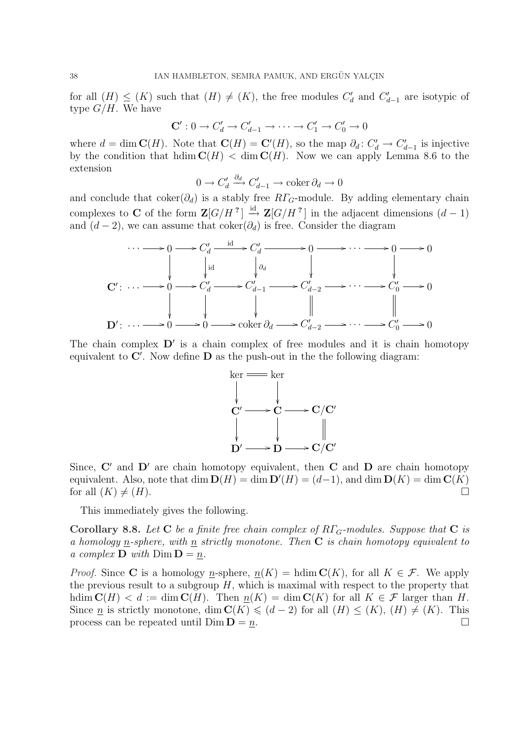for all $(H) \le (K)$ such that $(H) \ne (K)$, the free modules $C'_d$ and $C'_{d-1}$ are isotypic of type $G/H$. We have

$$\mathbf{C}' : 0 \to C'_d \to C'_{d-1} \to \cdots \to C'_1 \to C'_0 \to 0$$

where $d = \dim \mathbf{C}(H)$. Note that $\mathbf{C}(H) = \mathbf{C}'(H)$, so the map $\partial_d \colon C'_d \to C'_{d-1}$ is injective by the condition that $\operatorname{hdim} \mathbf{C}(H) < \dim \mathbf{C}(H)$. Now we can apply Lemma 8.6 to the extension

$$0 \to C'_d \xrightarrow{\partial_d} C'_{d-1} \to \operatorname{coker} \partial_d \to 0$$

and conclude that $\operatorname{coker}(\partial_d)$ is a stably free $R\varGamma_G$-module. By adding elementary chain complexes to $\mathbf{C}$ of the form $\mathbf{Z}[G/H^{\,?}] \xrightarrow{\text{id}} \mathbf{Z}[G/H^{\,?}]$ in the adjacent dimensions $(d-1)$ and $(d-2)$, we can assume that $\operatorname{coker}(\partial_d)$ is free. Consider the diagram

$$\begin{array}{ccccccccccccc}
\cdots & \to & 0 & \to & C'_d & \xrightarrow{\text{id}} & C'_d & \to & 0 & \to & \cdots \to & 0 & \to 0 \\
 & & \downarrow & & \downarrow{\scriptstyle \text{id}} & & \downarrow{\scriptstyle \partial_d} & & \downarrow & & & \downarrow & \\
\mathbf{C}' \colon \cdots & \to & 0 & \to & C'_d & \to & C'_{d-1} & \to & C'_{d-2} & \to & \cdots \to & C'_0 & \to 0 \\
 & & \downarrow & & \downarrow & & \downarrow & & \| & & & \| & \\
\mathbf{D}' \colon \cdots & \to & 0 & \to & 0 & \to & \operatorname{coker} \partial_d & \to & C'_{d-2} & \to & \cdots \to & C'_0 & \to 0
\end{array}$$

The chain complex $\mathbf{D}'$ is a chain complex of free modules and it is chain homotopy equivalent to $\mathbf{C}'$. Now define $\mathbf{D}$ as the push-out in the the following diagram:

$$\begin{array}{ccccc}
\ker & = & \ker & & \\
\downarrow & & \downarrow & & \\
\mathbf{C}' & \to & \mathbf{C} & \to & \mathbf{C}/\mathbf{C}' \\
\downarrow & & \downarrow & & \| \\
\mathbf{D}' & \to & \mathbf{D} & \to & \mathbf{C}/\mathbf{C}'
\end{array}$$

Since, $\mathbf{C}'$ and $\mathbf{D}'$ are chain homotopy equivalent, then $\mathbf{C}$ and $\mathbf{D}$ are chain homotopy equivalent. Also, note that $\dim \mathbf{D}(H) = \dim \mathbf{D}'(H) = (d-1)$, and $\dim \mathbf{D}(K) = \dim \mathbf{C}(K)$ for all $(K) \ne (H)$. $\square$

This immediately gives the following.

**Corollary 8.8.** *Let $\mathbf{C}$ be a finite free chain complex of $R\varGamma_G$-modules. Suppose that $\mathbf{C}$ is a homology $\underline{n}$-sphere, with $\underline{n}$ strictly monotone. Then $\mathbf{C}$ is chain homotopy equivalent to a complex $\mathbf{D}$ with $\operatorname{Dim} \mathbf{D} = \underline{n}$.*

*Proof.* Since $\mathbf{C}$ is a homology $\underline{n}$-sphere, $\underline{n}(K) = \operatorname{hdim} \mathbf{C}(K)$, for all $K \in \mathcal{F}$. We apply the previous result to a subgroup $H$, which is maximal with respect to the property that $\operatorname{hdim} \mathbf{C}(H) < d := \dim \mathbf{C}(H)$. Then $\underline{n}(K) = \dim \mathbf{C}(K)$ for all $K \in \mathcal{F}$ larger than $H$. Since $\underline{n}$ is strictly monotone, $\dim \mathbf{C}(K) \leqslant (d-2)$ for all $(H) \le (K)$, $(H) \ne (K)$. This process can be repeated until $\operatorname{Dim} \mathbf{D} = \underline{n}$. $\square$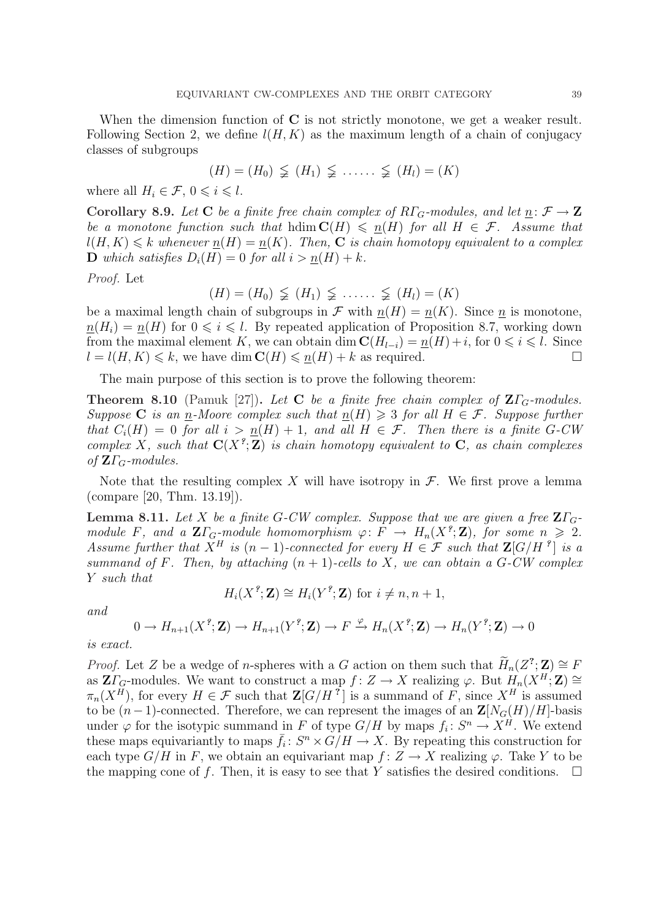When the dimension function of $\mathbf{C}$ is not strictly monotone, we get a weaker result. Following Section 2, we define $l(H, K)$ as the maximum length of a chain of conjugacy classes of subgroups

$$(H) = (H_0) \lneqq (H_1) \lneqq \ldots\ldots \lneqq (H_l) = (K)$$

where all $H_i \in \mathcal{F}$, $0 \leqslant i \leqslant l$.

**Corollary 8.9.** *Let $\mathbf{C}$ be a finite free chain complex of $R\Gamma_G$-modules, and let $\underline{n}\colon \mathcal{F} \to \mathbf{Z}$ be a monotone function such that $\operatorname{hdim} \mathbf{C}(H) \leqslant \underline{n}(H)$ for all $H \in \mathcal{F}$. Assume that $l(H, K) \leqslant k$ whenever $\underline{n}(H) = \underline{n}(K)$. Then, $\mathbf{C}$ is chain homotopy equivalent to a complex $\mathbf{D}$ which satisfies $D_i(H) = 0$ for all $i > \underline{n}(H) + k$.*

*Proof.* Let

$$(H) = (H_0) \lneqq (H_1) \lneqq \ldots\ldots \lneqq (H_l) = (K)$$

be a maximal length chain of subgroups in $\mathcal{F}$ with $\underline{n}(H) = \underline{n}(K)$. Since $\underline{n}$ is monotone, $\underline{n}(H_i) = \underline{n}(H)$ for $0 \leqslant i \leqslant l$. By repeated application of Proposition 8.7, working down from the maximal element $K$, we can obtain $\dim \mathbf{C}(H_{l-i}) = \underline{n}(H) + i$, for $0 \leqslant i \leqslant l$. Since $l = l(H, K) \leqslant k$, we have $\dim \mathbf{C}(H) \leqslant \underline{n}(H) + k$ as required. $\square$

The main purpose of this section is to prove the following theorem:

**Theorem 8.10** (Pamuk [27])**.** *Let $\mathbf{C}$ be a finite free chain complex of $\mathbf{Z}\Gamma_G$-modules. Suppose $\mathbf{C}$ is an $\underline{n}$-Moore complex such that $\underline{n}(H) \geqslant 3$ for all $H \in \mathcal{F}$. Suppose further that $C_i(H) = 0$ for all $i > \underline{n}(H) + 1$, and all $H \in \mathcal{F}$. Then there is a finite $G$-CW complex $X$, such that $\mathbf{C}(X^?; \mathbf{Z})$ is chain homotopy equivalent to $\mathbf{C}$, as chain complexes of $\mathbf{Z}\Gamma_G$-modules.*

Note that the resulting complex $X$ will have isotropy in $\mathcal{F}$. We first prove a lemma (compare [20, Thm. 13.19]).

**Lemma 8.11.** *Let $X$ be a finite $G$-CW complex. Suppose that we are given a free $\mathbf{Z}\Gamma_G$-module $F$, and a $\mathbf{Z}\Gamma_G$-module homomorphism $\varphi\colon F \to H_n(X^?; \mathbf{Z})$, for some $n \geqslant 2$. Assume further that $X^H$ is $(n-1)$-connected for every $H \in \mathcal{F}$ such that $\mathbf{Z}[G/H^{\,?}]$ is a summand of $F$. Then, by attaching $(n+1)$-cells to $X$, we can obtain a $G$-CW complex $Y$ such that*

$$H_i(X^?; \mathbf{Z}) \cong H_i(Y^?; \mathbf{Z}) \text{ for } i \neq n, n+1,$$

*and*

$$0 \to H_{n+1}(X^?; \mathbf{Z}) \to H_{n+1}(Y^?; \mathbf{Z}) \to F \xrightarrow{\varphi} H_n(X^?; \mathbf{Z}) \to H_n(Y^?; \mathbf{Z}) \to 0$$

*is exact.*

*Proof.* Let $Z$ be a wedge of $n$-spheres with a $G$ action on them such that $\widetilde{H}_n(Z^?; \mathbf{Z}) \cong F$ as $\mathbf{Z}\Gamma_G$-modules. We want to construct a map $f\colon Z \to X$ realizing $\varphi$. But $H_n(X^H; \mathbf{Z}) \cong \pi_n(X^H)$, for every $H \in \mathcal{F}$ such that $\mathbf{Z}[G/H^{\,?}]$ is a summand of $F$, since $X^H$ is assumed to be $(n-1)$-connected. Therefore, we can represent the images of an $\mathbf{Z}[N_G(H)/H]$-basis under $\varphi$ for the isotypic summand in $F$ of type $G/H$ by maps $f_i\colon S^n \to X^H$. We extend these maps equivariantly to maps $\bar{f}_i\colon S^n \times G/H \to X$. By repeating this construction for each type $G/H$ in $F$, we obtain an equivariant map $f\colon Z \to X$ realizing $\varphi$. Take $Y$ to be the mapping cone of $f$. Then, it is easy to see that $Y$ satisfies the desired conditions. $\square$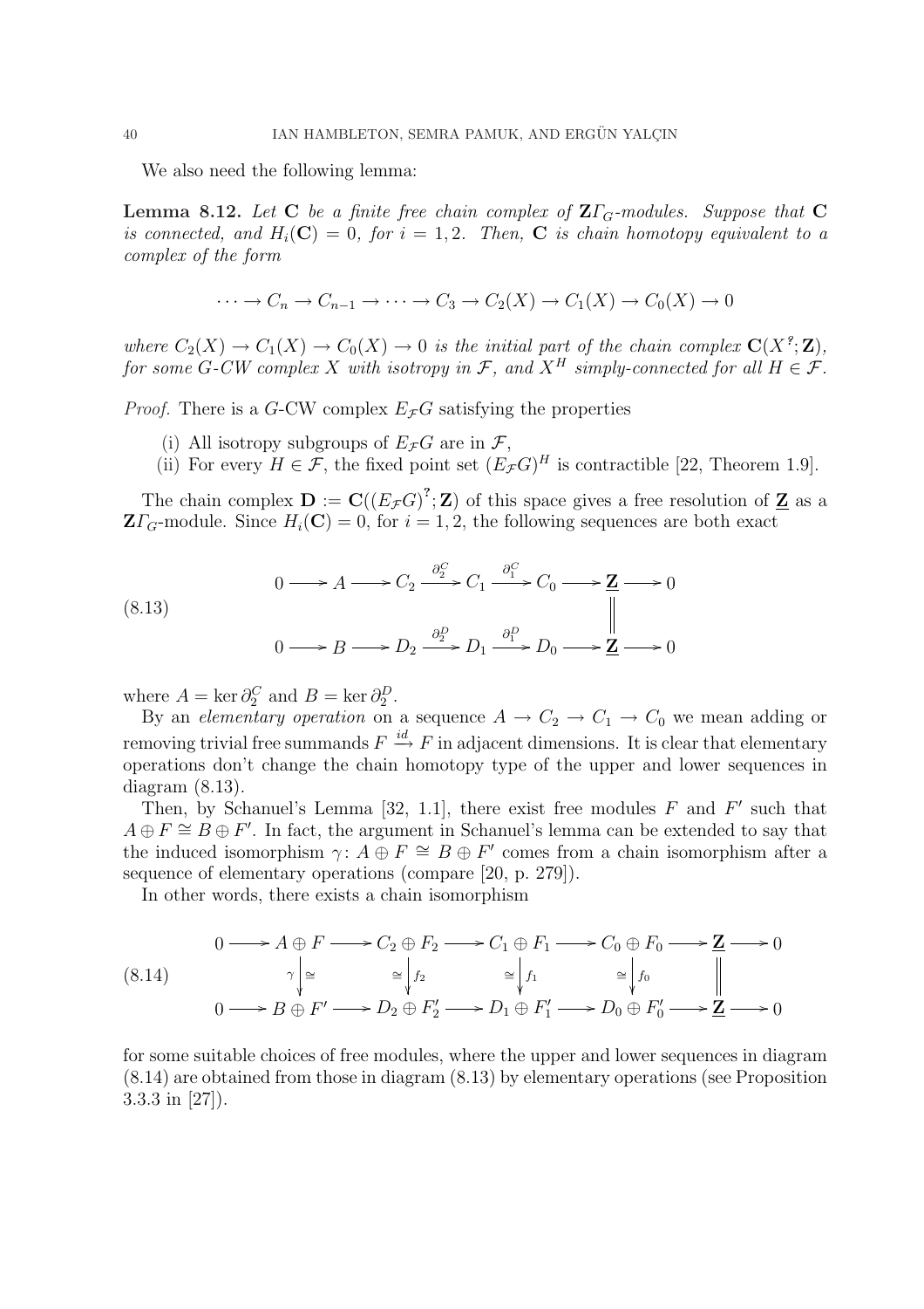We also need the following lemma:

**Lemma 8.12.** *Let $\mathbf{C}$ be a finite free chain complex of $\mathbf{Z}\varGamma_G$-modules. Suppose that $\mathbf{C}$ is connected, and $H_i(\mathbf{C}) = 0$, for $i = 1, 2$. Then, $\mathbf{C}$ is chain homotopy equivalent to a complex of the form*

$$\cdots \to C_n \to C_{n-1} \to \cdots \to C_3 \to C_2(X) \to C_1(X) \to C_0(X) \to 0$$

*where $C_2(X) \to C_1(X) \to C_0(X) \to 0$ is the initial part of the chain complex $\mathbf{C}(X^?; \mathbf{Z})$, for some $G$-CW complex $X$ with isotropy in $\mathcal{F}$, and $X^H$ simply-connected for all $H \in \mathcal{F}$.*

*Proof.* There is a $G$-CW complex $E_{\mathcal{F}}G$ satisfying the properties

(i) All isotropy subgroups of $E_{\mathcal{F}}G$ are in $\mathcal{F}$,
(ii) For every $H \in \mathcal{F}$, the fixed point set $(E_{\mathcal{F}}G)^H$ is contractible [22, Theorem 1.9].

The chain complex $\mathbf{D} := \mathbf{C}((E_{\mathcal{F}}G)^?; \mathbf{Z})$ of this space gives a free resolution of $\underline{\mathbf{Z}}$ as a $\mathbf{Z}\varGamma_G$-module. Since $H_i(\mathbf{C}) = 0$, for $i = 1, 2$, the following sequences are both exact

$$\begin{array}{ccccccccccccc} 0 & \longrightarrow & A & \longrightarrow & C_2 & \xrightarrow{\partial_2^C} & C_1 & \xrightarrow{\partial_1^C} & C_0 & \longrightarrow & \underline{\mathbf{Z}} & \longrightarrow & 0 \\ & & & & & & & & & & \| & & \\ 0 & \longrightarrow & B & \longrightarrow & D_2 & \xrightarrow{\partial_2^D} & D_1 & \xrightarrow{\partial_1^D} & D_0 & \longrightarrow & \underline{\mathbf{Z}} & \longrightarrow & 0 \end{array} \tag{8.13}$$

where $A = \ker \partial_2^C$ and $B = \ker \partial_2^D$.

By an *elementary operation* on a sequence $A \to C_2 \to C_1 \to C_0$ we mean adding or removing trivial free summands $F \xrightarrow{id} F$ in adjacent dimensions. It is clear that elementary operations don't change the chain homotopy type of the upper and lower sequences in diagram (8.13).

Then, by Schanuel's Lemma [32, 1.1], there exist free modules $F$ and $F'$ such that $A \oplus F \cong B \oplus F'$. In fact, the argument in Schanuel's lemma can be extended to say that the induced isomorphism $\gamma\colon A \oplus F \cong B \oplus F'$ comes from a chain isomorphism after a sequence of elementary operations (compare [20, p. 279]).

In other words, there exists a chain isomorphism

$$\begin{array}{ccccccccccccc} 0 & \longrightarrow & A \oplus F & \longrightarrow & C_2 \oplus F_2 & \longrightarrow & C_1 \oplus F_1 & \longrightarrow & C_0 \oplus F_0 & \longrightarrow & \underline{\mathbf{Z}} & \longrightarrow & 0 \\ & & \gamma \downarrow \cong & & \cong \downarrow f_2 & & \cong \downarrow f_1 & & \cong \downarrow f_0 & & \| & & \\ 0 & \longrightarrow & B \oplus F' & \longrightarrow & D_2 \oplus F'_2 & \longrightarrow & D_1 \oplus F'_1 & \longrightarrow & D_0 \oplus F'_0 & \longrightarrow & \underline{\mathbf{Z}} & \longrightarrow & 0 \end{array} \tag{8.14}$$

for some suitable choices of free modules, where the upper and lower sequences in diagram (8.14) are obtained from those in diagram (8.13) by elementary operations (see Proposition 3.3.3 in [27]).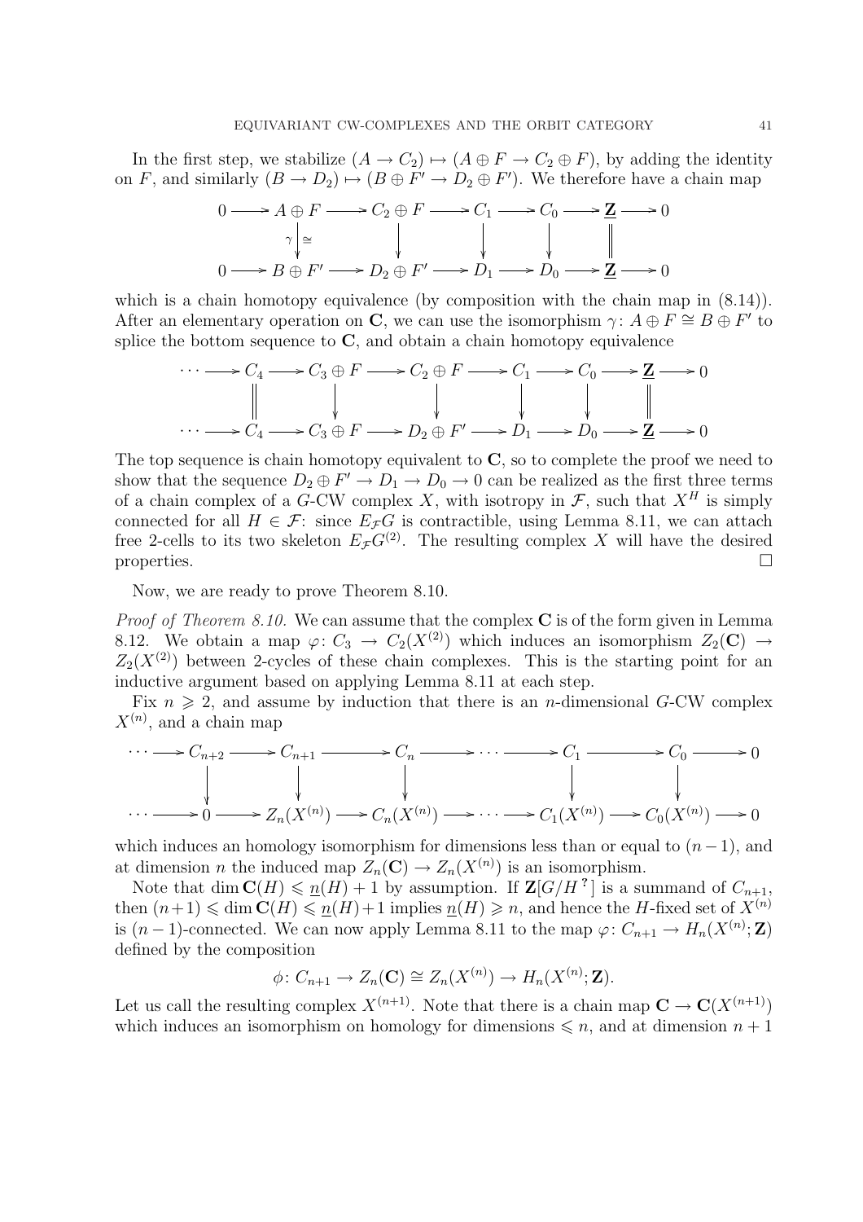In the first step, we stabilize $(A \to C_2) \mapsto (A \oplus F \to C_2 \oplus F)$, by adding the identity on $F$, and similarly $(B \to D_2) \mapsto (B \oplus F' \to D_2 \oplus F')$. We therefore have a chain map

$$\begin{array}{ccccccccccccc}
0 & \longrightarrow & A \oplus F & \longrightarrow & C_2 \oplus F & \longrightarrow & C_1 & \longrightarrow & C_0 & \longrightarrow & \underline{\mathbf{Z}} & \longrightarrow & 0 \\
 & & \gamma \downarrow \cong & & \downarrow & & \downarrow & & \downarrow & & \| & & \\
0 & \longrightarrow & B \oplus F' & \longrightarrow & D_2 \oplus F' & \longrightarrow & D_1 & \longrightarrow & D_0 & \longrightarrow & \underline{\mathbf{Z}} & \longrightarrow & 0
\end{array}$$

which is a chain homotopy equivalence (by composition with the chain map in (8.14)). After an elementary operation on $\mathbf{C}$, we can use the isomorphism $\gamma\colon A \oplus F \cong B \oplus F'$ to splice the bottom sequence to $\mathbf{C}$, and obtain a chain homotopy equivalence

$$\begin{array}{ccccccccccccc}
\cdots & \longrightarrow & C_4 & \longrightarrow & C_3 \oplus F & \longrightarrow & C_2 \oplus F & \longrightarrow & C_1 & \longrightarrow & C_0 & \longrightarrow & \underline{\mathbf{Z}} \longrightarrow 0 \\
 & & \| & & \downarrow & & \downarrow & & \downarrow & & \downarrow & & \| \\
\cdots & \longrightarrow & C_4 & \longrightarrow & C_3 \oplus F & \longrightarrow & D_2 \oplus F' & \longrightarrow & D_1 & \longrightarrow & D_0 & \longrightarrow & \underline{\mathbf{Z}} \longrightarrow 0
\end{array}$$

The top sequence is chain homotopy equivalent to $\mathbf{C}$, so to complete the proof we need to show that the sequence $D_2 \oplus F' \to D_1 \to D_0 \to 0$ can be realized as the first three terms of a chain complex of a $G$-CW complex $X$, with isotropy in $\mathcal{F}$, such that $X^H$ is simply connected for all $H \in \mathcal{F}$: since $E_{\mathcal{F}}G$ is contractible, using Lemma 8.11, we can attach free 2-cells to its two skeleton $E_{\mathcal{F}}G^{(2)}$. The resulting complex $X$ will have the desired properties. $\square$

Now, we are ready to prove Theorem 8.10.

*Proof of Theorem 8.10.* We can assume that the complex $\mathbf{C}$ is of the form given in Lemma 8.12. We obtain a map $\varphi\colon C_3 \to C_2(X^{(2)})$ which induces an isomorphism $Z_2(\mathbf{C}) \to Z_2(X^{(2)})$ between 2-cycles of these chain complexes. This is the starting point for an inductive argument based on applying Lemma 8.11 at each step.

Fix $n \geqslant 2$, and assume by induction that there is an $n$-dimensional $G$-CW complex $X^{(n)}$, and a chain map

$$\begin{array}{ccccccccccccc}
\cdots & \longrightarrow & C_{n+2} & \longrightarrow & C_{n+1} & \longrightarrow & C_n & \longrightarrow & \cdots & \longrightarrow & C_1 & \longrightarrow & C_0 \longrightarrow 0 \\
 & & \downarrow & & \downarrow & & \downarrow & & & & \downarrow & & \downarrow \\
\cdots & \longrightarrow & 0 & \longrightarrow & Z_n(X^{(n)}) & \longrightarrow & C_n(X^{(n)}) & \longrightarrow & \cdots & \longrightarrow & C_1(X^{(n)}) & \longrightarrow & C_0(X^{(n)}) \longrightarrow 0
\end{array}$$

which induces an homology isomorphism for dimensions less than or equal to $(n-1)$, and at dimension $n$ the induced map $Z_n(\mathbf{C}) \to Z_n(X^{(n)})$ is an isomorphism.

Note that $\dim \mathbf{C}(H) \leqslant \underline{n}(H) + 1$ by assumption. If $\mathbf{Z}[G/H^{\,?}]$ is a summand of $C_{n+1}$, then $(n+1) \leqslant \dim \mathbf{C}(H) \leqslant \underline{n}(H)+1$ implies $\underline{n}(H) \geqslant n$, and hence the $H$-fixed set of $X^{(n)}$ is $(n-1)$-connected. We can now apply Lemma 8.11 to the map $\varphi\colon C_{n+1} \to H_n(X^{(n)}; \mathbf{Z})$ defined by the composition

$$\phi\colon C_{n+1} \to Z_n(\mathbf{C}) \cong Z_n(X^{(n)}) \to H_n(X^{(n)}; \mathbf{Z}).$$

Let us call the resulting complex $X^{(n+1)}$. Note that there is a chain map $\mathbf{C} \to \mathbf{C}(X^{(n+1)})$ which induces an isomorphism on homology for dimensions $\leqslant n$, and at dimension $n+1$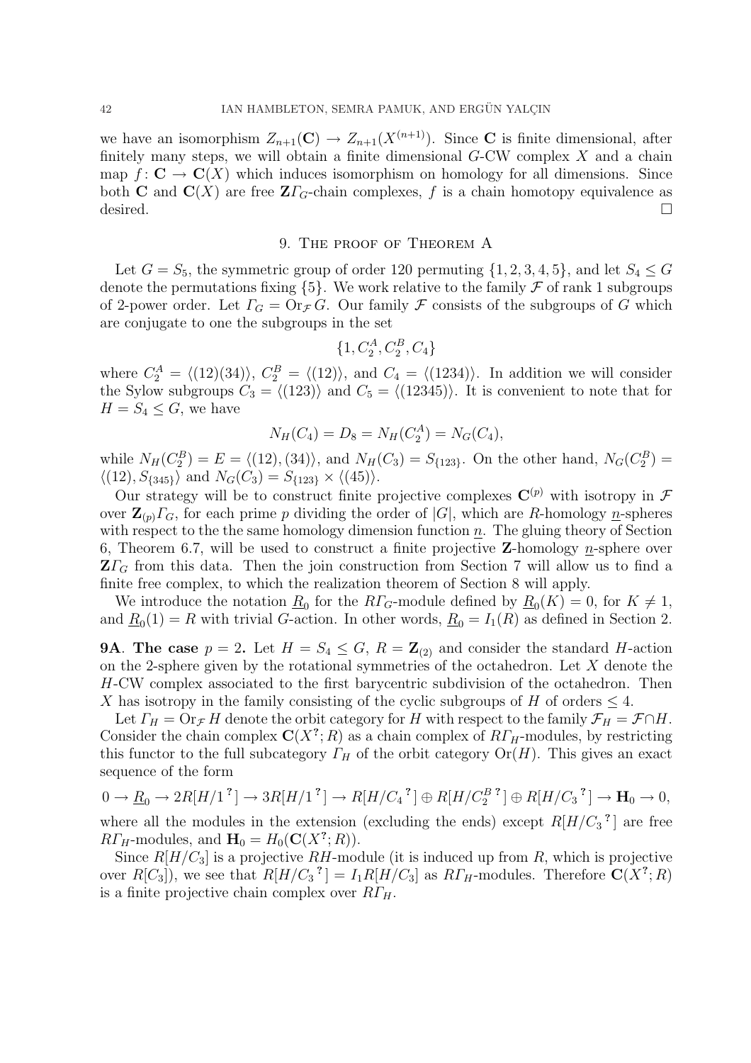we have an isomorphism $Z_{n+1}(\mathbf{C}) \to Z_{n+1}(X^{(n+1)})$. Since $\mathbf{C}$ is finite dimensional, after finitely many steps, we will obtain a finite dimensional $G$-CW complex $X$ and a chain map $f\colon \mathbf{C} \to \mathbf{C}(X)$ which induces isomorphism on homology for all dimensions. Since both $\mathbf{C}$ and $\mathbf{C}(X)$ are free $\mathbf{Z}\mathit{\Gamma}_G$-chain complexes, $f$ is a chain homotopy equivalence as desired. □

## 9. The proof of Theorem A

Let $G = S_5$, the symmetric group of order 120 permuting $\{1,2,3,4,5\}$, and let $S_4 \leq G$ denote the permutations fixing $\{5\}$. We work relative to the family $\mathcal{F}$ of rank 1 subgroups of 2-power order. Let $\mathit{\Gamma}_G = \mathrm{Or}_{\mathcal{F}} G$. Our family $\mathcal{F}$ consists of the subgroups of $G$ which are conjugate to one the subgroups in the set

$$\{1, C_2^A, C_2^B, C_4\}$$

where $C_2^A = \langle (12)(34)\rangle$, $C_2^B = \langle (12)\rangle$, and $C_4 = \langle (1234)\rangle$. In addition we will consider the Sylow subgroups $C_3 = \langle (123)\rangle$ and $C_5 = \langle (12345)\rangle$. It is convenient to note that for $H = S_4 \leq G$, we have

$$N_H(C_4) = D_8 = N_H(C_2^A) = N_G(C_4),$$

while $N_H(C_2^B) = E = \langle (12), (34)\rangle$, and $N_H(C_3) = S_{\{123\}}$. On the other hand, $N_G(C_2^B) = \langle (12), S_{\{345\}}\rangle$ and $N_G(C_3) = S_{\{123\}} \times \langle (45)\rangle$.

Our strategy will be to construct finite projective complexes $\mathbf{C}^{(p)}$ with isotropy in $\mathcal{F}$ over $\mathbf{Z}_{(p)}\mathit{\Gamma}_G$, for each prime $p$ dividing the order of $|G|$, which are $R$-homology $\underline{n}$-spheres with respect to the the same homology dimension function $\underline{n}$. The gluing theory of Section 6, Theorem 6.7, will be used to construct a finite projective $\mathbf{Z}$-homology $\underline{n}$-sphere over $\mathbf{Z}\mathit{\Gamma}_G$ from this data. Then the join construction from Section 7 will allow us to find a finite free complex, to which the realization theorem of Section 8 will apply.

We introduce the notation $\underline{R}_0$ for the $R\mathit{\Gamma}_G$-module defined by $\underline{R}_0(K) = 0$, for $K \neq 1$, and $\underline{R}_0(1) = R$ with trivial $G$-action. In other words, $\underline{R}_0 = I_1(R)$ as defined in Section 2.

**9A. The case $p = 2$.** Let $H = S_4 \leq G$, $R = \mathbf{Z}_{(2)}$ and consider the standard $H$-action on the 2-sphere given by the rotational symmetries of the octahedron. Let $X$ denote the $H$-CW complex associated to the first barycentric subdivision of the octahedron. Then $X$ has isotropy in the family consisting of the cyclic subgroups of $H$ of orders $\leq 4$.

Let $\mathit{\Gamma}_H = \mathrm{Or}_{\mathcal{F}} H$ denote the orbit category for $H$ with respect to the family $\mathcal{F}_H = \mathcal{F} \cap H$. Consider the chain complex $\mathbf{C}(X^?; R)$ as a chain complex of $R\mathit{\Gamma}_H$-modules, by restricting this functor to the full subcategory $\mathit{\Gamma}_H$ of the orbit category $\mathrm{Or}(H)$. This gives an exact sequence of the form

$$0 \to \underline{R}_0 \to 2R[H/1^?] \to 3R[H/1^?] \to R[H/{C_4}^?] \oplus R[H/{C_2^B}^?] \oplus R[H/{C_3}^?] \to \mathbf{H}_0 \to 0,$$

where all the modules in the extension (excluding the ends) except $R[H/{C_3}^?]$ are free $R\mathit{\Gamma}_H$-modules, and $\mathbf{H}_0 = H_0(\mathbf{C}(X^?; R))$.

Since $R[H/C_3]$ is a projective $RH$-module (it is induced up from $R$, which is projective over $R[C_3]$), we see that $R[H/{C_3}^?] = I_1 R[H/C_3]$ as $R\mathit{\Gamma}_H$-modules. Therefore $\mathbf{C}(X^?; R)$ is a finite projective chain complex over $R\mathit{\Gamma}_H$.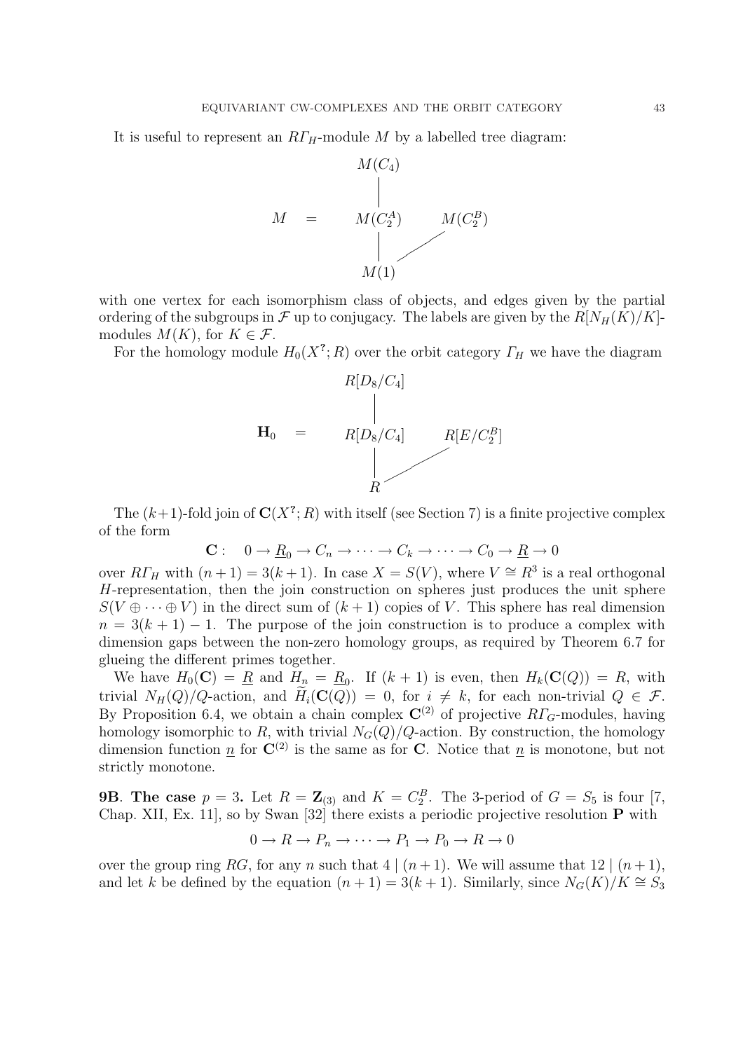It is useful to represent an $R\Gamma_H$-module $M$ by a labelled tree diagram:

$$
M \quad = \quad
\begin{array}{ccc}
M(C_4) & & \\
| & & \\
M(C_2^A) & & M(C_2^B) \\
| & \diagup & \\
M(1) & &
\end{array}
$$

with one vertex for each isomorphism class of objects, and edges given by the partial ordering of the subgroups in $\mathcal{F}$ up to conjugacy. The labels are given by the $R[N_H(K)/K]$-modules $M(K)$, for $K \in \mathcal{F}$.

For the homology module $H_0(X^?; R)$ over the orbit category $\Gamma_H$ we have the diagram

$$
\mathbf{H}_0 \quad = \quad
\begin{array}{ccc}
R[D_8/C_4] & & \\
| & & \\
R[D_8/C_4] & & R[E/C_2^B] \\
| & \diagup & \\
R & &
\end{array}
$$

The $(k+1)$-fold join of $\mathbf{C}(X^?; R)$ with itself (see Section 7) is a finite projective complex of the form

$$\mathbf{C}: \quad 0 \to \underline{R}_0 \to C_n \to \cdots \to C_k \to \cdots \to C_0 \to \underline{R} \to 0$$

over $R\Gamma_H$ with $(n+1) = 3(k+1)$. In case $X = S(V)$, where $V \cong R^3$ is a real orthogonal $H$-representation, then the join construction on spheres just produces the unit sphere $S(V \oplus \cdots \oplus V)$ in the direct sum of $(k+1)$ copies of $V$. This sphere has real dimension $n = 3(k+1) - 1$. The purpose of the join construction is to produce a complex with dimension gaps between the non-zero homology groups, as required by Theorem 6.7 for glueing the different primes together.

We have $H_0(\mathbf{C}) = \underline{R}$ and $H_n = \underline{R}_0$. If $(k+1)$ is even, then $H_k(\mathbf{C}(Q)) = R$, with trivial $N_H(Q)/Q$-action, and $\widetilde{H}_i(\mathbf{C}(Q)) = 0$, for $i \neq k$, for each non-trivial $Q \in \mathcal{F}$. By Proposition 6.4, we obtain a chain complex $\mathbf{C}^{(2)}$ of projective $R\Gamma_G$-modules, having homology isomorphic to $R$, with trivial $N_G(Q)/Q$-action. By construction, the homology dimension function $\underline{n}$ for $\mathbf{C}^{(2)}$ is the same as for $\mathbf{C}$. Notice that $\underline{n}$ is monotone, but not strictly monotone.

**9B**. **The case** $p = 3$. Let $R = \mathbf{Z}_{(3)}$ and $K = C_2^B$. The 3-period of $G = S_5$ is four [7, Chap. XII, Ex. 11], so by Swan [32] there exists a periodic projective resolution $\mathbf{P}$ with

$$0 \to R \to P_n \to \cdots \to P_1 \to P_0 \to R \to 0$$

over the group ring $RG$, for any $n$ such that $4 \mid (n+1)$. We will assume that $12 \mid (n+1)$, and let $k$ be defined by the equation $(n+1) = 3(k+1)$. Similarly, since $N_G(K)/K \cong S_3$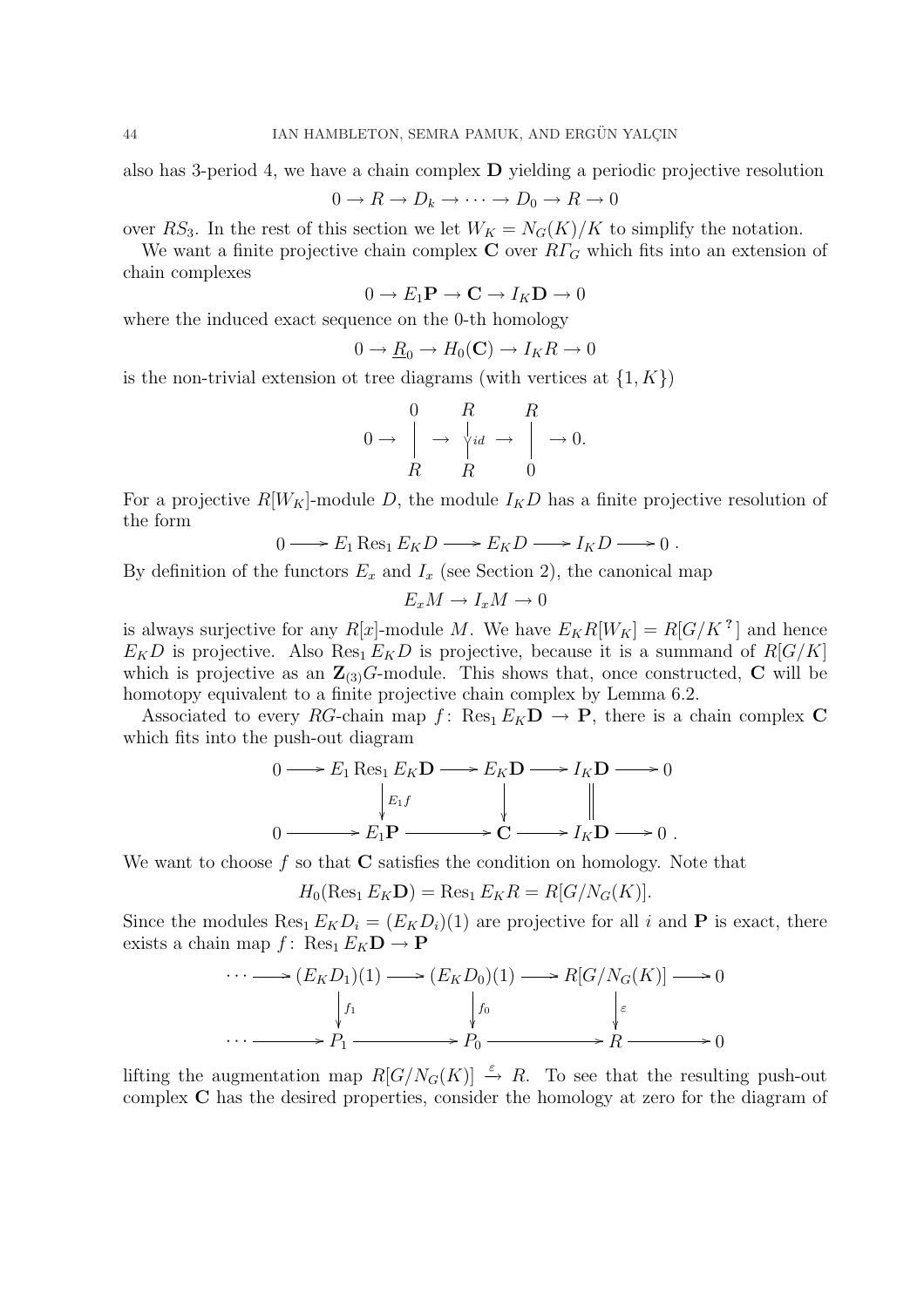also has 3-period 4, we have a chain complex $\mathbf{D}$ yielding a periodic projective resolution

$$0 \to R \to D_k \to \cdots \to D_0 \to R \to 0$$

over $RS_3$. In the rest of this section we let $W_K = N_G(K)/K$ to simplify the notation.

We want a finite projective chain complex $\mathbf{C}$ over $R\varGamma_G$ which fits into an extension of chain complexes

$$0 \to E_1\mathbf{P} \to \mathbf{C} \to I_K\mathbf{D} \to 0$$

where the induced exact sequence on the 0-th homology

$$0 \to \underline{R}_0 \to H_0(\mathbf{C}) \to I_K R \to 0$$

is the non-trivial extension ot tree diagrams (with vertices at $\{1, K\}$)

$$0 \to \begin{matrix} 0 \\ | \\ R \end{matrix} \to \begin{matrix} R \\ \downarrow id \\ R \end{matrix} \to \begin{matrix} R \\ | \\ 0 \end{matrix} \to 0.$$

For a projective $R[W_K]$-module $D$, the module $I_K D$ has a finite projective resolution of the form

$$0 \longrightarrow E_1 \operatorname{Res}_1 E_K D \longrightarrow E_K D \longrightarrow I_K D \longrightarrow 0\,.$$

By definition of the functors $E_x$ and $I_x$ (see Section 2), the canonical map

$$E_x M \to I_x M \to 0$$

is always surjective for any $R[x]$-module $M$. We have $E_K R[W_K] = R[G/K^{\,?}]$ and hence $E_K D$ is projective. Also $\operatorname{Res}_1 E_K D$ is projective, because it is a summand of $R[G/K]$ which is projective as an $\mathbf{Z}_{(3)}G$-module. This shows that, once constructed, $\mathbf{C}$ will be homotopy equivalent to a finite projective chain complex by Lemma 6.2.

Associated to every $RG$-chain map $f\colon \operatorname{Res}_1 E_K\mathbf{D} \to \mathbf{P}$, there is a chain complex $\mathbf{C}$ which fits into the push-out diagram

$$\begin{array}{ccccccccc}
0 & \longrightarrow & E_1 \operatorname{Res}_1 E_K\mathbf{D} & \longrightarrow & E_K\mathbf{D} & \longrightarrow & I_K\mathbf{D} & \longrightarrow & 0 \\
 & & \downarrow{\scriptstyle E_1 f} & & \downarrow & & \| & & \\
0 & \longrightarrow & E_1\mathbf{P} & \longrightarrow & \mathbf{C} & \longrightarrow & I_K\mathbf{D} & \longrightarrow & 0\,.
\end{array}$$

We want to choose $f$ so that $\mathbf{C}$ satisfies the condition on homology. Note that

$$H_0(\operatorname{Res}_1 E_K\mathbf{D}) = \operatorname{Res}_1 E_K R = R[G/N_G(K)].$$

Since the modules $\operatorname{Res}_1 E_K D_i = (E_K D_i)(1)$ are projective for all $i$ and $\mathbf{P}$ is exact, there exists a chain map $f\colon \operatorname{Res}_1 E_K\mathbf{D} \to \mathbf{P}$

$$\begin{array}{ccccccccc}
\cdots & \longrightarrow & (E_K D_1)(1) & \longrightarrow & (E_K D_0)(1) & \longrightarrow & R[G/N_G(K)] & \longrightarrow & 0 \\
 & & \downarrow{\scriptstyle f_1} & & \downarrow{\scriptstyle f_0} & & \downarrow{\scriptstyle \varepsilon} & & \\
\cdots & \longrightarrow & P_1 & \longrightarrow & P_0 & \longrightarrow & R & \longrightarrow & 0
\end{array}$$

lifting the augmentation map $R[G/N_G(K)] \xrightarrow{\varepsilon} R$. To see that the resulting push-out complex $\mathbf{C}$ has the desired properties, consider the homology at zero for the diagram of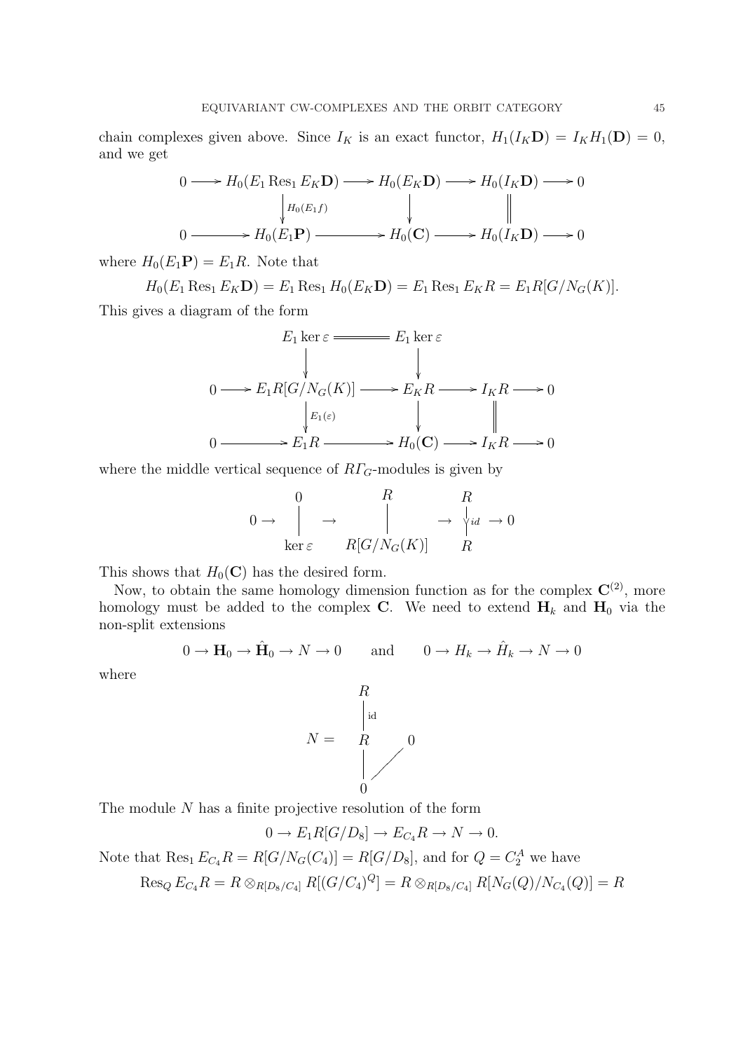chain complexes given above. Since $I_K$ is an exact functor, $H_1(I_K\mathbf{D}) = I_K H_1(\mathbf{D}) = 0$, and we get

$$\begin{array}{ccccccccc}
0 & \longrightarrow & H_0(E_1 \operatorname{Res}_1 E_K\mathbf{D}) & \longrightarrow & H_0(E_K\mathbf{D}) & \longrightarrow & H_0(I_K\mathbf{D}) & \longrightarrow & 0 \\
 & & \big\downarrow {\scriptstyle H_0(E_1 f)} & & \big\downarrow & & \big\| & & \\
0 & \longrightarrow & H_0(E_1\mathbf{P}) & \longrightarrow & H_0(\mathbf{C}) & \longrightarrow & H_0(I_K\mathbf{D}) & \longrightarrow & 0
\end{array}$$

where $H_0(E_1\mathbf{P}) = E_1 R$. Note that

$$H_0(E_1 \operatorname{Res}_1 E_K\mathbf{D}) = E_1 \operatorname{Res}_1 H_0(E_K\mathbf{D}) = E_1 \operatorname{Res}_1 E_K R = E_1 R[G/N_G(K)].$$

This gives a diagram of the form

$$\begin{array}{ccccccccc}
 & & E_1 \ker \varepsilon & = & E_1 \ker \varepsilon & & & & \\
 & & \big\downarrow & & \big\downarrow & & & & \\
0 & \longrightarrow & E_1 R[G/N_G(K)] & \longrightarrow & E_K R & \longrightarrow & I_K R & \longrightarrow & 0 \\
 & & \big\downarrow {\scriptstyle E_1(\varepsilon)} & & \big\downarrow & & \big\| & & \\
0 & \longrightarrow & E_1 R & \longrightarrow & H_0(\mathbf{C}) & \longrightarrow & I_K R & \longrightarrow & 0
\end{array}$$

where the middle vertical sequence of $R\varGamma_G$-modules is given by

$$0 \to \begin{array}{c} 0 \\ \big| \\ \ker \varepsilon \end{array} \to \begin{array}{c} R \\ \big| \\ R[G/N_G(K)] \end{array} \to \begin{array}{c} R \\ \big\downarrow {\scriptstyle id} \\ R \end{array} \to 0$$

This shows that $H_0(\mathbf{C})$ has the desired form.

Now, to obtain the same homology dimension function as for the complex $\mathbf{C}^{(2)}$, more homology must be added to the complex $\mathbf{C}$. We need to extend $\mathbf{H}_k$ and $\mathbf{H}_0$ via the non-split extensions

$$0 \to \mathbf{H}_0 \to \hat{\mathbf{H}}_0 \to N \to 0 \qquad \text{and} \qquad 0 \to H_k \to \hat{H}_k \to N \to 0$$

where

$$N = \begin{array}{ccc} R & & \\ \big| {\scriptstyle \text{id}} & & \\ R & & 0 \\ \big| & \diagup & \\ 0 & & \end{array}$$

The module $N$ has a finite projective resolution of the form

$$0 \to E_1 R[G/D_8] \to E_{C_4} R \to N \to 0.$$

Note that $\operatorname{Res}_1 E_{C_4} R = R[G/N_G(C_4)] = R[G/D_8]$, and for $Q = C_2^A$ we have

$$\operatorname{Res}_Q E_{C_4} R = R \otimes_{R[D_8/C_4]} R[(G/C_4)^Q] = R \otimes_{R[D_8/C_4]} R[N_G(Q)/N_{C_4}(Q)] = R$$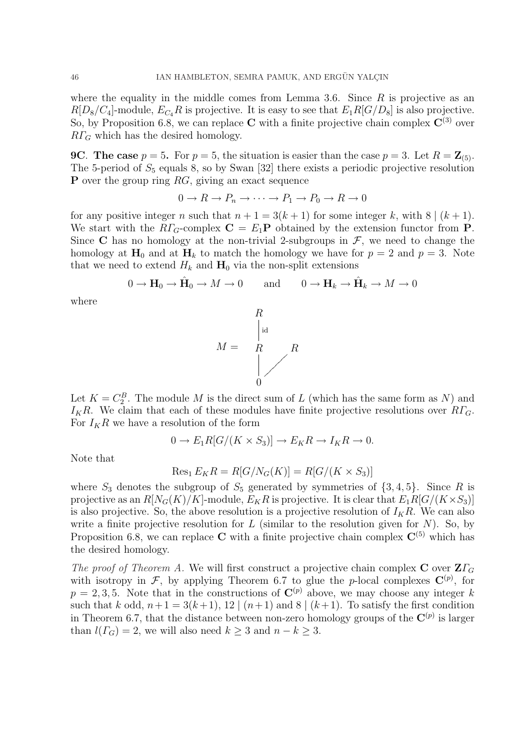where the equality in the middle comes from Lemma 3.6. Since $R$ is projective as an $R[D_8/C_4]$-module, $E_{C_4}R$ is projective. It is easy to see that $E_1R[G/D_8]$ is also projective. So, by Proposition 6.8, we can replace $\mathbf{C}$ with a finite projective chain complex $\mathbf{C}^{(3)}$ over $R\varGamma_G$ which has the desired homology.

**9C. The case $p = 5$.** For $p = 5$, the situation is easier than the case $p = 3$. Let $R = \mathbf{Z}_{(5)}$. The 5-period of $S_5$ equals 8, so by Swan [32] there exists a periodic projective resolution $\mathbf{P}$ over the group ring $RG$, giving an exact sequence

$$0 \to R \to P_n \to \cdots \to P_1 \to P_0 \to R \to 0$$

for any positive integer $n$ such that $n + 1 = 3(k + 1)$ for some integer $k$, with $8 \mid (k + 1)$. We start with the $R\varGamma_G$-complex $\mathbf{C} = E_1\mathbf{P}$ obtained by the extension functor from $\mathbf{P}$. Since $\mathbf{C}$ has no homology at the non-trivial 2-subgroups in $\mathcal{F}$, we need to change the homology at $\mathbf{H}_0$ and at $\mathbf{H}_k$ to match the homology we have for $p = 2$ and $p = 3$. Note that we need to extend $H_k$ and $\mathbf{H}_0$ via the non-split extensions

$$0 \to \mathbf{H}_0 \to \hat{\mathbf{H}}_0 \to M \to 0 \qquad \text{and} \qquad 0 \to \mathbf{H}_k \to \hat{\mathbf{H}}_k \to M \to 0$$

where

$$M = \begin{array}{ccc} R & & \\ \Big|\,\text{id} & & \\ R & & R \\ \Big| & \diagup & \\ 0 & & \end{array}$$

Let $K = C_2^B$. The module $M$ is the direct sum of $L$ (which has the same form as $N$) and $I_KR$. We claim that each of these modules have finite projective resolutions over $R\varGamma_G$. For $I_KR$ we have a resolution of the form

$$0 \to E_1R[G/(K \times S_3)] \to E_KR \to I_KR \to 0.$$

Note that

$$\operatorname{Res}_1 E_KR = R[G/N_G(K)] = R[G/(K \times S_3)]$$

where $S_3$ denotes the subgroup of $S_5$ generated by symmetries of $\{3, 4, 5\}$. Since $R$ is projective as an $R[N_G(K)/K]$-module, $E_KR$ is projective. It is clear that $E_1R[G/(K \times S_3)]$ is also projective. So, the above resolution is a projective resolution of $I_KR$. We can also write a finite projective resolution for $L$ (similar to the resolution given for $N$). So, by Proposition 6.8, we can replace $\mathbf{C}$ with a finite projective chain complex $\mathbf{C}^{(5)}$ which has the desired homology.

*The proof of Theorem A.* We will first construct a projective chain complex $\mathbf{C}$ over $\mathbf{Z}\varGamma_G$ with isotropy in $\mathcal{F}$, by applying Theorem 6.7 to glue the $p$-local complexes $\mathbf{C}^{(p)}$, for $p = 2, 3, 5$. Note that in the constructions of $\mathbf{C}^{(p)}$ above, we may choose any integer $k$ such that $k$ odd, $n+1 = 3(k+1)$, $12 \mid (n+1)$ and $8 \mid (k+1)$. To satisfy the first condition in Theorem 6.7, that the distance between non-zero homology groups of the $\mathbf{C}^{(p)}$ is larger than $l(\varGamma_G) = 2$, we will also need $k \geq 3$ and $n - k \geq 3$.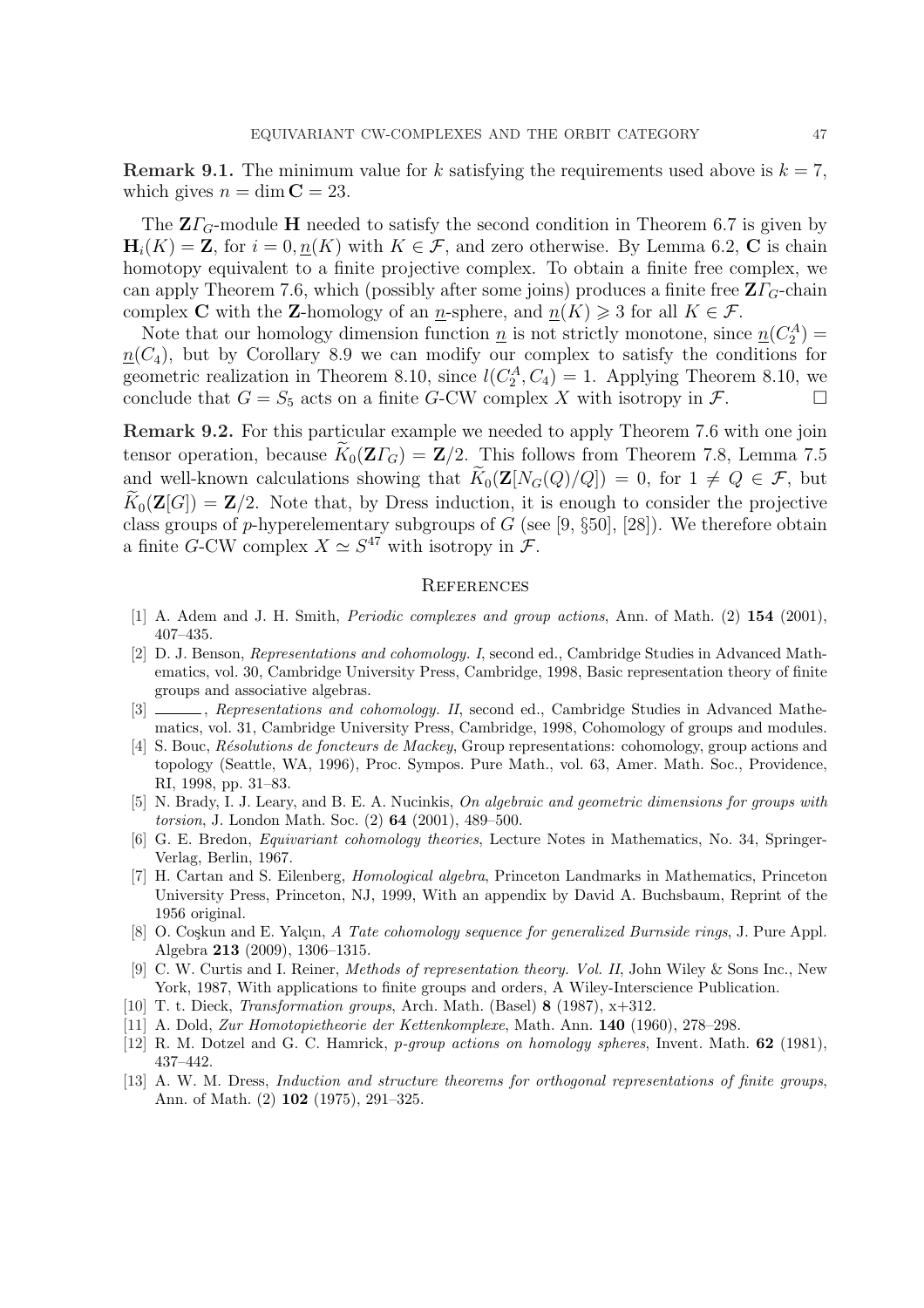**Remark 9.1.** The minimum value for $k$ satisfying the requirements used above is $k = 7$, which gives $n = \dim \mathbf{C} = 23$.

The $\mathbf{Z}\varGamma_G$-module $\mathbf{H}$ needed to satisfy the second condition in Theorem 6.7 is given by $\mathbf{H}_i(K) = \mathbf{Z}$, for $i = 0, \underline{n}(K)$ with $K \in \mathcal{F}$, and zero otherwise. By Lemma 6.2, $\mathbf{C}$ is chain homotopy equivalent to a finite projective complex. To obtain a finite free complex, we can apply Theorem 7.6, which (possibly after some joins) produces a finite free $\mathbf{Z}\varGamma_G$-chain complex $\mathbf{C}$ with the $\mathbf{Z}$-homology of an $\underline{n}$-sphere, and $\underline{n}(K) \geqslant 3$ for all $K \in \mathcal{F}$.

Note that our homology dimension function $\underline{n}$ is not strictly monotone, since $\underline{n}(C_2^A) = \underline{n}(C_4)$, but by Corollary 8.9 we can modify our complex to satisfy the conditions for geometric realization in Theorem 8.10, since $l(C_2^A, C_4) = 1$. Applying Theorem 8.10, we conclude that $G = S_5$ acts on a finite $G$-CW complex $X$ with isotropy in $\mathcal{F}$. □

**Remark 9.2.** For this particular example we needed to apply Theorem 7.6 with one join tensor operation, because $\widetilde{K}_0(\mathbf{Z}\varGamma_G) = \mathbf{Z}/2$. This follows from Theorem 7.8, Lemma 7.5 and well-known calculations showing that $\widetilde{K}_0(\mathbf{Z}[N_G(Q)/Q]) = 0$, for $1 \neq Q \in \mathcal{F}$, but $\widetilde{K}_0(\mathbf{Z}[G]) = \mathbf{Z}/2$. Note that, by Dress induction, it is enough to consider the projective class groups of $p$-hyperelementary subgroups of $G$ (see [9, §50], [28]). We therefore obtain a finite $G$-CW complex $X \simeq S^{47}$ with isotropy in $\mathcal{F}$.

## References

[1] A. Adem and J. H. Smith, *Periodic complexes and group actions*, Ann. of Math. (2) **154** (2001), 407–435.

[2] D. J. Benson, *Representations and cohomology. I*, second ed., Cambridge Studies in Advanced Mathematics, vol. 30, Cambridge University Press, Cambridge, 1998, Basic representation theory of finite groups and associative algebras.

[3] ———, *Representations and cohomology. II*, second ed., Cambridge Studies in Advanced Mathematics, vol. 31, Cambridge University Press, Cambridge, 1998, Cohomology of groups and modules.

[4] S. Bouc, *Résolutions de foncteurs de Mackey*, Group representations: cohomology, group actions and topology (Seattle, WA, 1996), Proc. Sympos. Pure Math., vol. 63, Amer. Math. Soc., Providence, RI, 1998, pp. 31–83.

[5] N. Brady, I. J. Leary, and B. E. A. Nucinkis, *On algebraic and geometric dimensions for groups with torsion*, J. London Math. Soc. (2) **64** (2001), 489–500.

[6] G. E. Bredon, *Equivariant cohomology theories*, Lecture Notes in Mathematics, No. 34, Springer-Verlag, Berlin, 1967.

[7] H. Cartan and S. Eilenberg, *Homological algebra*, Princeton Landmarks in Mathematics, Princeton University Press, Princeton, NJ, 1999, With an appendix by David A. Buchsbaum, Reprint of the 1956 original.

[8] O. Coşkun and E. Yalçın, *A Tate cohomology sequence for generalized Burnside rings*, J. Pure Appl. Algebra **213** (2009), 1306–1315.

[9] C. W. Curtis and I. Reiner, *Methods of representation theory. Vol. II*, John Wiley & Sons Inc., New York, 1987, With applications to finite groups and orders, A Wiley-Interscience Publication.

[10] T. t. Dieck, *Transformation groups*, Arch. Math. (Basel) **8** (1987), x+312.

[11] A. Dold, *Zur Homotopietheorie der Kettenkomplexe*, Math. Ann. **140** (1960), 278–298.

[12] R. M. Dotzel and G. C. Hamrick, *p-group actions on homology spheres*, Invent. Math. **62** (1981), 437–442.

[13] A. W. M. Dress, *Induction and structure theorems for orthogonal representations of finite groups*, Ann. of Math. (2) **102** (1975), 291–325.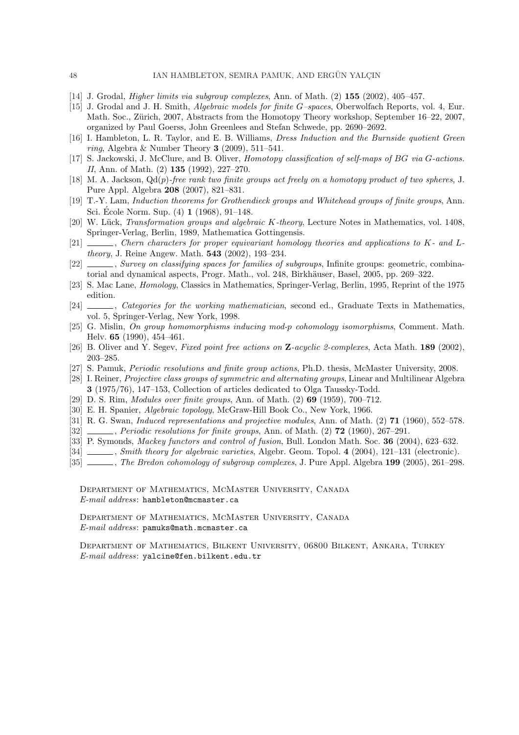[14] J. Grodal, *Higher limits via subgroup complexes*, Ann. of Math. (2) **155** (2002), 405–457.

[15] J. Grodal and J. H. Smith, *Algebraic models for finite G–spaces*, Oberwolfach Reports, vol. 4, Eur. Math. Soc., Zürich, 2007, Abstracts from the Homotopy Theory workshop, September 16–22, 2007, organized by Paul Goerss, John Greenlees and Stefan Schwede, pp. 2690–2692.

[16] I. Hambleton, L. R. Taylor, and E. B. Williams, *Dress Induction and the Burnside quotient Green ring*, Algebra & Number Theory **3** (2009), 511–541.

[17] S. Jackowski, J. McClure, and B. Oliver, *Homotopy classification of self-maps of BG via G-actions. II*, Ann. of Math. (2) **135** (1992), 227–270.

[18] M. A. Jackson, *Qd(p)-free rank two finite groups act freely on a homotopy product of two spheres*, J. Pure Appl. Algebra **208** (2007), 821–831.

[19] T.-Y. Lam, *Induction theorems for Grothendieck groups and Whitehead groups of finite groups*, Ann. Sci. École Norm. Sup. (4) **1** (1968), 91–148.

[20] W. Lück, *Transformation groups and algebraic K-theory*, Lecture Notes in Mathematics, vol. 1408, Springer-Verlag, Berlin, 1989, Mathematica Gottingensis.

[21] ______, *Chern characters for proper equivariant homology theories and applications to K- and L-theory*, J. Reine Angew. Math. **543** (2002), 193–234.

[22] ______, *Survey on classifying spaces for families of subgroups*, Infinite groups: geometric, combinatorial and dynamical aspects, Progr. Math., vol. 248, Birkhäuser, Basel, 2005, pp. 269–322.

[23] S. Mac Lane, *Homology*, Classics in Mathematics, Springer-Verlag, Berlin, 1995, Reprint of the 1975 edition.

[24] ______, *Categories for the working mathematician*, second ed., Graduate Texts in Mathematics, vol. 5, Springer-Verlag, New York, 1998.

[25] G. Mislin, *On group homomorphisms inducing mod-p cohomology isomorphisms*, Comment. Math. Helv. **65** (1990), 454–461.

[26] B. Oliver and Y. Segev, *Fixed point free actions on* **Z***-acyclic 2-complexes*, Acta Math. **189** (2002), 203–285.

[27] S. Pamuk, *Periodic resolutions and finite group actions*, Ph.D. thesis, McMaster University, 2008.

[28] I. Reiner, *Projective class groups of symmetric and alternating groups*, Linear and Multilinear Algebra **3** (1975/76), 147–153, Collection of articles dedicated to Olga Taussky-Todd.

[29] D. S. Rim, *Modules over finite groups*, Ann. of Math. (2) **69** (1959), 700–712.

[30] E. H. Spanier, *Algebraic topology*, McGraw-Hill Book Co., New York, 1966.

[31] R. G. Swan, *Induced representations and projective modules*, Ann. of Math. (2) **71** (1960), 552–578.

[32] ______, *Periodic resolutions for finite groups*, Ann. of Math. (2) **72** (1960), 267–291.

[33] P. Symonds, *Mackey functors and control of fusion*, Bull. London Math. Soc. **36** (2004), 623–632.

[34] ______, *Smith theory for algebraic varieties*, Algebr. Geom. Topol. **4** (2004), 121–131 (electronic).

[35] ______, *The Bredon cohomology of subgroup complexes*, J. Pure Appl. Algebra **199** (2005), 261–298.

Department of Mathematics, McMaster University, Canada
*E-mail address*: hambleton@mcmaster.ca

Department of Mathematics, McMaster University, Canada
*E-mail address*: pamuks@math.mcmaster.ca

Department of Mathematics, Bilkent University, 06800 Bilkent, Ankara, Turkey
*E-mail address*: yalcine@fen.bilkent.edu.tr